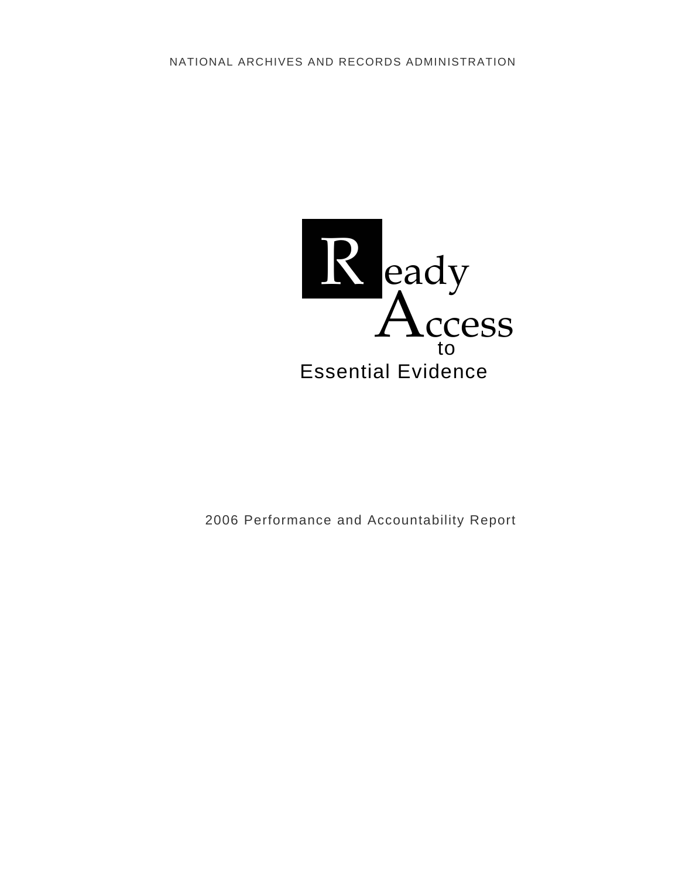NATIONAL ARCHIVES AND RECORDS ADMINISTRATION

# Ready Access to Essential Evidence

2006 Performance and Accountability Report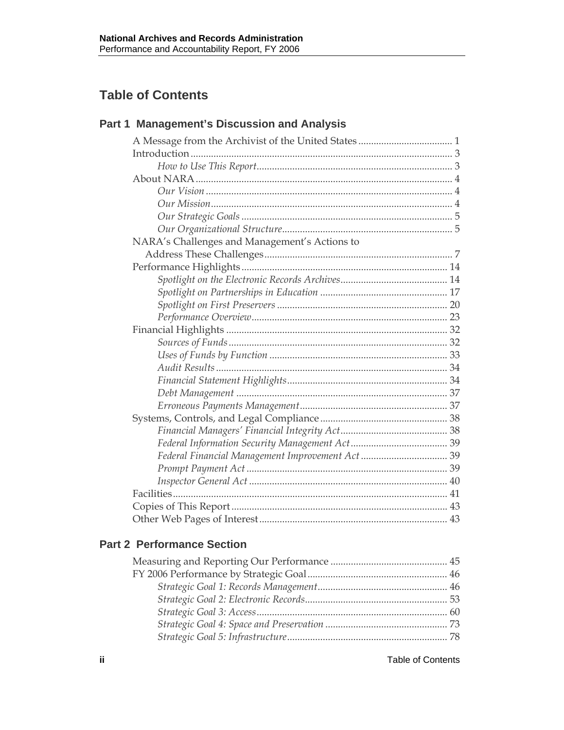# Table of Contents

## Part 1 Management's Discussion and Analysis

A Message from the Archivist of the United States ..................................... 1
Introduction ....................................................................................................... 3
*How to Use This Report* ............................................................................ 3
About NARA ..................................................................................................... 4
*Our Vision* ................................................................................................. 4
*Our Mission* ............................................................................................... 4
*Our Strategic Goals* .................................................................................. 5
*Our Organizational Structure* ................................................................... 5
NARA's Challenges and Management's Actions to Address These Challenges ......................................................................... 7
Performance Highlights ................................................................................ 14
*Spotlight on the Electronic Records Archives* .......................................... 14
*Spotlight on Partnerships in Education* ................................................. 17
*Spotlight on First Preservers* .................................................................. 20
*Performance Overview* ............................................................................ 23
Financial Highlights ...................................................................................... 32
*Sources of Funds* ..................................................................................... 32
*Uses of Funds by Function* ..................................................................... 33
*Audit Results* .......................................................................................... 34
*Financial Statement Highlights* .............................................................. 34
*Debt Management* .................................................................................. 37
*Erroneous Payments Management* ......................................................... 37
Systems, Controls, and Legal Compliance .................................................. 38
*Financial Managers' Financial Integrity Act* ......................................... 38
*Federal Information Security Management Act* ..................................... 39
*Federal Financial Management Improvement Act* ................................. 39
*Prompt Payment Act* .............................................................................. 39
*Inspector General Act* ............................................................................. 40
Facilities ........................................................................................................... 41
Copies of This Report .................................................................................... 43
Other Web Pages of Interest ......................................................................... 43

## Part 2 Performance Section

Measuring and Reporting Our Performance ............................................. 45
FY 2006 Performance by Strategic Goal ...................................................... 46
*Strategic Goal 1: Records Management* .................................................. 46
*Strategic Goal 2: Electronic Records* ........................................................ 53
*Strategic Goal 3: Access* .......................................................................... 60
*Strategic Goal 4: Space and Preservation* ................................................ 73
*Strategic Goal 5: Infrastructure* .............................................................. 78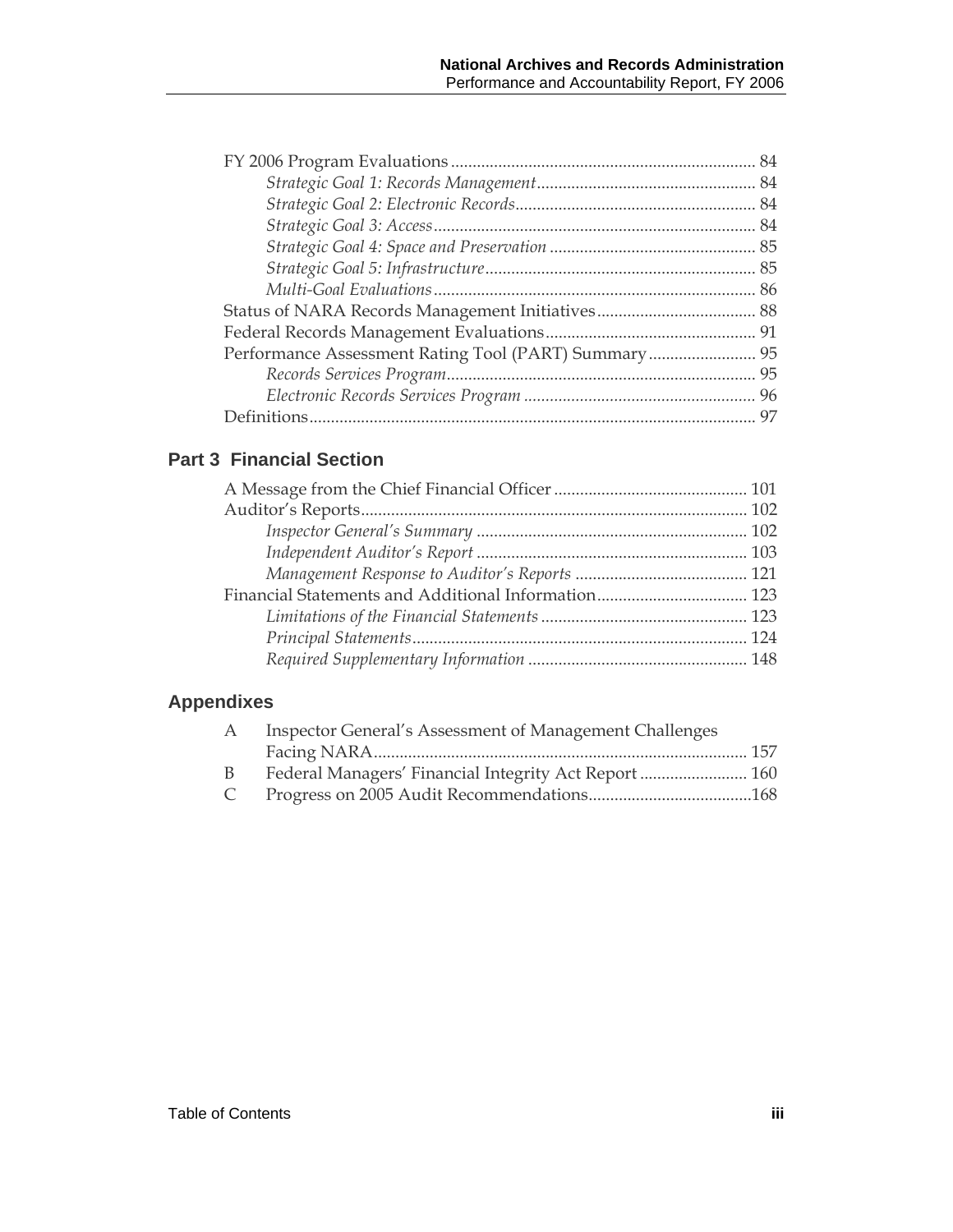FY 2006 Program Evaluations ........................................................................ 84

*Strategic Goal 1: Records Management* ................................................... 84

*Strategic Goal 2: Electronic Records* ........................................................ 84

*Strategic Goal 3: Access* ............................................................................ 84

*Strategic Goal 4: Space and Preservation* ................................................ 85

*Strategic Goal 5: Infrastructure* ............................................................... 85

*Multi-Goal Evaluations* ............................................................................ 86

Status of NARA Records Management Initiatives ..................................... 88

Federal Records Management Evaluations ................................................. 91

Performance Assessment Rating Tool (PART) Summary ......................... 95

*Records Services Program* ........................................................................ 95

*Electronic Records Services Program* ...................................................... 96

Definitions ........................................................................................................ 97

## Part 3 Financial Section

A Message from the Chief Financial Officer ............................................. 101

Auditor's Reports .......................................................................................... 102

*Inspector General's Summary* ............................................................... 102

*Independent Auditor's Report* ............................................................... 103

*Management Response to Auditor's Reports* ......................................... 121

Financial Statements and Additional Information .................................... 123

*Limitations of the Financial Statements* ................................................ 123

*Principal Statements* ............................................................................... 124

*Required Supplementary Information* ................................................... 148

## Appendixes

A Inspector General's Assessment of Management Challenges Facing NARA ........................................................................ 157

B Federal Managers' Financial Integrity Act Report ......................... 160

C Progress on 2005 Audit Recommendations ......................................168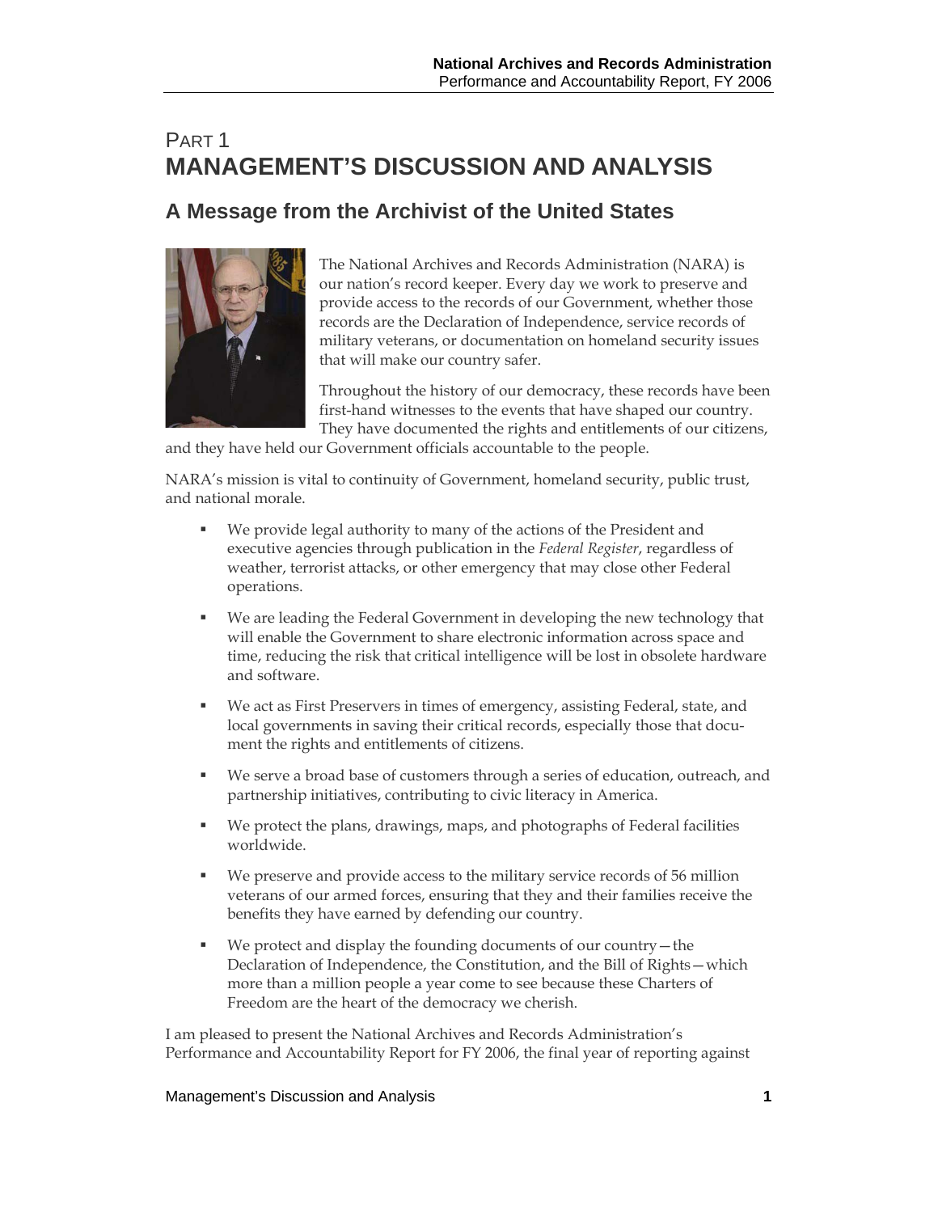# PART 1 MANAGEMENT'S DISCUSSION AND ANALYSIS

## A Message from the Archivist of the United States

The National Archives and Records Administration (NARA) is our nation's record keeper. Every day we work to preserve and provide access to the records of our Government, whether those records are the Declaration of Independence, service records of military veterans, or documentation on homeland security issues that will make our country safer.

Throughout the history of our democracy, these records have been first-hand witnesses to the events that have shaped our country. They have documented the rights and entitlements of our citizens, and they have held our Government officials accountable to the people.

NARA's mission is vital to continuity of Government, homeland security, public trust, and national morale.

- We provide legal authority to many of the actions of the President and executive agencies through publication in the *Federal Register*, regardless of weather, terrorist attacks, or other emergency that may close other Federal operations.
- We are leading the Federal Government in developing the new technology that will enable the Government to share electronic information across space and time, reducing the risk that critical intelligence will be lost in obsolete hardware and software.
- We act as First Preservers in times of emergency, assisting Federal, state, and local governments in saving their critical records, especially those that document the rights and entitlements of citizens.
- We serve a broad base of customers through a series of education, outreach, and partnership initiatives, contributing to civic literacy in America.
- We protect the plans, drawings, maps, and photographs of Federal facilities worldwide.
- We preserve and provide access to the military service records of 56 million veterans of our armed forces, ensuring that they and their families receive the benefits they have earned by defending our country.
- We protect and display the founding documents of our country—the Declaration of Independence, the Constitution, and the Bill of Rights—which more than a million people a year come to see because these Charters of Freedom are the heart of the democracy we cherish.

I am pleased to present the National Archives and Records Administration's Performance and Accountability Report for FY 2006, the final year of reporting against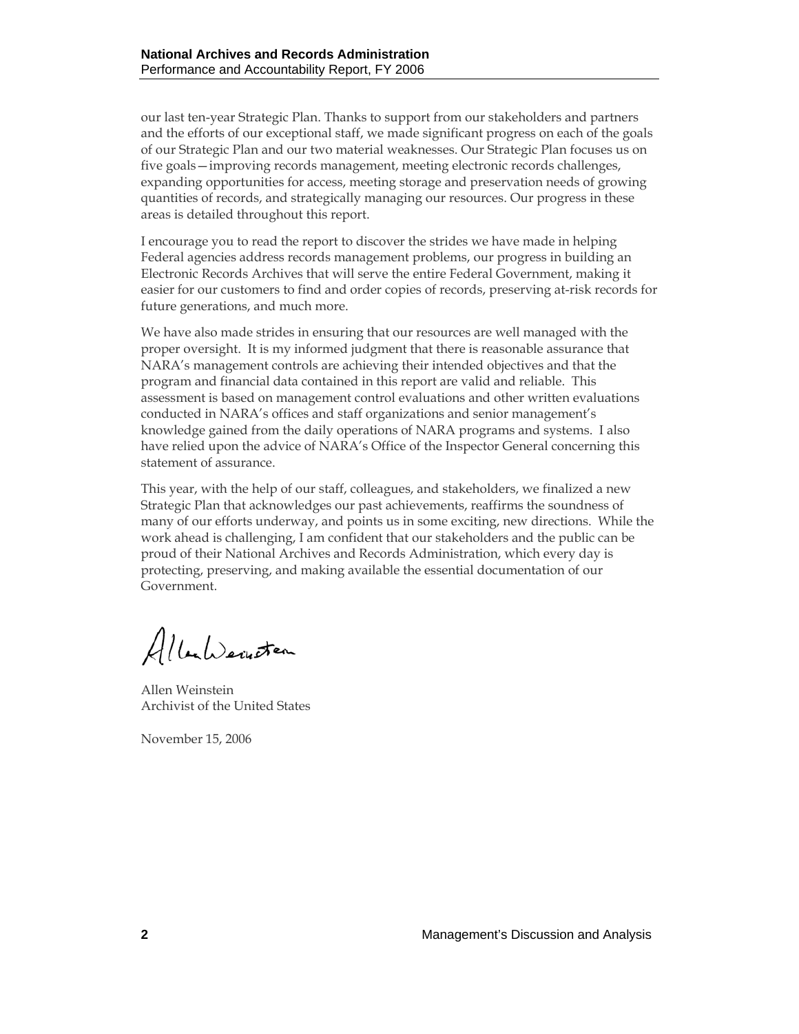our last ten-year Strategic Plan. Thanks to support from our stakeholders and partners and the efforts of our exceptional staff, we made significant progress on each of the goals of our Strategic Plan and our two material weaknesses. Our Strategic Plan focuses us on five goals—improving records management, meeting electronic records challenges, expanding opportunities for access, meeting storage and preservation needs of growing quantities of records, and strategically managing our resources. Our progress in these areas is detailed throughout this report.

I encourage you to read the report to discover the strides we have made in helping Federal agencies address records management problems, our progress in building an Electronic Records Archives that will serve the entire Federal Government, making it easier for our customers to find and order copies of records, preserving at-risk records for future generations, and much more.

We have also made strides in ensuring that our resources are well managed with the proper oversight. It is my informed judgment that there is reasonable assurance that NARA's management controls are achieving their intended objectives and that the program and financial data contained in this report are valid and reliable. This assessment is based on management control evaluations and other written evaluations conducted in NARA's offices and staff organizations and senior management's knowledge gained from the daily operations of NARA programs and systems. I also have relied upon the advice of NARA's Office of the Inspector General concerning this statement of assurance.

This year, with the help of our staff, colleagues, and stakeholders, we finalized a new Strategic Plan that acknowledges our past achievements, reaffirms the soundness of many of our efforts underway, and points us in some exciting, new directions. While the work ahead is challenging, I am confident that our stakeholders and the public can be proud of their National Archives and Records Administration, which every day is protecting, preserving, and making available the essential documentation of our Government.

Allen Weinstein
Archivist of the United States

November 15, 2006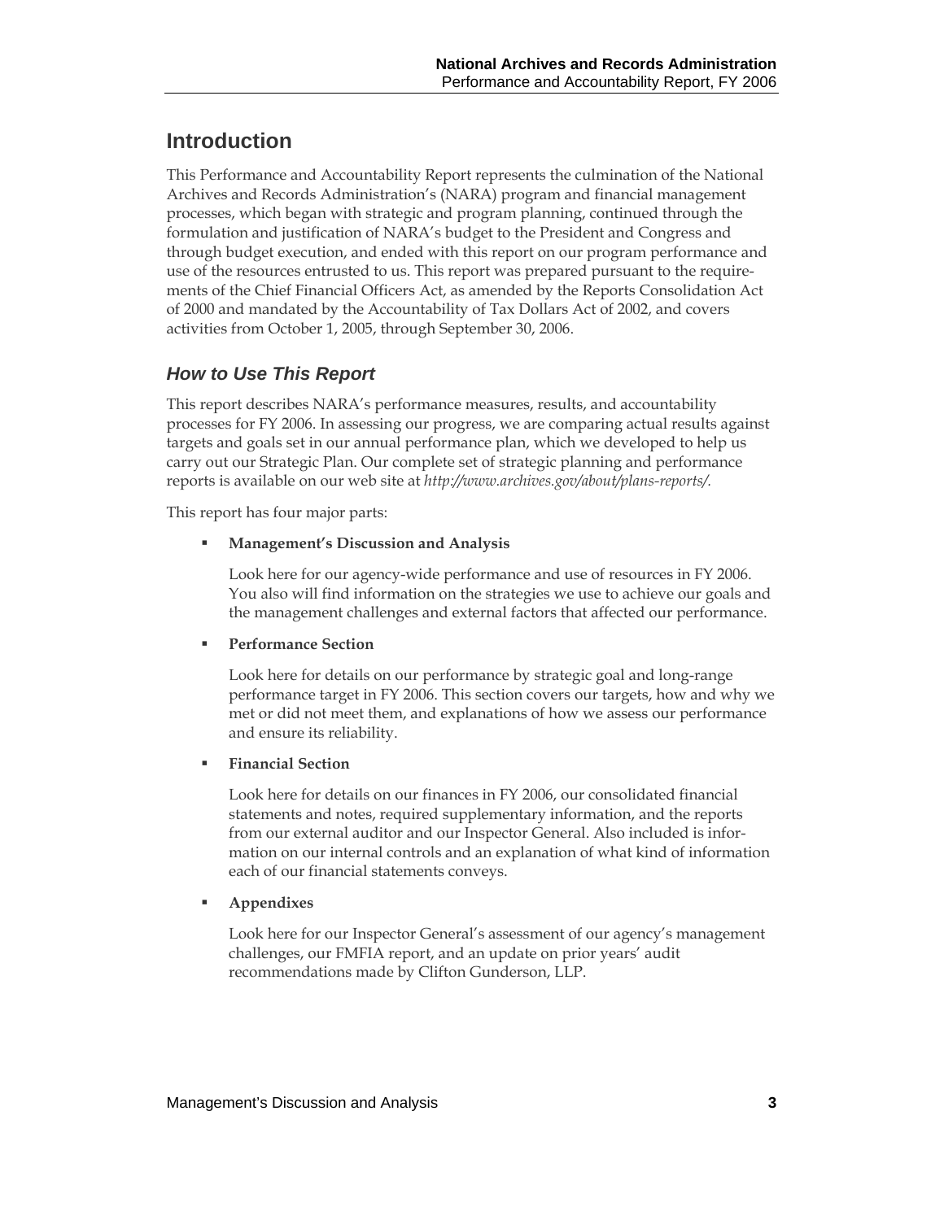# Introduction

This Performance and Accountability Report represents the culmination of the National Archives and Records Administration's (NARA) program and financial management processes, which began with strategic and program planning, continued through the formulation and justification of NARA's budget to the President and Congress and through budget execution, and ended with this report on our program performance and use of the resources entrusted to us. This report was prepared pursuant to the requirements of the Chief Financial Officers Act, as amended by the Reports Consolidation Act of 2000 and mandated by the Accountability of Tax Dollars Act of 2002, and covers activities from October 1, 2005, through September 30, 2006.

## *How to Use This Report*

This report describes NARA's performance measures, results, and accountability processes for FY 2006. In assessing our progress, we are comparing actual results against targets and goals set in our annual performance plan, which we developed to help us carry out our Strategic Plan. Our complete set of strategic planning and performance reports is available on our web site at *http://www.archives.gov/about/plans-reports/*.

This report has four major parts:

- **Management's Discussion and Analysis**

  Look here for our agency-wide performance and use of resources in FY 2006. You also will find information on the strategies we use to achieve our goals and the management challenges and external factors that affected our performance.

- **Performance Section**

  Look here for details on our performance by strategic goal and long-range performance target in FY 2006. This section covers our targets, how and why we met or did not meet them, and explanations of how we assess our performance and ensure its reliability.

- **Financial Section**

  Look here for details on our finances in FY 2006, our consolidated financial statements and notes, required supplementary information, and the reports from our external auditor and our Inspector General. Also included is information on our internal controls and an explanation of what kind of information each of our financial statements conveys.

- **Appendixes**

  Look here for our Inspector General's assessment of our agency's management challenges, our FMFIA report, and an update on prior years' audit recommendations made by Clifton Gunderson, LLP.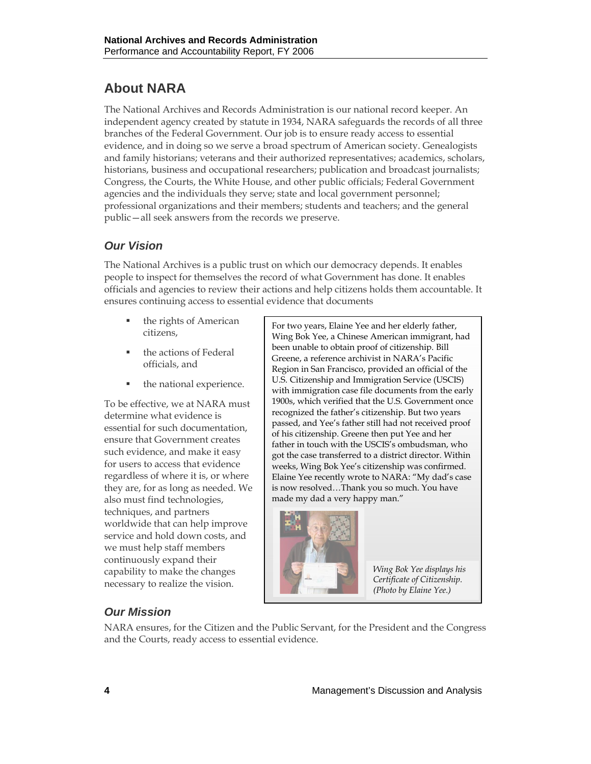## About NARA

The National Archives and Records Administration is our national record keeper. An independent agency created by statute in 1934, NARA safeguards the records of all three branches of the Federal Government. Our job is to ensure ready access to essential evidence, and in doing so we serve a broad spectrum of American society. Genealogists and family historians; veterans and their authorized representatives; academics, scholars, historians, business and occupational researchers; publication and broadcast journalists; Congress, the Courts, the White House, and other public officials; Federal Government agencies and the individuals they serve; state and local government personnel; professional organizations and their members; students and teachers; and the general public—all seek answers from the records we preserve.

### *Our Vision*

The National Archives is a public trust on which our democracy depends. It enables people to inspect for themselves the record of what Government has done. It enables officials and agencies to review their actions and help citizens holds them accountable. It ensures continuing access to essential evidence that documents

- the rights of American citizens,
- the actions of Federal officials, and
- the national experience.

To be effective, we at NARA must determine what evidence is essential for such documentation, ensure that Government creates such evidence, and make it easy for users to access that evidence regardless of where it is, or where they are, for as long as needed. We also must find technologies, techniques, and partners worldwide that can help improve service and hold down costs, and we must help staff members continuously expand their capability to make the changes necessary to realize the vision.

For two years, Elaine Yee and her elderly father, Wing Bok Yee, a Chinese American immigrant, had been unable to obtain proof of citizenship. Bill Greene, a reference archivist in NARA's Pacific Region in San Francisco, provided an official of the U.S. Citizenship and Immigration Service (USCIS) with immigration case file documents from the early 1900s, which verified that the U.S. Government once recognized the father's citizenship. But two years passed, and Yee's father still had not received proof of his citizenship. Greene then put Yee and her father in touch with the USCIS's ombudsman, who got the case transferred to a district director. Within weeks, Wing Bok Yee's citizenship was confirmed. Elaine Yee recently wrote to NARA: "My dad's case is now resolved…Thank you so much. You have made my dad a very happy man."

*Wing Bok Yee displays his Certificate of Citizenship. (Photo by Elaine Yee.)*

### *Our Mission*

NARA ensures, for the Citizen and the Public Servant, for the President and the Congress and the Courts, ready access to essential evidence.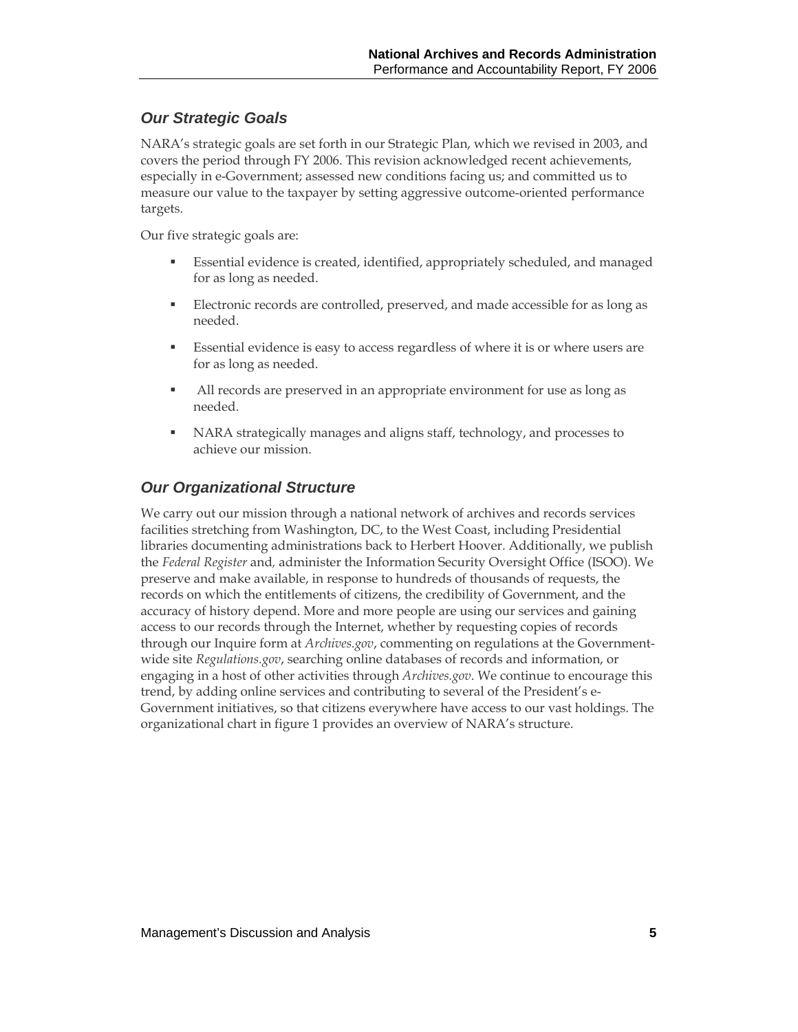## *Our Strategic Goals*

NARA's strategic goals are set forth in our Strategic Plan, which we revised in 2003, and covers the period through FY 2006. This revision acknowledged recent achievements, especially in e-Government; assessed new conditions facing us; and committed us to measure our value to the taxpayer by setting aggressive outcome-oriented performance targets.

Our five strategic goals are:

- Essential evidence is created, identified, appropriately scheduled, and managed for as long as needed.
- Electronic records are controlled, preserved, and made accessible for as long as needed.
- Essential evidence is easy to access regardless of where it is or where users are for as long as needed.
- All records are preserved in an appropriate environment for use as long as needed.
- NARA strategically manages and aligns staff, technology, and processes to achieve our mission.

## *Our Organizational Structure*

We carry out our mission through a national network of archives and records services facilities stretching from Washington, DC, to the West Coast, including Presidential libraries documenting administrations back to Herbert Hoover. Additionally, we publish the *Federal Register* and, administer the Information Security Oversight Office (ISOO). We preserve and make available, in response to hundreds of thousands of requests, the records on which the entitlements of citizens, the credibility of Government, and the accuracy of history depend. More and more people are using our services and gaining access to our records through the Internet, whether by requesting copies of records through our Inquire form at *Archives.gov*, commenting on regulations at the Government-wide site *Regulations.gov*, searching online databases of records and information, or engaging in a host of other activities through *Archives.gov*. We continue to encourage this trend, by adding online services and contributing to several of the President's e-Government initiatives, so that citizens everywhere have access to our vast holdings. The organizational chart in figure 1 provides an overview of NARA's structure.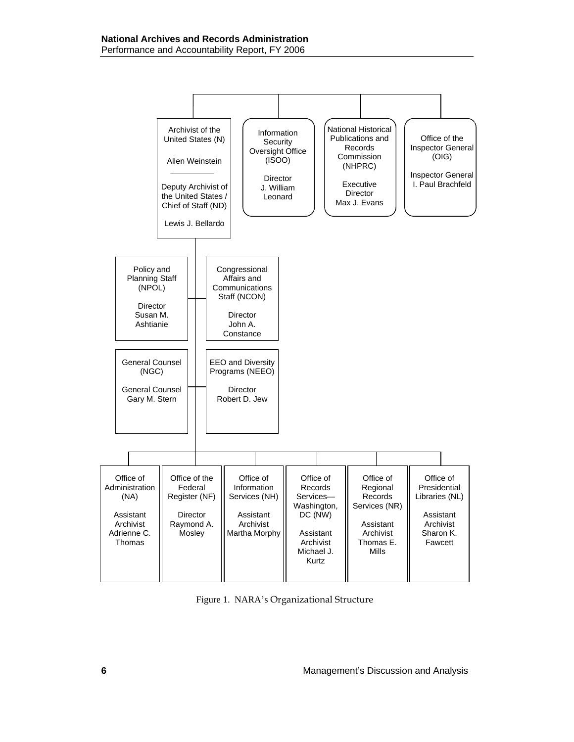Archivist of the United States (N)

Allen Weinstein

Deputy Archivist of the United States / Chief of Staff (ND)

Lewis J. Bellardo

Information Security Oversight Office (ISOO)

Director J. William Leonard

National Historical Publications and Records Commission (NHPRC)

Executive Director Max J. Evans

Office of the Inspector General (OIG)

Inspector General I. Paul Brachfeld

Policy and Planning Staff (NPOL)

Director Susan M. Ashtianie

Congressional Affairs and Communications Staff (NCON)

Director John A. Constance

General Counsel (NGC)

General Counsel Gary M. Stern

EEO and Diversity Programs (NEEO)

Director Robert D. Jew

Office of Administration (NA)

Assistant Archivist Adrienne C. Thomas

Office of the Federal Register (NF)

Director Raymond A. Mosley

Office of Information Services (NH)

Assistant Archivist Martha Morphy

Office of Records Services—Washington, DC (NW)

Assistant Archivist Michael J. Kurtz

Office of Regional Records Services (NR)

Assistant Archivist Thomas E. Mills

Office of Presidential Libraries (NL)

Assistant Archivist Sharon K. Fawcett

Figure 1. NARA's Organizational Structure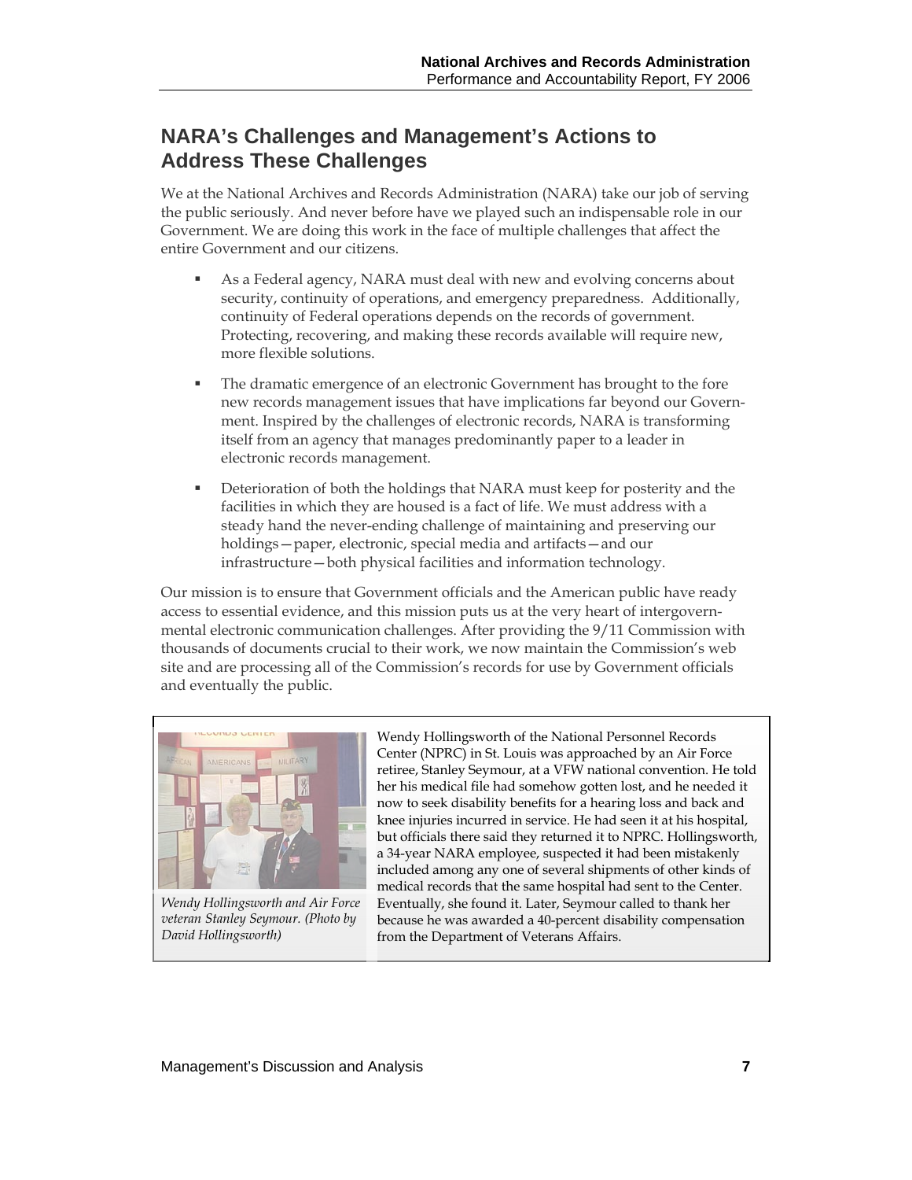## NARA's Challenges and Management's Actions to Address These Challenges

We at the National Archives and Records Administration (NARA) take our job of serving the public seriously. And never before have we played such an indispensable role in our Government. We are doing this work in the face of multiple challenges that affect the entire Government and our citizens.

- As a Federal agency, NARA must deal with new and evolving concerns about security, continuity of operations, and emergency preparedness. Additionally, continuity of Federal operations depends on the records of government. Protecting, recovering, and making these records available will require new, more flexible solutions.
- The dramatic emergence of an electronic Government has brought to the fore new records management issues that have implications far beyond our Government. Inspired by the challenges of electronic records, NARA is transforming itself from an agency that manages predominantly paper to a leader in electronic records management.
- Deterioration of both the holdings that NARA must keep for posterity and the facilities in which they are housed is a fact of life. We must address with a steady hand the never-ending challenge of maintaining and preserving our holdings—paper, electronic, special media and artifacts—and our infrastructure—both physical facilities and information technology.

Our mission is to ensure that Government officials and the American public have ready access to essential evidence, and this mission puts us at the very heart of intergovernmental electronic communication challenges. After providing the 9/11 Commission with thousands of documents crucial to their work, we now maintain the Commission's web site and are processing all of the Commission's records for use by Government officials and eventually the public.

*Wendy Hollingsworth and Air Force veteran Stanley Seymour. (Photo by David Hollingsworth)*

Wendy Hollingsworth of the National Personnel Records Center (NPRC) in St. Louis was approached by an Air Force retiree, Stanley Seymour, at a VFW national convention. He told her his medical file had somehow gotten lost, and he needed it now to seek disability benefits for a hearing loss and back and knee injuries incurred in service. He had seen it at his hospital, but officials there said they returned it to NPRC. Hollingsworth, a 34-year NARA employee, suspected it had been mistakenly included among any one of several shipments of other kinds of medical records that the same hospital had sent to the Center. Eventually, she found it. Later, Seymour called to thank her because he was awarded a 40-percent disability compensation from the Department of Veterans Affairs.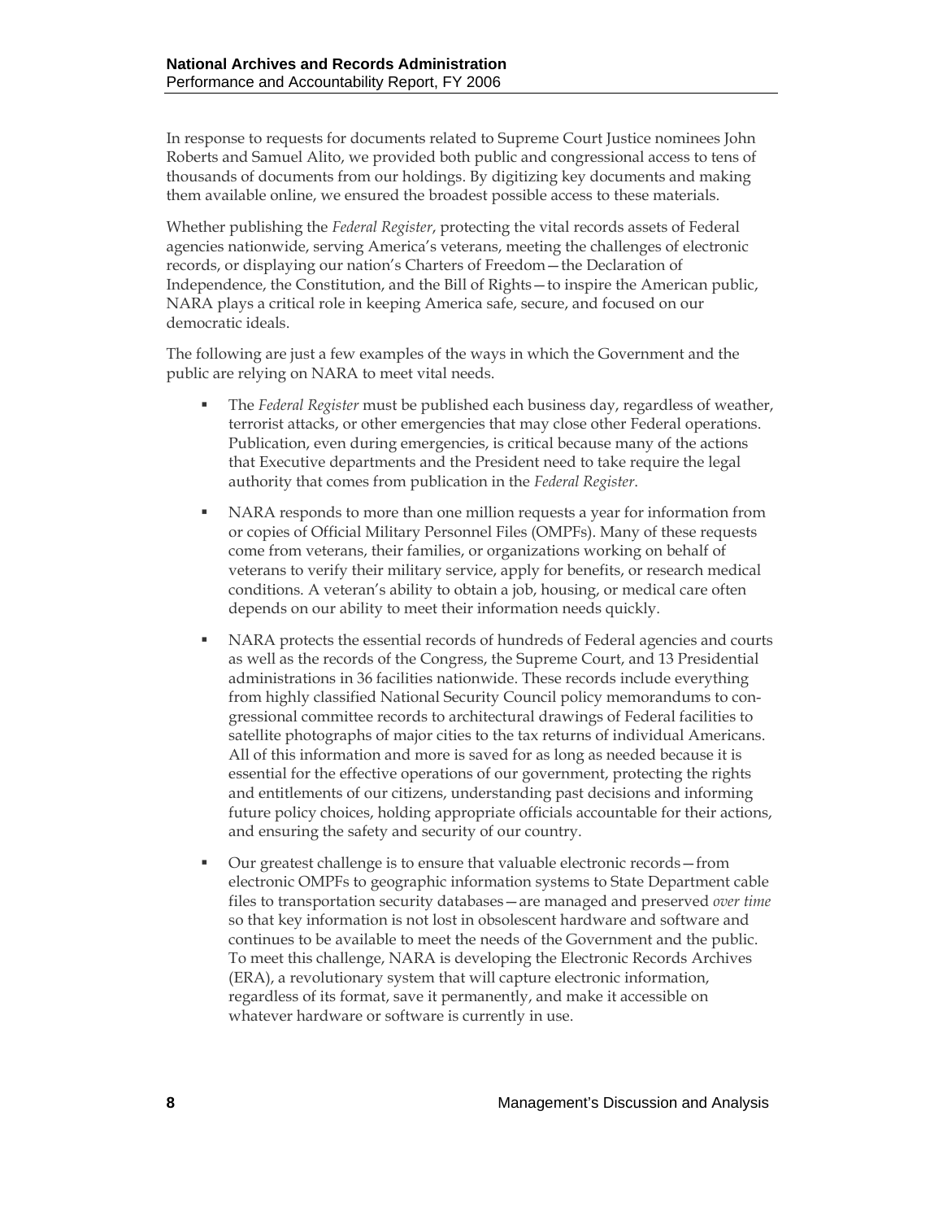In response to requests for documents related to Supreme Court Justice nominees John Roberts and Samuel Alito, we provided both public and congressional access to tens of thousands of documents from our holdings. By digitizing key documents and making them available online, we ensured the broadest possible access to these materials.

Whether publishing the *Federal Register*, protecting the vital records assets of Federal agencies nationwide, serving America's veterans, meeting the challenges of electronic records, or displaying our nation's Charters of Freedom—the Declaration of Independence, the Constitution, and the Bill of Rights—to inspire the American public, NARA plays a critical role in keeping America safe, secure, and focused on our democratic ideals.

The following are just a few examples of the ways in which the Government and the public are relying on NARA to meet vital needs.

- The *Federal Register* must be published each business day, regardless of weather, terrorist attacks, or other emergencies that may close other Federal operations. Publication, even during emergencies, is critical because many of the actions that Executive departments and the President need to take require the legal authority that comes from publication in the *Federal Register*.
- NARA responds to more than one million requests a year for information from or copies of Official Military Personnel Files (OMPFs). Many of these requests come from veterans, their families, or organizations working on behalf of veterans to verify their military service, apply for benefits, or research medical conditions. A veteran's ability to obtain a job, housing, or medical care often depends on our ability to meet their information needs quickly.
- NARA protects the essential records of hundreds of Federal agencies and courts as well as the records of the Congress, the Supreme Court, and 13 Presidential administrations in 36 facilities nationwide. These records include everything from highly classified National Security Council policy memorandums to congressional committee records to architectural drawings of Federal facilities to satellite photographs of major cities to the tax returns of individual Americans. All of this information and more is saved for as long as needed because it is essential for the effective operations of our government, protecting the rights and entitlements of our citizens, understanding past decisions and informing future policy choices, holding appropriate officials accountable for their actions, and ensuring the safety and security of our country.
- Our greatest challenge is to ensure that valuable electronic records—from electronic OMPFs to geographic information systems to State Department cable files to transportation security databases—are managed and preserved *over time* so that key information is not lost in obsolescent hardware and software and continues to be available to meet the needs of the Government and the public. To meet this challenge, NARA is developing the Electronic Records Archives (ERA), a revolutionary system that will capture electronic information, regardless of its format, save it permanently, and make it accessible on whatever hardware or software is currently in use.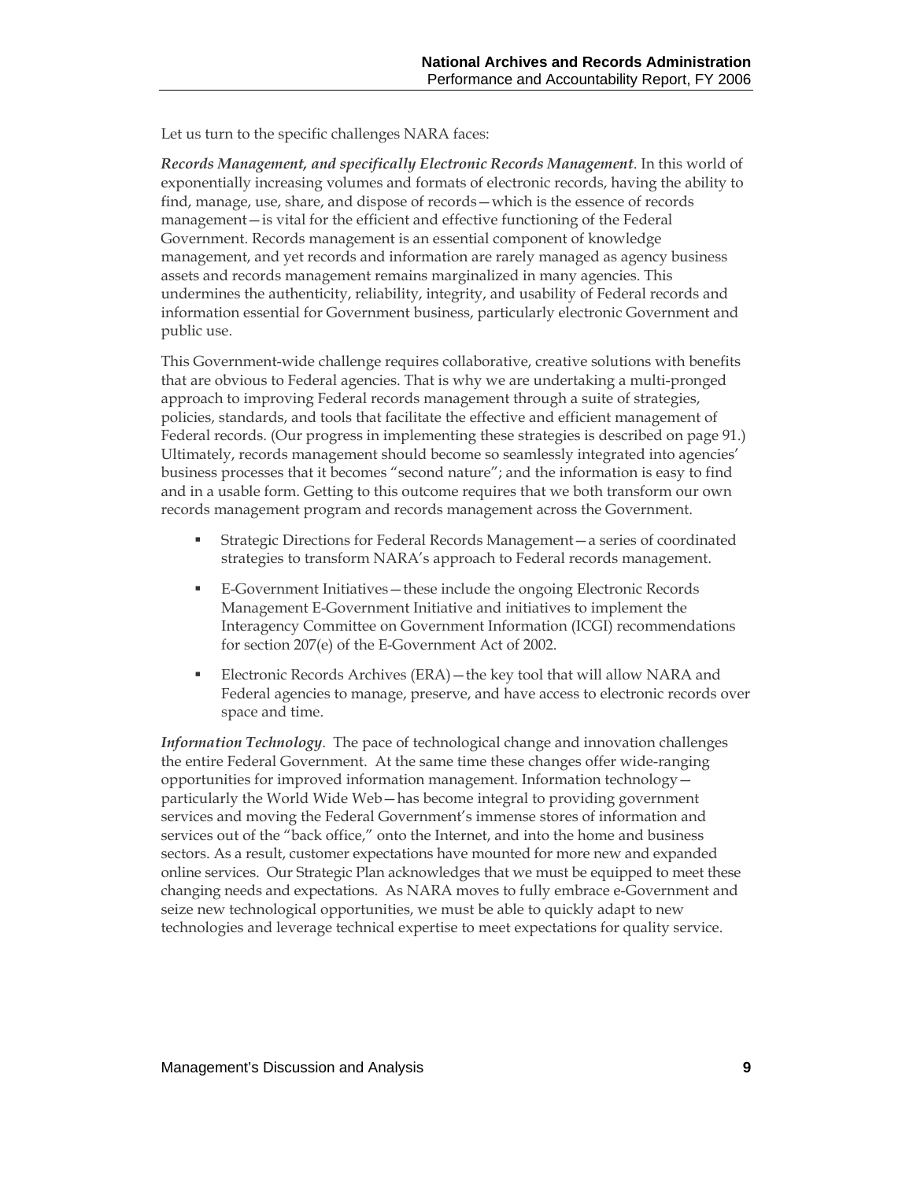Let us turn to the specific challenges NARA faces:

***Records Management, and specifically Electronic Records Management***. In this world of exponentially increasing volumes and formats of electronic records, having the ability to find, manage, use, share, and dispose of records—which is the essence of records management—is vital for the efficient and effective functioning of the Federal Government. Records management is an essential component of knowledge management, and yet records and information are rarely managed as agency business assets and records management remains marginalized in many agencies. This undermines the authenticity, reliability, integrity, and usability of Federal records and information essential for Government business, particularly electronic Government and public use.

This Government-wide challenge requires collaborative, creative solutions with benefits that are obvious to Federal agencies. That is why we are undertaking a multi-pronged approach to improving Federal records management through a suite of strategies, policies, standards, and tools that facilitate the effective and efficient management of Federal records. (Our progress in implementing these strategies is described on page 91.) Ultimately, records management should become so seamlessly integrated into agencies' business processes that it becomes "second nature"; and the information is easy to find and in a usable form. Getting to this outcome requires that we both transform our own records management program and records management across the Government.

- Strategic Directions for Federal Records Management—a series of coordinated strategies to transform NARA's approach to Federal records management.
- E-Government Initiatives—these include the ongoing Electronic Records Management E-Government Initiative and initiatives to implement the Interagency Committee on Government Information (ICGI) recommendations for section 207(e) of the E-Government Act of 2002.
- Electronic Records Archives (ERA)—the key tool that will allow NARA and Federal agencies to manage, preserve, and have access to electronic records over space and time.

***Information Technology***. The pace of technological change and innovation challenges the entire Federal Government. At the same time these changes offer wide-ranging opportunities for improved information management. Information technology—particularly the World Wide Web—has become integral to providing government services and moving the Federal Government's immense stores of information and services out of the "back office," onto the Internet, and into the home and business sectors. As a result, customer expectations have mounted for more new and expanded online services. Our Strategic Plan acknowledges that we must be equipped to meet these changing needs and expectations. As NARA moves to fully embrace e-Government and seize new technological opportunities, we must be able to quickly adapt to new technologies and leverage technical expertise to meet expectations for quality service.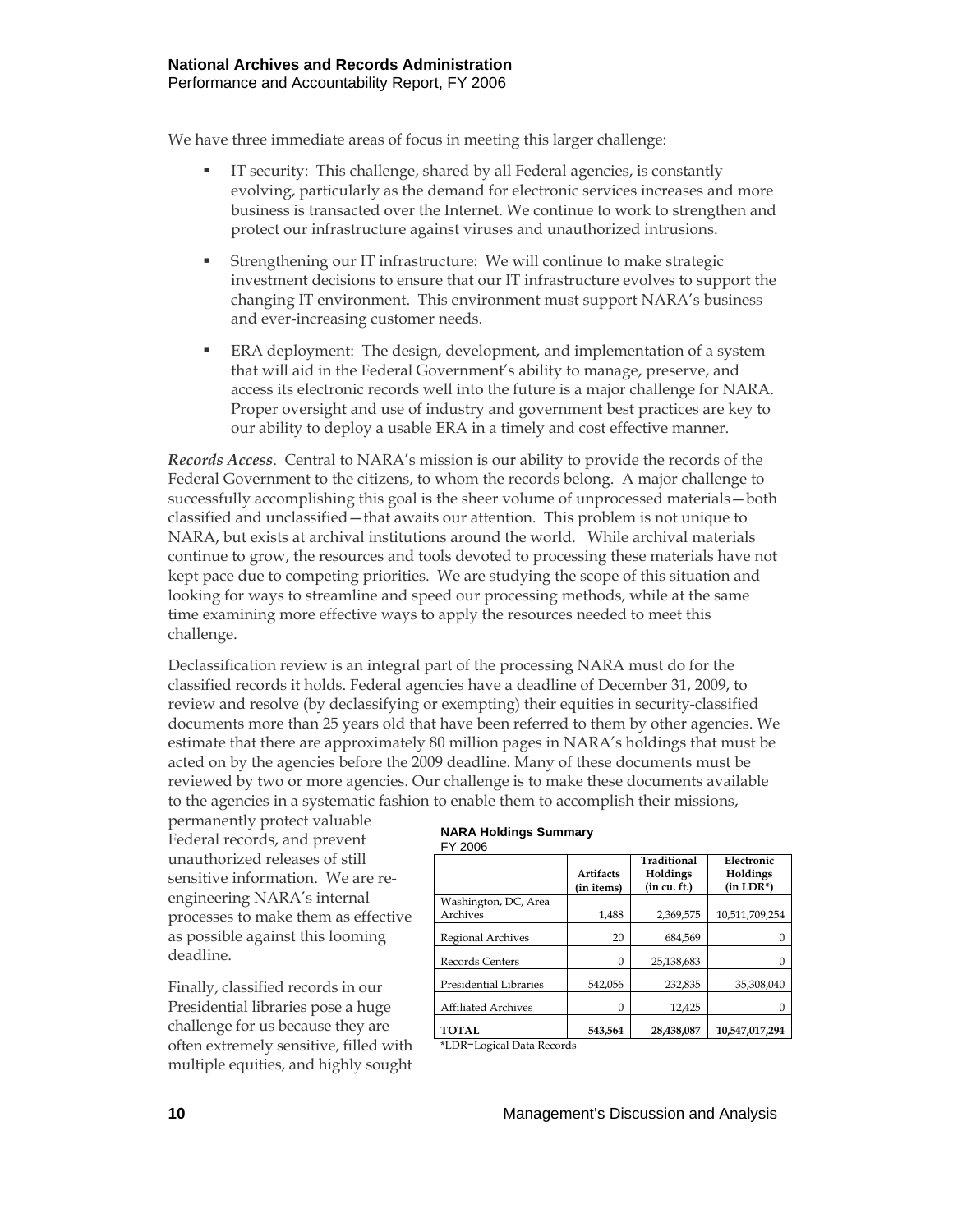We have three immediate areas of focus in meeting this larger challenge:

- IT security: This challenge, shared by all Federal agencies, is constantly evolving, particularly as the demand for electronic services increases and more business is transacted over the Internet. We continue to work to strengthen and protect our infrastructure against viruses and unauthorized intrusions.
- Strengthening our IT infrastructure: We will continue to make strategic investment decisions to ensure that our IT infrastructure evolves to support the changing IT environment. This environment must support NARA's business and ever-increasing customer needs.
- ERA deployment: The design, development, and implementation of a system that will aid in the Federal Government's ability to manage, preserve, and access its electronic records well into the future is a major challenge for NARA. Proper oversight and use of industry and government best practices are key to our ability to deploy a usable ERA in a timely and cost effective manner.

***Records Access***. Central to NARA's mission is our ability to provide the records of the Federal Government to the citizens, to whom the records belong. A major challenge to successfully accomplishing this goal is the sheer volume of unprocessed materials—both classified and unclassified—that awaits our attention. This problem is not unique to NARA, but exists at archival institutions around the world. While archival materials continue to grow, the resources and tools devoted to processing these materials have not kept pace due to competing priorities. We are studying the scope of this situation and looking for ways to streamline and speed our processing methods, while at the same time examining more effective ways to apply the resources needed to meet this challenge.

Declassification review is an integral part of the processing NARA must do for the classified records it holds. Federal agencies have a deadline of December 31, 2009, to review and resolve (by declassifying or exempting) their equities in security-classified documents more than 25 years old that have been referred to them by other agencies. We estimate that there are approximately 80 million pages in NARA's holdings that must be acted on by the agencies before the 2009 deadline. Many of these documents must be reviewed by two or more agencies. Our challenge is to make these documents available to the agencies in a systematic fashion to enable them to accomplish their missions, permanently protect valuable Federal records, and prevent unauthorized releases of still sensitive information. We are re-engineering NARA's internal processes to make them as effective as possible against this looming deadline.

Finally, classified records in our Presidential libraries pose a huge challenge for us because they are often extremely sensitive, filled with multiple equities, and highly sought

**NARA Holdings Summary**
FY 2006

| | Artifacts (in items) | Traditional Holdings (in cu. ft.) | Electronic Holdings (in LDR*) |
|---|---|---|---|
| Washington, DC, Area Archives | 1,488 | 2,369,575 | 10,511,709,254 |
| Regional Archives | 20 | 684,569 | 0 |
| Records Centers | 0 | 25,138,683 | 0 |
| Presidential Libraries | 542,056 | 232,835 | 35,308,040 |
| Affiliated Archives | 0 | 12,425 | 0 |
| **TOTAL** | **543,564** | **28,438,087** | **10,547,017,294** |

*LDR=Logical Data Records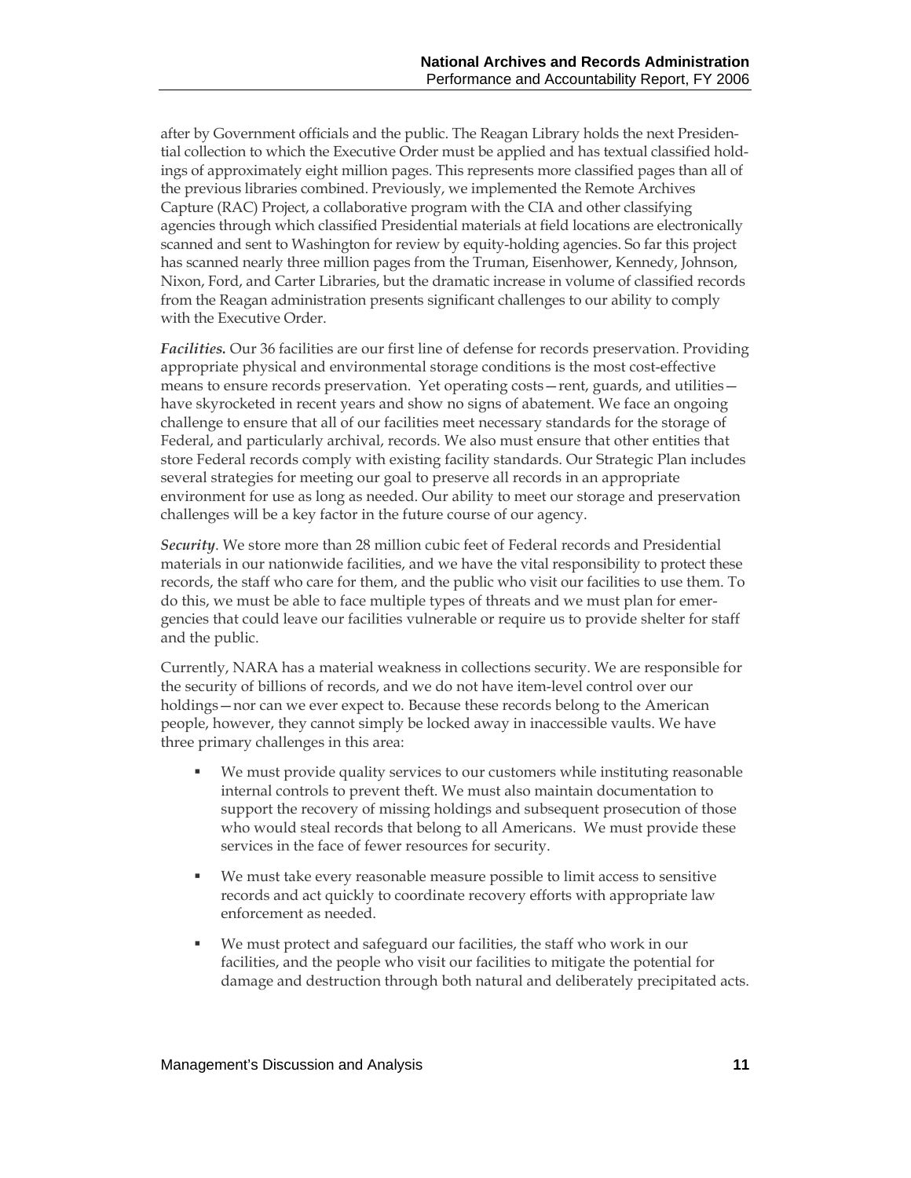after by Government officials and the public. The Reagan Library holds the next Presidential collection to which the Executive Order must be applied and has textual classified holdings of approximately eight million pages. This represents more classified pages than all of the previous libraries combined. Previously, we implemented the Remote Archives Capture (RAC) Project, a collaborative program with the CIA and other classifying agencies through which classified Presidential materials at field locations are electronically scanned and sent to Washington for review by equity-holding agencies. So far this project has scanned nearly three million pages from the Truman, Eisenhower, Kennedy, Johnson, Nixon, Ford, and Carter Libraries, but the dramatic increase in volume of classified records from the Reagan administration presents significant challenges to our ability to comply with the Executive Order.

***Facilities.*** Our 36 facilities are our first line of defense for records preservation. Providing appropriate physical and environmental storage conditions is the most cost-effective means to ensure records preservation. Yet operating costs—rent, guards, and utilities—have skyrocketed in recent years and show no signs of abatement. We face an ongoing challenge to ensure that all of our facilities meet necessary standards for the storage of Federal, and particularly archival, records. We also must ensure that other entities that store Federal records comply with existing facility standards. Our Strategic Plan includes several strategies for meeting our goal to preserve all records in an appropriate environment for use as long as needed. Our ability to meet our storage and preservation challenges will be a key factor in the future course of our agency.

***Security***. We store more than 28 million cubic feet of Federal records and Presidential materials in our nationwide facilities, and we have the vital responsibility to protect these records, the staff who care for them, and the public who visit our facilities to use them. To do this, we must be able to face multiple types of threats and we must plan for emergencies that could leave our facilities vulnerable or require us to provide shelter for staff and the public.

Currently, NARA has a material weakness in collections security. We are responsible for the security of billions of records, and we do not have item-level control over our holdings—nor can we ever expect to. Because these records belong to the American people, however, they cannot simply be locked away in inaccessible vaults. We have three primary challenges in this area:

- We must provide quality services to our customers while instituting reasonable internal controls to prevent theft. We must also maintain documentation to support the recovery of missing holdings and subsequent prosecution of those who would steal records that belong to all Americans. We must provide these services in the face of fewer resources for security.
- We must take every reasonable measure possible to limit access to sensitive records and act quickly to coordinate recovery efforts with appropriate law enforcement as needed.
- We must protect and safeguard our facilities, the staff who work in our facilities, and the people who visit our facilities to mitigate the potential for damage and destruction through both natural and deliberately precipitated acts.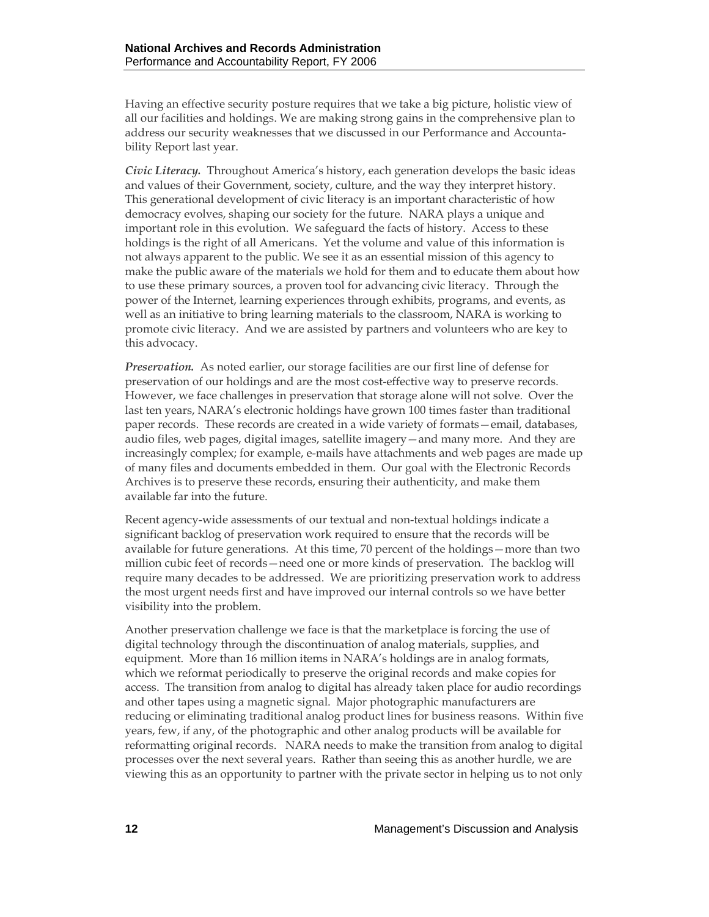Having an effective security posture requires that we take a big picture, holistic view of all our facilities and holdings. We are making strong gains in the comprehensive plan to address our security weaknesses that we discussed in our Performance and Accountability Report last year.

***Civic Literacy.*** Throughout America's history, each generation develops the basic ideas and values of their Government, society, culture, and the way they interpret history. This generational development of civic literacy is an important characteristic of how democracy evolves, shaping our society for the future. NARA plays a unique and important role in this evolution. We safeguard the facts of history. Access to these holdings is the right of all Americans. Yet the volume and value of this information is not always apparent to the public. We see it as an essential mission of this agency to make the public aware of the materials we hold for them and to educate them about how to use these primary sources, a proven tool for advancing civic literacy. Through the power of the Internet, learning experiences through exhibits, programs, and events, as well as an initiative to bring learning materials to the classroom, NARA is working to promote civic literacy. And we are assisted by partners and volunteers who are key to this advocacy.

***Preservation.*** As noted earlier, our storage facilities are our first line of defense for preservation of our holdings and are the most cost-effective way to preserve records. However, we face challenges in preservation that storage alone will not solve. Over the last ten years, NARA's electronic holdings have grown 100 times faster than traditional paper records. These records are created in a wide variety of formats—email, databases, audio files, web pages, digital images, satellite imagery—and many more. And they are increasingly complex; for example, e-mails have attachments and web pages are made up of many files and documents embedded in them. Our goal with the Electronic Records Archives is to preserve these records, ensuring their authenticity, and make them available far into the future.

Recent agency-wide assessments of our textual and non-textual holdings indicate a significant backlog of preservation work required to ensure that the records will be available for future generations. At this time, 70 percent of the holdings—more than two million cubic feet of records—need one or more kinds of preservation. The backlog will require many decades to be addressed. We are prioritizing preservation work to address the most urgent needs first and have improved our internal controls so we have better visibility into the problem.

Another preservation challenge we face is that the marketplace is forcing the use of digital technology through the discontinuation of analog materials, supplies, and equipment. More than 16 million items in NARA's holdings are in analog formats, which we reformat periodically to preserve the original records and make copies for access. The transition from analog to digital has already taken place for audio recordings and other tapes using a magnetic signal. Major photographic manufacturers are reducing or eliminating traditional analog product lines for business reasons. Within five years, few, if any, of the photographic and other analog products will be available for reformatting original records. NARA needs to make the transition from analog to digital processes over the next several years. Rather than seeing this as another hurdle, we are viewing this as an opportunity to partner with the private sector in helping us to not only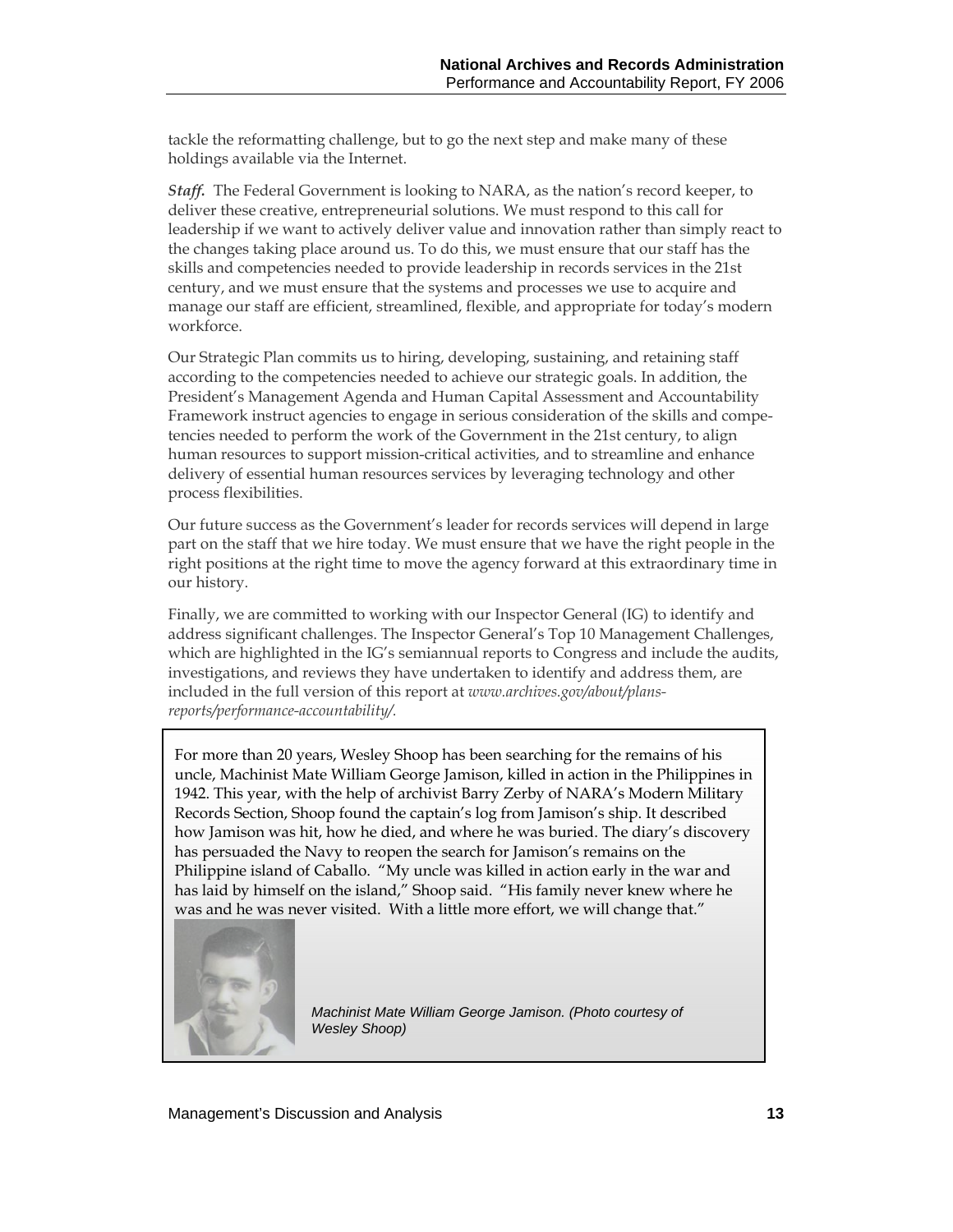tackle the reformatting challenge, but to go the next step and make many of these holdings available via the Internet.

***Staff.*** The Federal Government is looking to NARA, as the nation's record keeper, to deliver these creative, entrepreneurial solutions. We must respond to this call for leadership if we want to actively deliver value and innovation rather than simply react to the changes taking place around us. To do this, we must ensure that our staff has the skills and competencies needed to provide leadership in records services in the 21st century, and we must ensure that the systems and processes we use to acquire and manage our staff are efficient, streamlined, flexible, and appropriate for today's modern workforce.

Our Strategic Plan commits us to hiring, developing, sustaining, and retaining staff according to the competencies needed to achieve our strategic goals. In addition, the President's Management Agenda and Human Capital Assessment and Accountability Framework instruct agencies to engage in serious consideration of the skills and competencies needed to perform the work of the Government in the 21st century, to align human resources to support mission-critical activities, and to streamline and enhance delivery of essential human resources services by leveraging technology and other process flexibilities.

Our future success as the Government's leader for records services will depend in large part on the staff that we hire today. We must ensure that we have the right people in the right positions at the right time to move the agency forward at this extraordinary time in our history.

Finally, we are committed to working with our Inspector General (IG) to identify and address significant challenges. The Inspector General's Top 10 Management Challenges, which are highlighted in the IG's semiannual reports to Congress and include the audits, investigations, and reviews they have undertaken to identify and address them, are included in the full version of this report at *www.archives.gov/about/plans-reports/performance-accountability/.*

For more than 20 years, Wesley Shoop has been searching for the remains of his uncle, Machinist Mate William George Jamison, killed in action in the Philippines in 1942. This year, with the help of archivist Barry Zerby of NARA's Modern Military Records Section, Shoop found the captain's log from Jamison's ship. It described how Jamison was hit, how he died, and where he was buried. The diary's discovery has persuaded the Navy to reopen the search for Jamison's remains on the Philippine island of Caballo. "My uncle was killed in action early in the war and has laid by himself on the island," Shoop said. "His family never knew where he was and he was never visited. With a little more effort, we will change that."

*Machinist Mate William George Jamison. (Photo courtesy of Wesley Shoop)*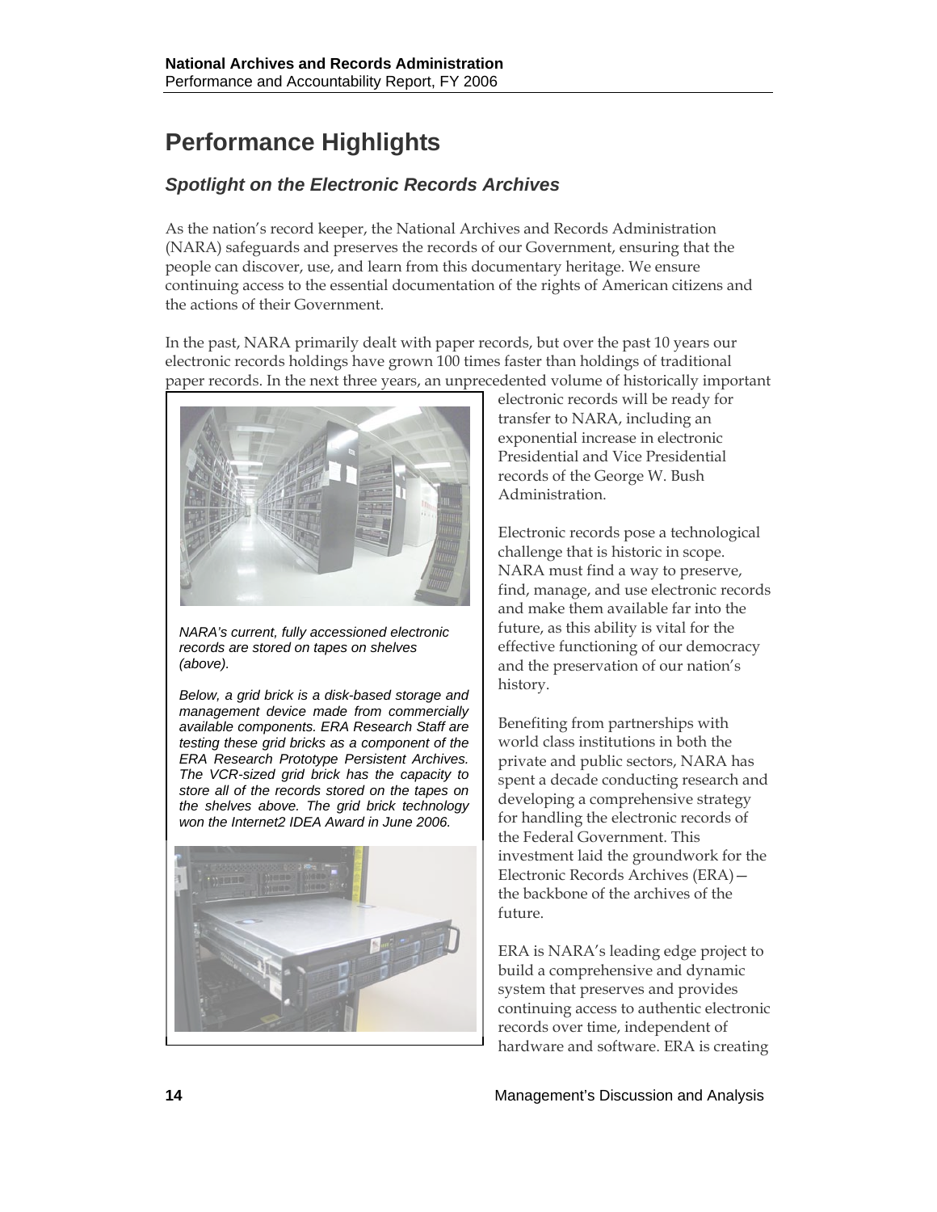# Performance Highlights

## *Spotlight on the Electronic Records Archives*

As the nation's record keeper, the National Archives and Records Administration (NARA) safeguards and preserves the records of our Government, ensuring that the people can discover, use, and learn from this documentary heritage. We ensure continuing access to the essential documentation of the rights of American citizens and the actions of their Government.

In the past, NARA primarily dealt with paper records, but over the past 10 years our electronic records holdings have grown 100 times faster than holdings of traditional paper records. In the next three years, an unprecedented volume of historically important electronic records will be ready for transfer to NARA, including an exponential increase in electronic Presidential and Vice Presidential records of the George W. Bush Administration.

*NARA's current, fully accessioned electronic records are stored on tapes on shelves (above).*

*Below, a grid brick is a disk-based storage and management device made from commercially available components. ERA Research Staff are testing these grid bricks as a component of the ERA Research Prototype Persistent Archives. The VCR-sized grid brick has the capacity to store all of the records stored on the tapes on the shelves above. The grid brick technology won the Internet2 IDEA Award in June 2006.*

Electronic records pose a technological challenge that is historic in scope. NARA must find a way to preserve, find, manage, and use electronic records and make them available far into the future, as this ability is vital for the effective functioning of our democracy and the preservation of our nation's history.

Benefiting from partnerships with world class institutions in both the private and public sectors, NARA has spent a decade conducting research and developing a comprehensive strategy for handling the electronic records of the Federal Government. This investment laid the groundwork for the Electronic Records Archives (ERA)—the backbone of the archives of the future.

ERA is NARA's leading edge project to build a comprehensive and dynamic system that preserves and provides continuing access to authentic electronic records over time, independent of hardware and software. ERA is creating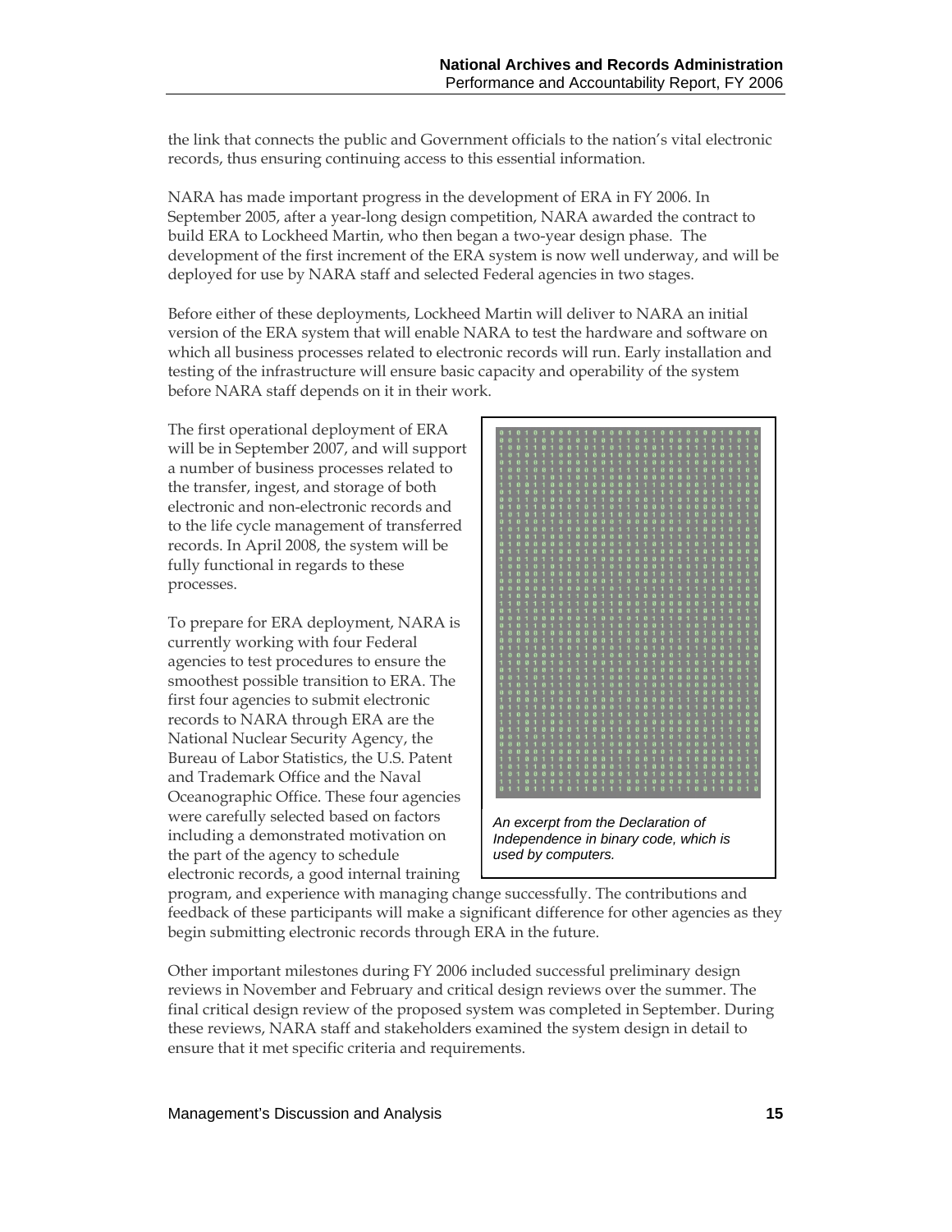the link that connects the public and Government officials to the nation's vital electronic records, thus ensuring continuing access to this essential information.

NARA has made important progress in the development of ERA in FY 2006. In September 2005, after a year-long design competition, NARA awarded the contract to build ERA to Lockheed Martin, who then began a two-year design phase. The development of the first increment of the ERA system is now well underway, and will be deployed for use by NARA staff and selected Federal agencies in two stages.

Before either of these deployments, Lockheed Martin will deliver to NARA an initial version of the ERA system that will enable NARA to test the hardware and software on which all business processes related to electronic records will run. Early installation and testing of the infrastructure will ensure basic capacity and operability of the system before NARA staff depends on it in their work.

The first operational deployment of ERA will be in September 2007, and will support a number of business processes related to the transfer, ingest, and storage of both electronic and non-electronic records and to the life cycle management of transferred records. In April 2008, the system will be fully functional in regards to these processes.

*An excerpt from the Declaration of Independence in binary code, which is used by computers.*

To prepare for ERA deployment, NARA is currently working with four Federal agencies to test procedures to ensure the smoothest possible transition to ERA. The first four agencies to submit electronic records to NARA through ERA are the National Nuclear Security Agency, the Bureau of Labor Statistics, the U.S. Patent and Trademark Office and the Naval Oceanographic Office. These four agencies were carefully selected based on factors including a demonstrated motivation on the part of the agency to schedule electronic records, a good internal training program, and experience with managing change successfully. The contributions and feedback of these participants will make a significant difference for other agencies as they begin submitting electronic records through ERA in the future.

Other important milestones during FY 2006 included successful preliminary design reviews in November and February and critical design reviews over the summer. The final critical design review of the proposed system was completed in September. During these reviews, NARA staff and stakeholders examined the system design in detail to ensure that it met specific criteria and requirements.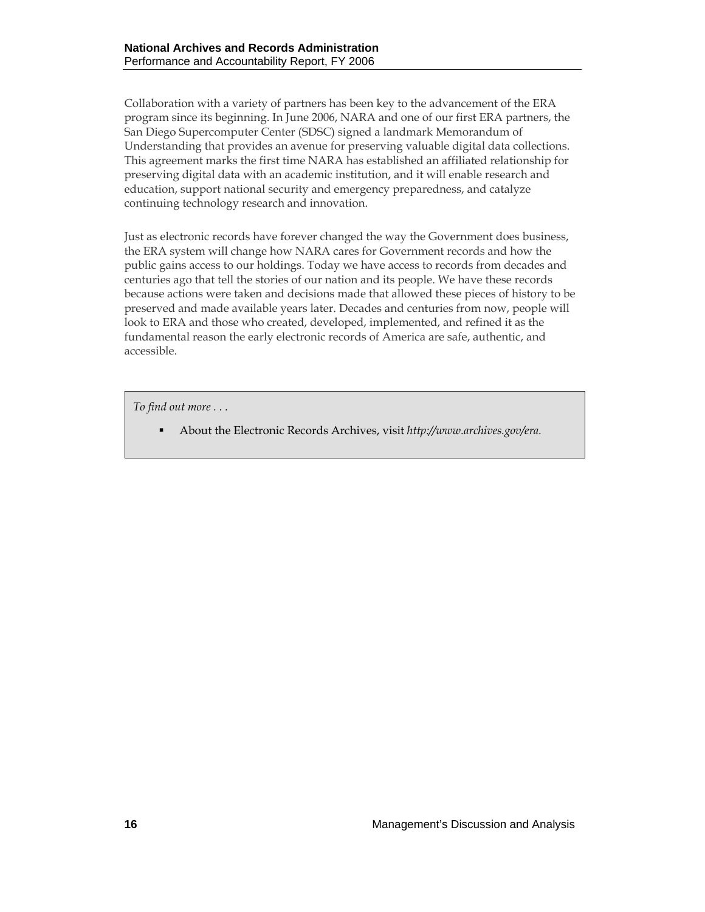Collaboration with a variety of partners has been key to the advancement of the ERA program since its beginning. In June 2006, NARA and one of our first ERA partners, the San Diego Supercomputer Center (SDSC) signed a landmark Memorandum of Understanding that provides an avenue for preserving valuable digital data collections. This agreement marks the first time NARA has established an affiliated relationship for preserving digital data with an academic institution, and it will enable research and education, support national security and emergency preparedness, and catalyze continuing technology research and innovation.

Just as electronic records have forever changed the way the Government does business, the ERA system will change how NARA cares for Government records and how the public gains access to our holdings. Today we have access to records from decades and centuries ago that tell the stories of our nation and its people. We have these records because actions were taken and decisions made that allowed these pieces of history to be preserved and made available years later. Decades and centuries from now, people will look to ERA and those who created, developed, implemented, and refined it as the fundamental reason the early electronic records of America are safe, authentic, and accessible.

*To find out more . . .*

- About the Electronic Records Archives, visit *http://www.archives.gov/era.*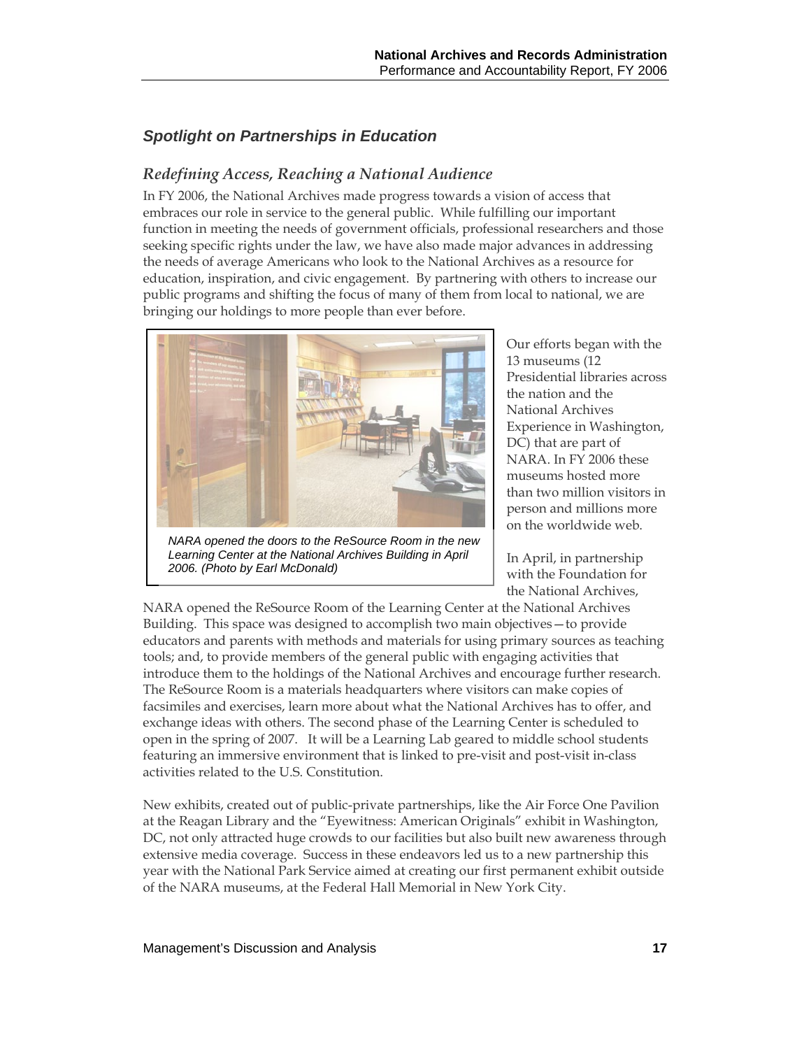## *Spotlight on Partnerships in Education*

### *Redefining Access, Reaching a National Audience*

In FY 2006, the National Archives made progress towards a vision of access that embraces our role in service to the general public. While fulfilling our important function in meeting the needs of government officials, professional researchers and those seeking specific rights under the law, we have also made major advances in addressing the needs of average Americans who look to the National Archives as a resource for education, inspiration, and civic engagement. By partnering with others to increase our public programs and shifting the focus of many of them from local to national, we are bringing our holdings to more people than ever before.

*NARA opened the doors to the ReSource Room in the new Learning Center at the National Archives Building in April 2006. (Photo by Earl McDonald)*

Our efforts began with the 13 museums (12 Presidential libraries across the nation and the National Archives Experience in Washington, DC) that are part of NARA. In FY 2006 these museums hosted more than two million visitors in person and millions more on the worldwide web.

In April, in partnership with the Foundation for the National Archives, NARA opened the ReSource Room of the Learning Center at the National Archives Building. This space was designed to accomplish two main objectives—to provide educators and parents with methods and materials for using primary sources as teaching tools; and, to provide members of the general public with engaging activities that introduce them to the holdings of the National Archives and encourage further research. The ReSource Room is a materials headquarters where visitors can make copies of facsimiles and exercises, learn more about what the National Archives has to offer, and exchange ideas with others. The second phase of the Learning Center is scheduled to open in the spring of 2007. It will be a Learning Lab geared to middle school students featuring an immersive environment that is linked to pre-visit and post-visit in-class activities related to the U.S. Constitution.

New exhibits, created out of public-private partnerships, like the Air Force One Pavilion at the Reagan Library and the "Eyewitness: American Originals" exhibit in Washington, DC, not only attracted huge crowds to our facilities but also built new awareness through extensive media coverage. Success in these endeavors led us to a new partnership this year with the National Park Service aimed at creating our first permanent exhibit outside of the NARA museums, at the Federal Hall Memorial in New York City.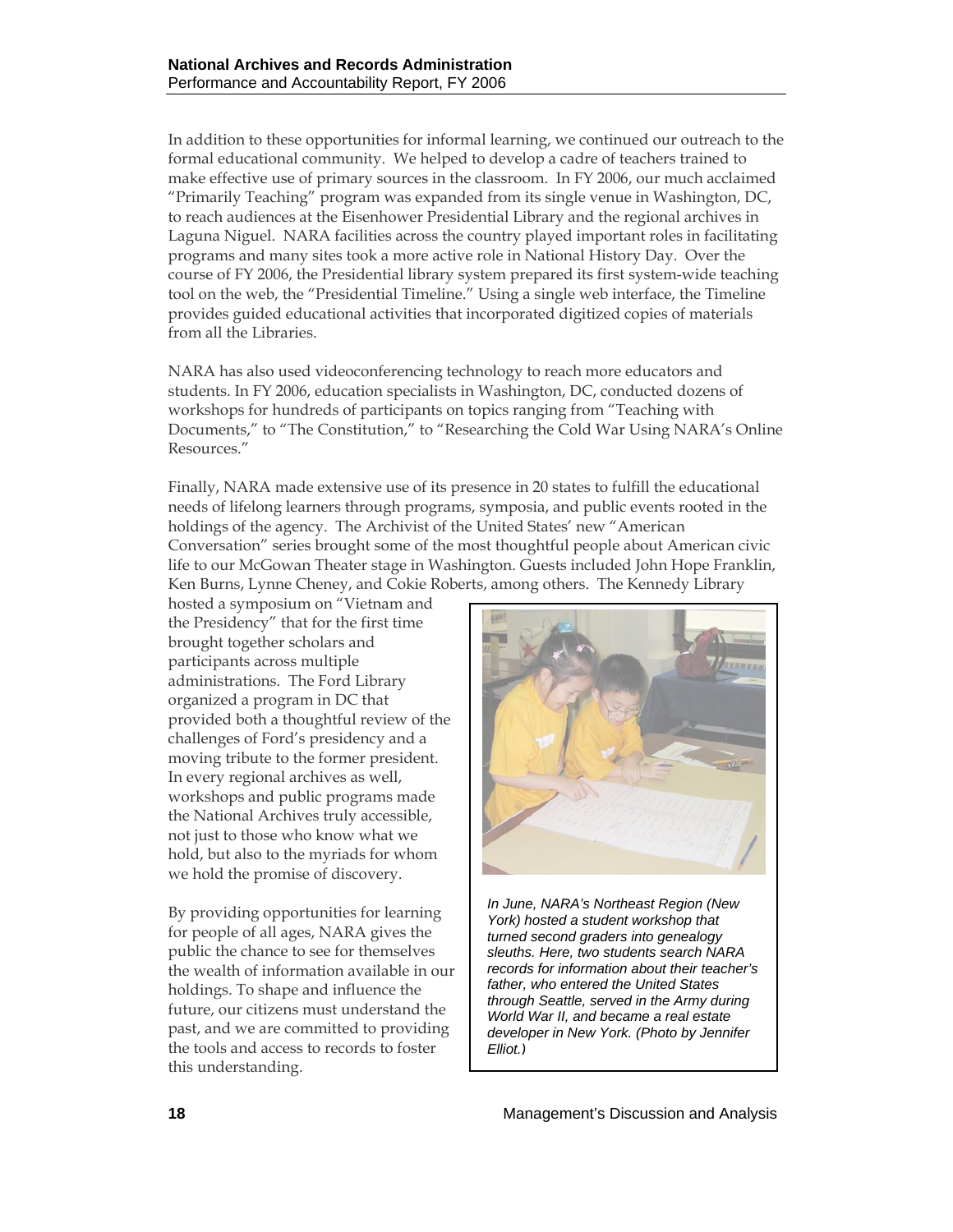In addition to these opportunities for informal learning, we continued our outreach to the formal educational community. We helped to develop a cadre of teachers trained to make effective use of primary sources in the classroom. In FY 2006, our much acclaimed "Primarily Teaching" program was expanded from its single venue in Washington, DC, to reach audiences at the Eisenhower Presidential Library and the regional archives in Laguna Niguel. NARA facilities across the country played important roles in facilitating programs and many sites took a more active role in National History Day. Over the course of FY 2006, the Presidential library system prepared its first system-wide teaching tool on the web, the "Presidential Timeline." Using a single web interface, the Timeline provides guided educational activities that incorporated digitized copies of materials from all the Libraries.

NARA has also used videoconferencing technology to reach more educators and students. In FY 2006, education specialists in Washington, DC, conducted dozens of workshops for hundreds of participants on topics ranging from "Teaching with Documents," to "The Constitution," to "Researching the Cold War Using NARA's Online Resources."

Finally, NARA made extensive use of its presence in 20 states to fulfill the educational needs of lifelong learners through programs, symposia, and public events rooted in the holdings of the agency. The Archivist of the United States' new "American Conversation" series brought some of the most thoughtful people about American civic life to our McGowan Theater stage in Washington. Guests included John Hope Franklin, Ken Burns, Lynne Cheney, and Cokie Roberts, among others. The Kennedy Library hosted a symposium on "Vietnam and the Presidency" that for the first time brought together scholars and participants across multiple administrations. The Ford Library organized a program in DC that provided both a thoughtful review of the challenges of Ford's presidency and a moving tribute to the former president. In every regional archives as well, workshops and public programs made the National Archives truly accessible, not just to those who know what we hold, but also to the myriads for whom we hold the promise of discovery.

By providing opportunities for learning for people of all ages, NARA gives the public the chance to see for themselves the wealth of information available in our holdings. To shape and influence the future, our citizens must understand the past, and we are committed to providing the tools and access to records to foster this understanding.

*In June, NARA's Northeast Region (New York) hosted a student workshop that turned second graders into genealogy sleuths. Here, two students search NARA records for information about their teacher's father, who entered the United States through Seattle, served in the Army during World War II, and became a real estate developer in New York. (Photo by Jennifer Elliot.)*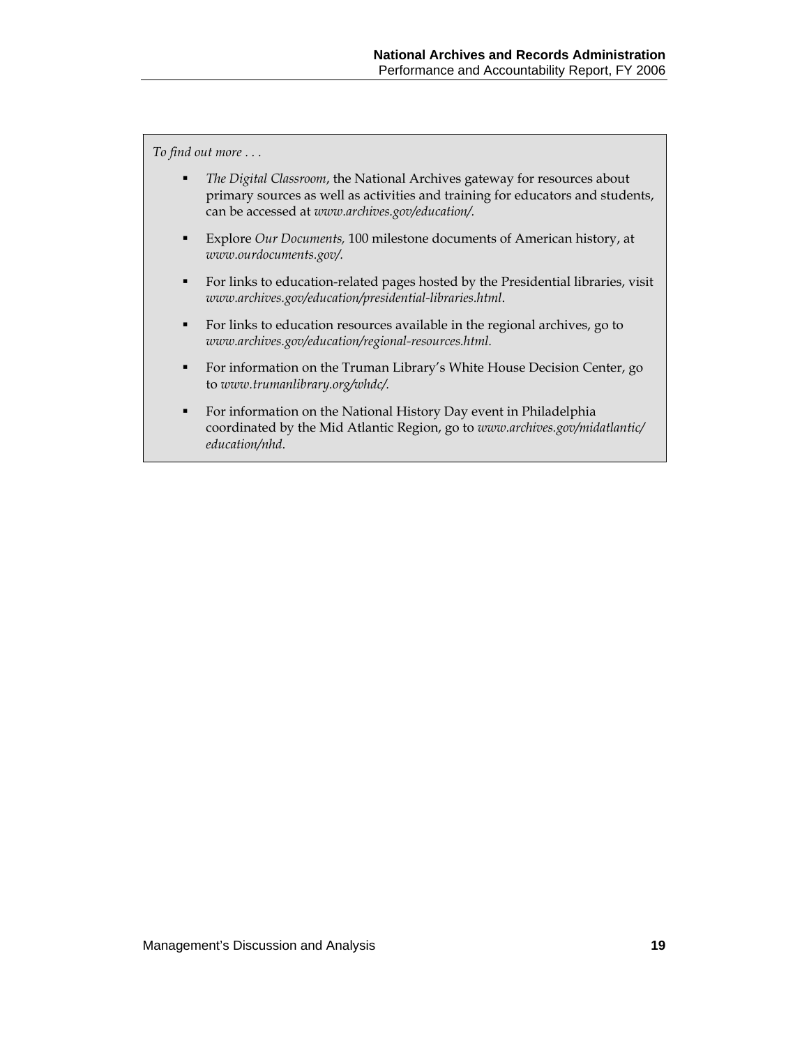*To find out more . . .*

- *The Digital Classroom*, the National Archives gateway for resources about primary sources as well as activities and training for educators and students, can be accessed at *www.archives.gov/education/.*
- Explore *Our Documents,* 100 milestone documents of American history, at *www.ourdocuments.gov/.*
- For links to education-related pages hosted by the Presidential libraries, visit *www.archives.gov/education/presidential-libraries.html*.
- For links to education resources available in the regional archives, go to *www.archives.gov/education/regional-resources.html.*
- For information on the Truman Library's White House Decision Center, go to *www.trumanlibrary.org/whdc/.*
- For information on the National History Day event in Philadelphia coordinated by the Mid Atlantic Region, go to *www.archives.gov/midatlantic/education/nhd*.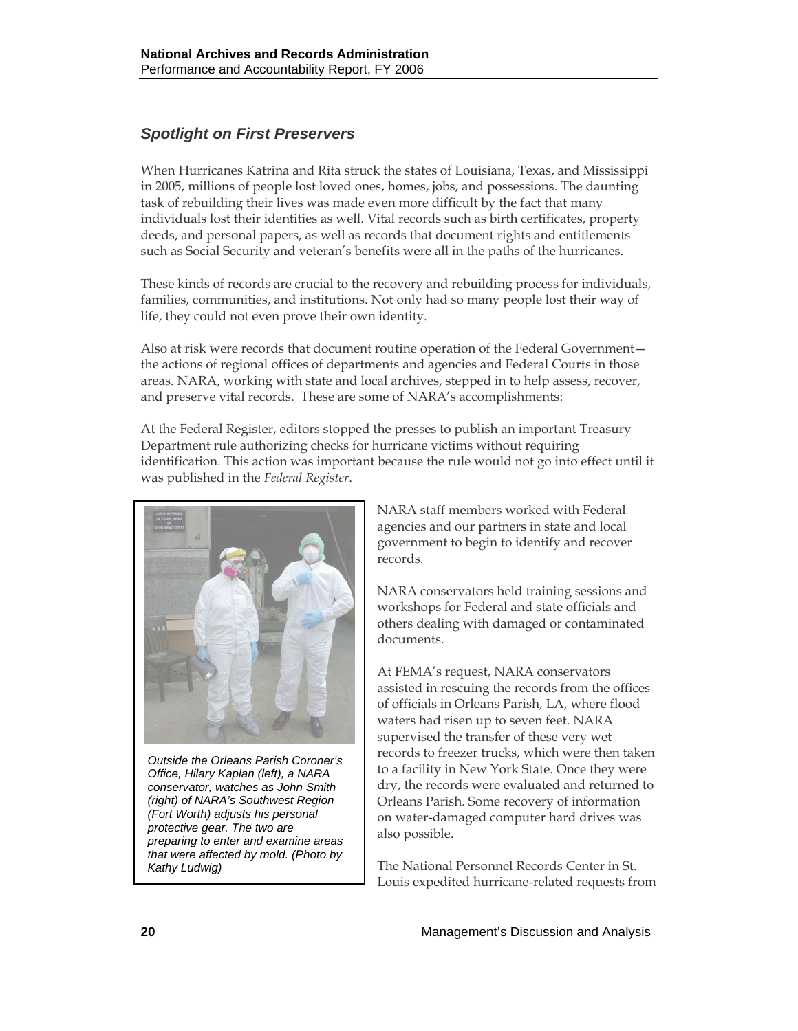### *Spotlight on First Preservers*

When Hurricanes Katrina and Rita struck the states of Louisiana, Texas, and Mississippi in 2005, millions of people lost loved ones, homes, jobs, and possessions. The daunting task of rebuilding their lives was made even more difficult by the fact that many individuals lost their identities as well. Vital records such as birth certificates, property deeds, and personal papers, as well as records that document rights and entitlements such as Social Security and veteran's benefits were all in the paths of the hurricanes.

These kinds of records are crucial to the recovery and rebuilding process for individuals, families, communities, and institutions. Not only had so many people lost their way of life, they could not even prove their own identity.

Also at risk were records that document routine operation of the Federal Government—the actions of regional offices of departments and agencies and Federal Courts in those areas. NARA, working with state and local archives, stepped in to help assess, recover, and preserve vital records. These are some of NARA's accomplishments:

At the Federal Register, editors stopped the presses to publish an important Treasury Department rule authorizing checks for hurricane victims without requiring identification. This action was important because the rule would not go into effect until it was published in the *Federal Register*.

*Outside the Orleans Parish Coroner's Office, Hilary Kaplan (left), a NARA conservator, watches as John Smith (right) of NARA's Southwest Region (Fort Worth) adjusts his personal protective gear. The two are preparing to enter and examine areas that were affected by mold. (Photo by Kathy Ludwig)*

NARA staff members worked with Federal agencies and our partners in state and local government to begin to identify and recover records.

NARA conservators held training sessions and workshops for Federal and state officials and others dealing with damaged or contaminated documents.

At FEMA's request, NARA conservators assisted in rescuing the records from the offices of officials in Orleans Parish, LA, where flood waters had risen up to seven feet. NARA supervised the transfer of these very wet records to freezer trucks, which were then taken to a facility in New York State. Once they were dry, the records were evaluated and returned to Orleans Parish. Some recovery of information on water-damaged computer hard drives was also possible.

The National Personnel Records Center in St. Louis expedited hurricane-related requests from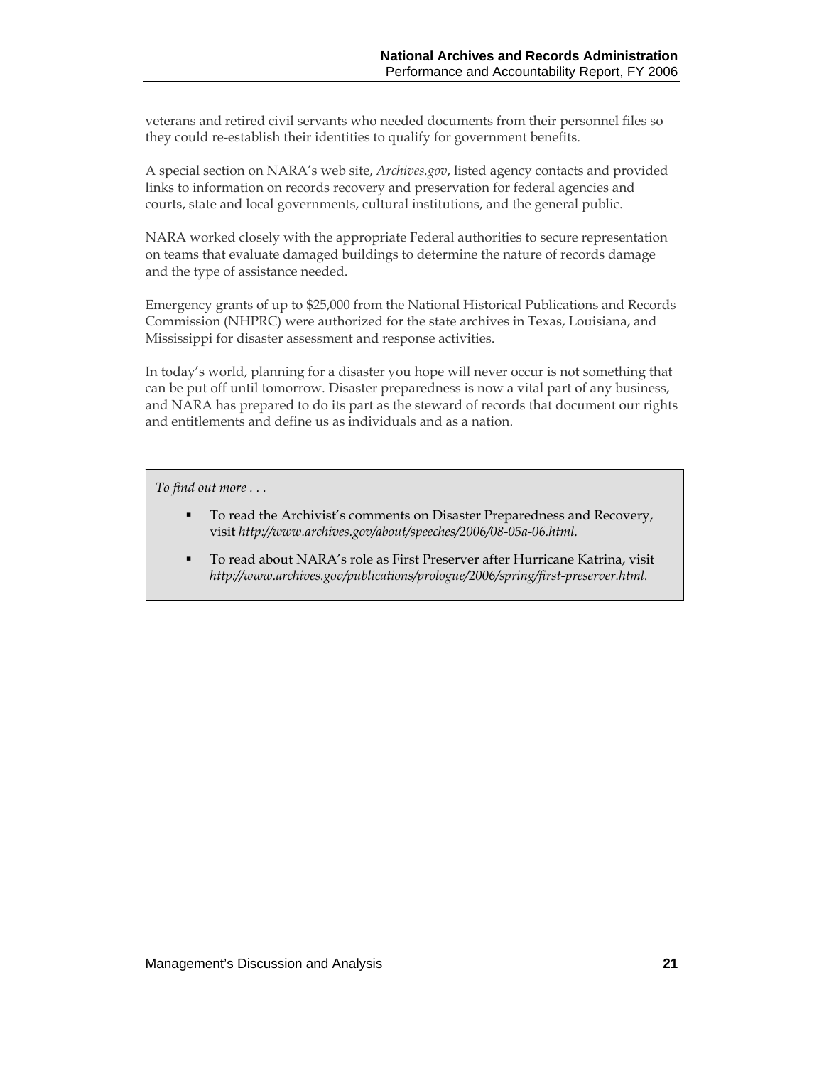veterans and retired civil servants who needed documents from their personnel files so they could re-establish their identities to qualify for government benefits.

A special section on NARA's web site, *Archives.gov*, listed agency contacts and provided links to information on records recovery and preservation for federal agencies and courts, state and local governments, cultural institutions, and the general public.

NARA worked closely with the appropriate Federal authorities to secure representation on teams that evaluate damaged buildings to determine the nature of records damage and the type of assistance needed.

Emergency grants of up to $25,000 from the National Historical Publications and Records Commission (NHPRC) were authorized for the state archives in Texas, Louisiana, and Mississippi for disaster assessment and response activities.

In today's world, planning for a disaster you hope will never occur is not something that can be put off until tomorrow. Disaster preparedness is now a vital part of any business, and NARA has prepared to do its part as the steward of records that document our rights and entitlements and define us as individuals and as a nation.

*To find out more . . .*

- To read the Archivist's comments on Disaster Preparedness and Recovery, visit *http://www.archives.gov/about/speeches/2006/08-05a-06.html.*
- To read about NARA's role as First Preserver after Hurricane Katrina, visit *http://www.archives.gov/publications/prologue/2006/spring/first-preserver.html.*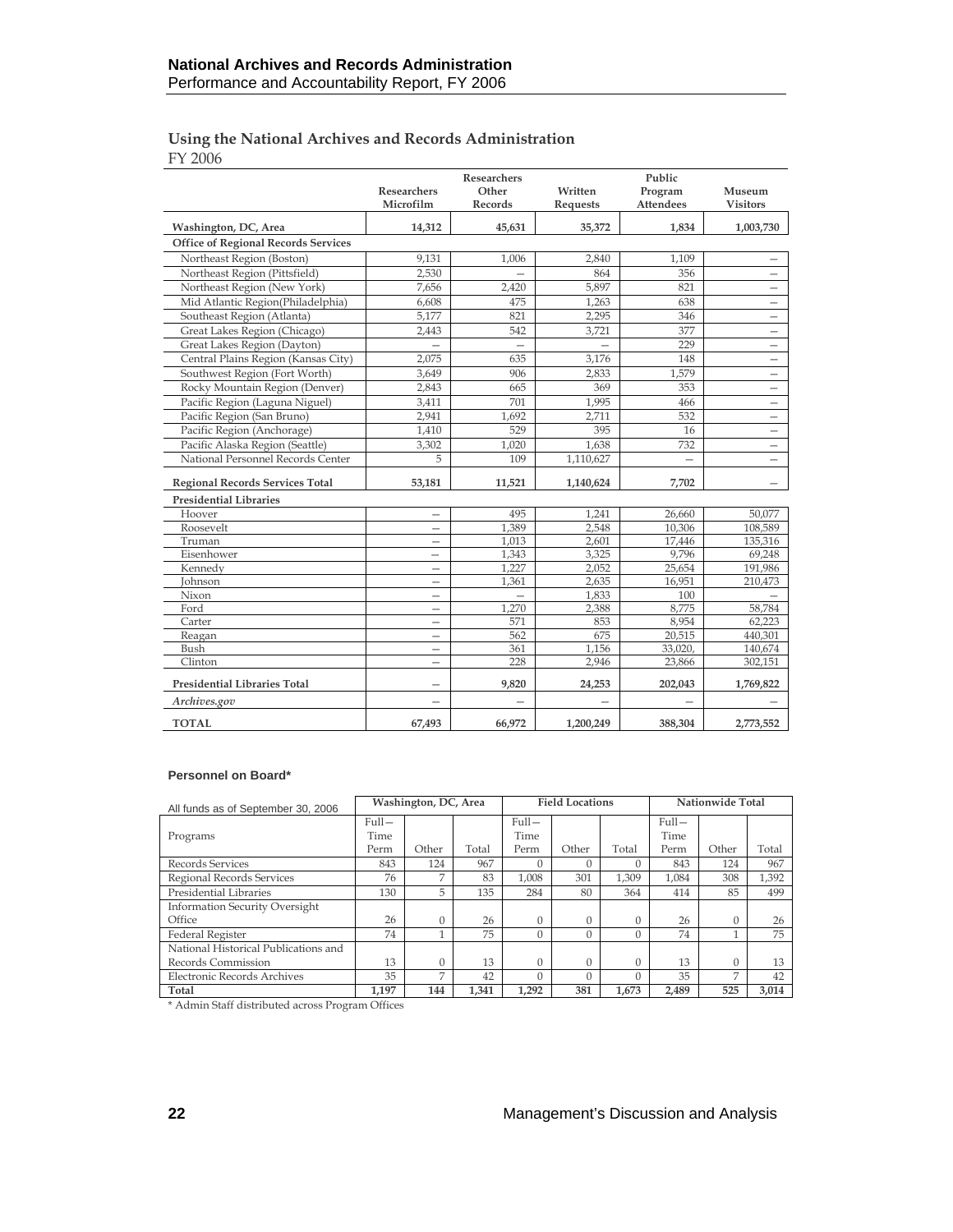## Using the National Archives and Records Administration

FY 2006

| | Researchers Microfilm | Researchers Other Records | Written Requests | Public Program Attendees | Museum Visitors |
|---|---|---|---|---|---|
| **Washington, DC, Area** | **14,312** | **45,631** | **35,372** | **1,834** | **1,003,730** |
| **Office of Regional Records Services** | | | | | |
| Northeast Region (Boston) | 9,131 | 1,006 | 2,840 | 1,109 | – |
| Northeast Region (Pittsfield) | 2,530 | – | 864 | 356 | – |
| Northeast Region (New York) | 7,656 | 2,420 | 5,897 | 821 | – |
| Mid Atlantic Region(Philadelphia) | 6,608 | 475 | 1,263 | 638 | – |
| Southeast Region (Atlanta) | 5,177 | 821 | 2,295 | 346 | – |
| Great Lakes Region (Chicago) | 2,443 | 542 | 3,721 | 377 | – |
| Great Lakes Region (Dayton) | – | – | – | 229 | – |
| Central Plains Region (Kansas City) | 2,075 | 635 | 3,176 | 148 | – |
| Southwest Region (Fort Worth) | 3,649 | 906 | 2,833 | 1,579 | – |
| Rocky Mountain Region (Denver) | 2,843 | 665 | 369 | 353 | – |
| Pacific Region (Laguna Niguel) | 3,411 | 701 | 1,995 | 466 | – |
| Pacific Region (San Bruno) | 2,941 | 1,692 | 2,711 | 532 | – |
| Pacific Region (Anchorage) | 1,410 | 529 | 395 | 16 | – |
| Pacific Alaska Region (Seattle) | 3,302 | 1,020 | 1,638 | 732 | – |
| National Personnel Records Center | 5 | 109 | 1,110,627 | – | – |
| **Regional Records Services Total** | **53,181** | **11,521** | **1,140,624** | **7,702** | **–** |
| **Presidential Libraries** | | | | | |
| Hoover | – | 495 | 1,241 | 26,660 | 50,077 |
| Roosevelt | – | 1,389 | 2,548 | 10,306 | 108,589 |
| Truman | – | 1,013 | 2,601 | 17,446 | 135,316 |
| Eisenhower | – | 1,343 | 3,325 | 9,796 | 69,248 |
| Kennedy | – | 1,227 | 2,052 | 25,654 | 191,986 |
| Johnson | – | 1,361 | 2,635 | 16,951 | 210,473 |
| Nixon | – | – | 1,833 | 100 | – |
| Ford | – | 1,270 | 2,388 | 8,775 | 58,784 |
| Carter | – | 571 | 853 | 8,954 | 62,223 |
| Reagan | – | 562 | 675 | 20,515 | 440,301 |
| Bush | – | 361 | 1,156 | 33,020, | 140,674 |
| Clinton | – | 228 | 2,946 | 23,866 | 302,151 |
| **Presidential Libraries Total** | **–** | **9,820** | **24,253** | **202,043** | **1,769,822** |
| *Archives.gov* | – | – | – | – | – |
| **TOTAL** | **67,493** | **66,972** | **1,200,249** | **388,304** | **2,773,552** |

### Personnel on Board*

| All funds as of September 30, 2006 | Washington, DC, Area | | | Field Locations | | | Nationwide Total | | |
|---|---|---|---|---|---|---|---|---|---|
| Programs | Full–Time Perm | Other | Total | Full–Time Perm | Other | Total | Full–Time Perm | Other | Total |
| Records Services | 843 | 124 | 967 | 0 | 0 | 0 | 843 | 124 | 967 |
| Regional Records Services | 76 | 7 | 83 | 1,008 | 301 | 1,309 | 1,084 | 308 | 1,392 |
| Presidential Libraries | 130 | 5 | 135 | 284 | 80 | 364 | 414 | 85 | 499 |
| Information Security Oversight Office | 26 | 0 | 26 | 0 | 0 | 0 | 26 | 0 | 26 |
| Federal Register | 74 | 1 | 75 | 0 | 0 | 0 | 74 | 1 | 75 |
| National Historical Publications and Records Commission | 13 | 0 | 13 | 0 | 0 | 0 | 13 | 0 | 13 |
| Electronic Records Archives | 35 | 7 | 42 | 0 | 0 | 0 | 35 | 7 | 42 |
| **Total** | **1,197** | **144** | **1,341** | **1,292** | **381** | **1,673** | **2,489** | **525** | **3,014** |

\* Admin Staff distributed across Program Offices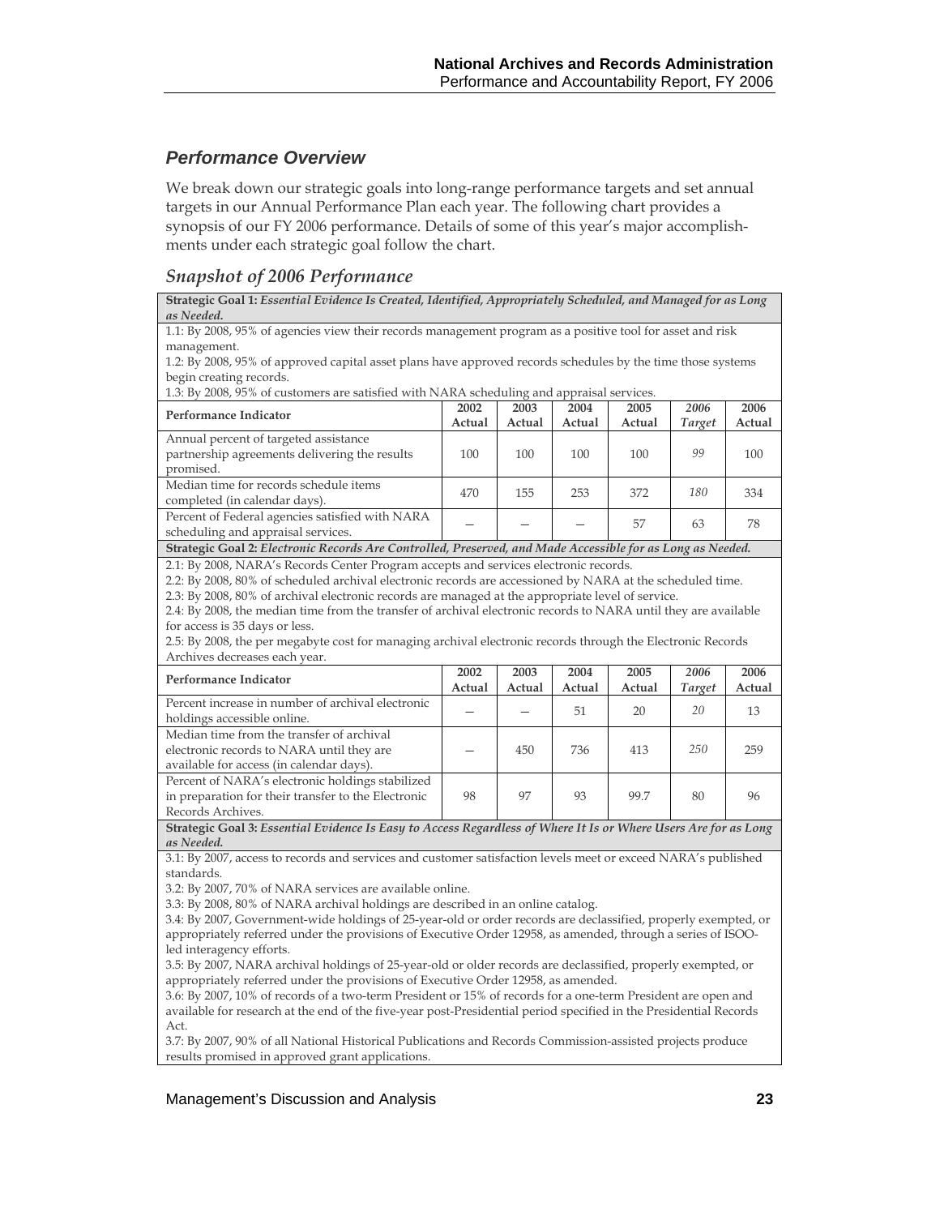## *Performance Overview*

We break down our strategic goals into long-range performance targets and set annual targets in our Annual Performance Plan each year. The following chart provides a synopsis of our FY 2006 performance. Details of some of this year's major accomplishments under each strategic goal follow the chart.

### *Snapshot of 2006 Performance*

**Strategic Goal 1:** ***Essential Evidence Is Created, Identified, Appropriately Scheduled, and Managed for as Long as Needed.***

1.1: By 2008, 95% of agencies view their records management program as a positive tool for asset and risk management.
1.2: By 2008, 95% of approved capital asset plans have approved records schedules by the time those systems begin creating records.
1.3: By 2008, 95% of customers are satisfied with NARA scheduling and appraisal services.

| Performance Indicator | 2002 Actual | 2003 Actual | 2004 Actual | 2005 Actual | *2006 Target* | 2006 Actual |
|---|---|---|---|---|---|---|
| Annual percent of targeted assistance partnership agreements delivering the results promised. | 100 | 100 | 100 | 100 | *99* | 100 |
| Median time for records schedule items completed (in calendar days). | 470 | 155 | 253 | 372 | *180* | 334 |
| Percent of Federal agencies satisfied with NARA scheduling and appraisal services. | – | – | – | 57 | 63 | 78 |

**Strategic Goal 2:** ***Electronic Records Are Controlled, Preserved, and Made Accessible for as Long as Needed.***

2.1: By 2008, NARA's Records Center Program accepts and services electronic records.
2.2: By 2008, 80% of scheduled archival electronic records are accessioned by NARA at the scheduled time.
2.3: By 2008, 80% of archival electronic records are managed at the appropriate level of service.
2.4: By 2008, the median time from the transfer of archival electronic records to NARA until they are available for access is 35 days or less.
2.5: By 2008, the per megabyte cost for managing archival electronic records through the Electronic Records Archives decreases each year.

| Performance Indicator | 2002 Actual | 2003 Actual | 2004 Actual | 2005 Actual | *2006 Target* | 2006 Actual |
|---|---|---|---|---|---|---|
| Percent increase in number of archival electronic holdings accessible online. | – | – | 51 | 20 | *20* | 13 |
| Median time from the transfer of archival electronic records to NARA until they are available for access (in calendar days). | – | 450 | 736 | 413 | *250* | 259 |
| Percent of NARA's electronic holdings stabilized in preparation for their transfer to the Electronic Records Archives. | 98 | 97 | 93 | 99.7 | 80 | 96 |

**Strategic Goal 3:** ***Essential Evidence Is Easy to Access Regardless of Where It Is or Where Users Are for as Long as Needed.***

3.1: By 2007, access to records and services and customer satisfaction levels meet or exceed NARA's published standards.
3.2: By 2007, 70% of NARA services are available online.
3.3: By 2008, 80% of NARA archival holdings are described in an online catalog.
3.4: By 2007, Government-wide holdings of 25-year-old or order records are declassified, properly exempted, or appropriately referred under the provisions of Executive Order 12958, as amended, through a series of ISOO-led interagency efforts.
3.5: By 2007, NARA archival holdings of 25-year-old or older records are declassified, properly exempted, or appropriately referred under the provisions of Executive Order 12958, as amended.
3.6: By 2007, 10% of records of a two-term President or 15% of records for a one-term President are open and available for research at the end of the five-year post-Presidential period specified in the Presidential Records Act.
3.7: By 2007, 90% of all National Historical Publications and Records Commission-assisted projects produce results promised in approved grant applications.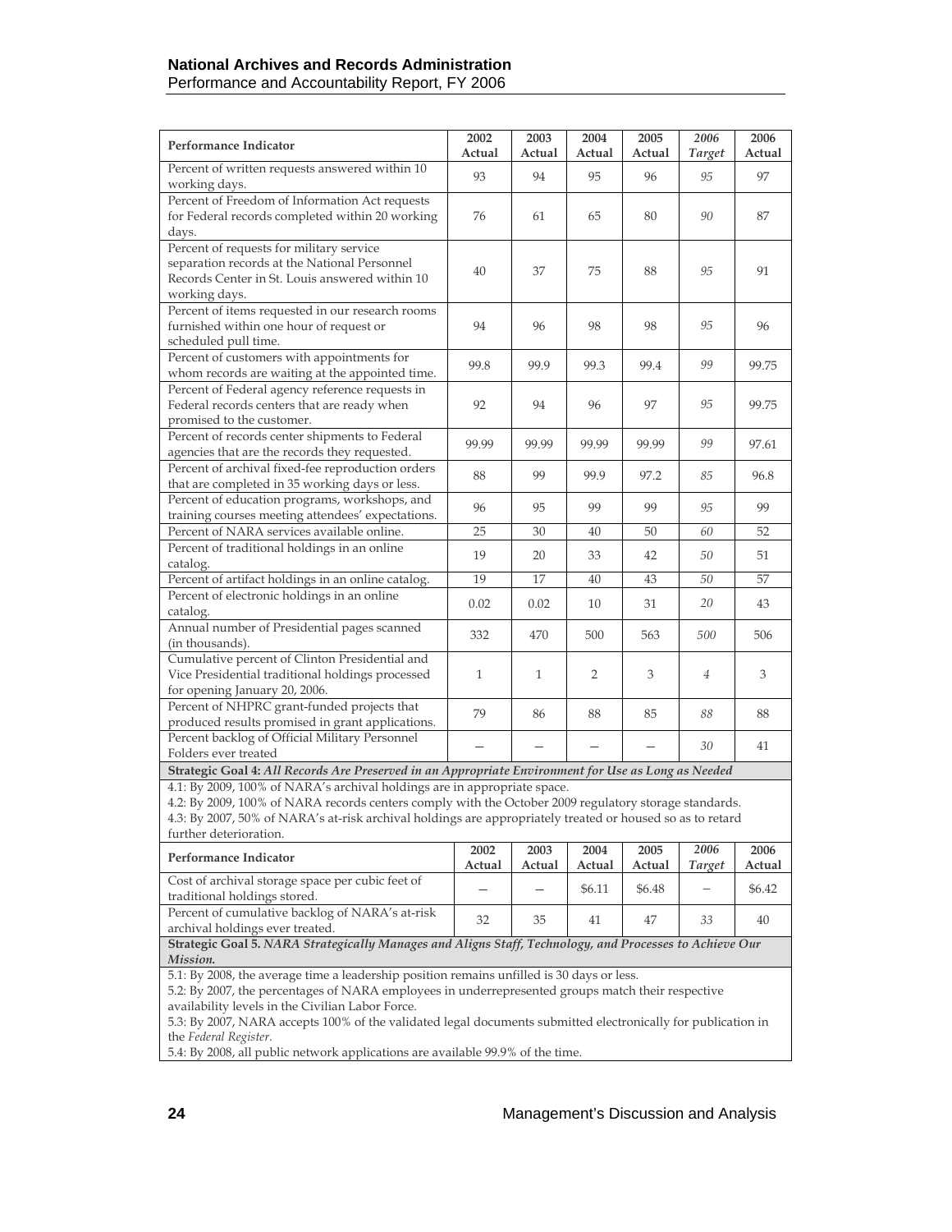| Performance Indicator | 2002 Actual | 2003 Actual | 2004 Actual | 2005 Actual | *2006 Target* | 2006 Actual |
|---|---|---|---|---|---|---|
| Percent of written requests answered within 10 working days. | 93 | 94 | 95 | 96 | *95* | 97 |
| Percent of Freedom of Information Act requests for Federal records completed within 20 working days. | 76 | 61 | 65 | 80 | *90* | 87 |
| Percent of requests for military service separation records at the National Personnel Records Center in St. Louis answered within 10 working days. | 40 | 37 | 75 | 88 | *95* | 91 |
| Percent of items requested in our research rooms furnished within one hour of request or scheduled pull time. | 94 | 96 | 98 | 98 | *95* | 96 |
| Percent of customers with appointments for whom records are waiting at the appointed time. | 99.8 | 99.9 | 99.3 | 99.4 | *99* | 99.75 |
| Percent of Federal agency reference requests in Federal records centers that are ready when promised to the customer. | 92 | 94 | 96 | 97 | *95* | 99.75 |
| Percent of records center shipments to Federal agencies that are the records they requested. | 99.99 | 99.99 | 99.99 | 99.99 | *99* | 97.61 |
| Percent of archival fixed-fee reproduction orders that are completed in 35 working days or less. | 88 | 99 | 99.9 | 97.2 | *85* | 96.8 |
| Percent of education programs, workshops, and training courses meeting attendees' expectations. | 96 | 95 | 99 | 99 | *95* | 99 |
| Percent of NARA services available online. | 25 | 30 | 40 | 50 | *60* | 52 |
| Percent of traditional holdings in an online catalog. | 19 | 20 | 33 | 42 | *50* | 51 |
| Percent of artifact holdings in an online catalog. | 19 | 17 | 40 | 43 | *50* | 57 |
| Percent of electronic holdings in an online catalog. | 0.02 | 0.02 | 10 | 31 | *20* | 43 |
| Annual number of Presidential pages scanned (in thousands). | 332 | 470 | 500 | 563 | *500* | 506 |
| Cumulative percent of Clinton Presidential and Vice Presidential traditional holdings processed for opening January 20, 2006. | 1 | 1 | 2 | 3 | *4* | 3 |
| Percent of NHPRC grant-funded projects that produced results promised in grant applications. | 79 | 86 | 88 | 85 | *88* | 88 |
| Percent backlog of Official Military Personnel Folders ever treated | — | — | — | — | *30* | 41 |

**Strategic Goal 4:** ***All Records Are Preserved in an Appropriate Environment for Use as Long as Needed***

4.1: By 2009, 100% of NARA's archival holdings are in appropriate space.
4.2: By 2009, 100% of NARA records centers comply with the October 2009 regulatory storage standards.
4.3: By 2007, 50% of NARA's at-risk archival holdings are appropriately treated or housed so as to retard further deterioration.

| Performance Indicator | 2002 Actual | 2003 Actual | 2004 Actual | 2005 Actual | *2006 Target* | 2006 Actual |
|---|---|---|---|---|---|---|
| Cost of archival storage space per cubic feet of traditional holdings stored. | — | — | $6.11 | $6.48 | — | $6.42 |
| Percent of cumulative backlog of NARA's at-risk archival holdings ever treated. | 32 | 35 | 41 | 47 | *33* | 40 |

**Strategic Goal 5.** ***NARA Strategically Manages and Aligns Staff, Technology, and Processes to Achieve Our Mission.***

5.1: By 2008, the average time a leadership position remains unfilled is 30 days or less.
5.2: By 2007, the percentages of NARA employees in underrepresented groups match their respective availability levels in the Civilian Labor Force.
5.3: By 2007, NARA accepts 100% of the validated legal documents submitted electronically for publication in the *Federal Register*.
5.4: By 2008, all public network applications are available 99.9% of the time.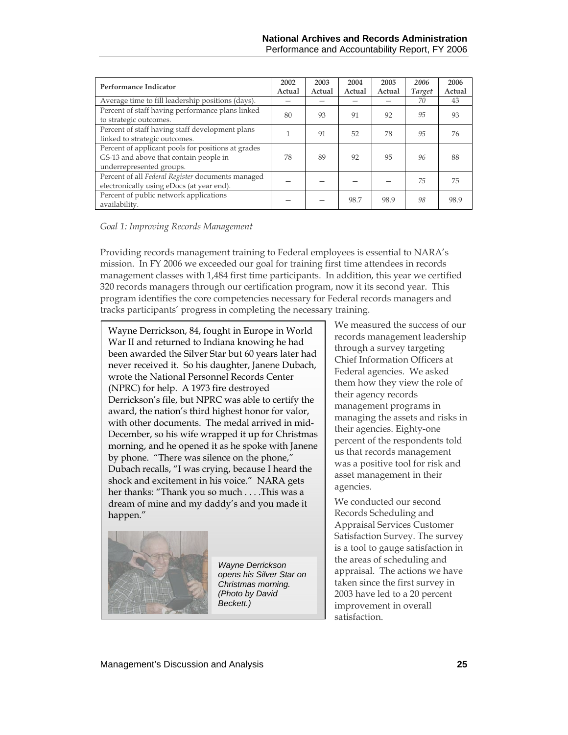| Performance Indicator | 2002 Actual | 2003 Actual | 2004 Actual | 2005 Actual | *2006 Target* | 2006 Actual |
|---|---|---|---|---|---|---|
| Average time to fill leadership positions (days). | – | – | – | – | *70* | 43 |
| Percent of staff having performance plans linked to strategic outcomes. | 80 | 93 | 91 | 92 | *95* | 93 |
| Percent of staff having staff development plans linked to strategic outcomes. | 1 | 91 | 52 | 78 | *95* | 76 |
| Percent of applicant pools for positions at grades GS-13 and above that contain people in underrepresented groups. | 78 | 89 | 92 | 95 | *96* | 88 |
| Percent of all *Federal Register* documents managed electronically using eDocs (at year end). | – | – | – | – | *75* | 75 |
| Percent of public network applications availability. | – | – | 98.7 | 98.9 | *98* | 98.9 |

*Goal 1: Improving Records Management*

Providing records management training to Federal employees is essential to NARA's mission. In FY 2006 we exceeded our goal for training first time attendees in records management classes with 1,484 first time participants. In addition, this year we certified 320 records managers through our certification program, now it its second year. This program identifies the core competencies necessary for Federal records managers and tracks participants' progress in completing the necessary training.

Wayne Derrickson, 84, fought in Europe in World War II and returned to Indiana knowing he had been awarded the Silver Star but 60 years later had never received it. So his daughter, Janene Dubach, wrote the National Personnel Records Center (NPRC) for help. A 1973 fire destroyed Derrickson's file, but NPRC was able to certify the award, the nation's third highest honor for valor, with other documents. The medal arrived in mid-December, so his wife wrapped it up for Christmas morning, and he opened it as he spoke with Janene by phone. "There was silence on the phone," Dubach recalls, "I was crying, because I heard the shock and excitement in his voice." NARA gets her thanks: "Thank you so much . . . .This was a dream of mine and my daddy's and you made it happen."

*Wayne Derrickson opens his Silver Star on Christmas morning. (Photo by David Beckett.)*

We measured the success of our records management leadership through a survey targeting Chief Information Officers at Federal agencies. We asked them how they view the role of their agency records management programs in managing the assets and risks in their agencies. Eighty-one percent of the respondents told us that records management was a positive tool for risk and asset management in their agencies.

We conducted our second Records Scheduling and Appraisal Services Customer Satisfaction Survey. The survey is a tool to gauge satisfaction in the areas of scheduling and appraisal. The actions we have taken since the first survey in 2003 have led to a 20 percent improvement in overall satisfaction.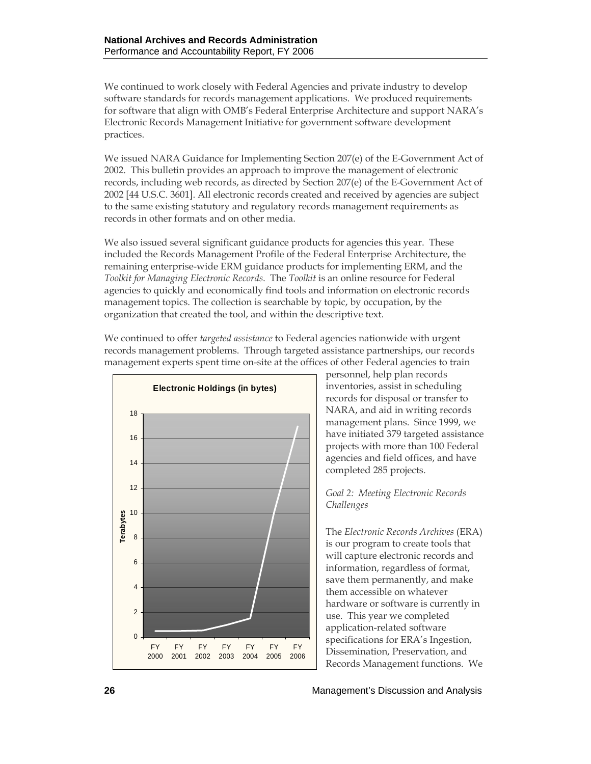We continued to work closely with Federal Agencies and private industry to develop software standards for records management applications. We produced requirements for software that align with OMB's Federal Enterprise Architecture and support NARA's Electronic Records Management Initiative for government software development practices.

We issued NARA Guidance for Implementing Section 207(e) of the E-Government Act of 2002. This bulletin provides an approach to improve the management of electronic records, including web records, as directed by Section 207(e) of the E-Government Act of 2002 [44 U.S.C. 3601]. All electronic records created and received by agencies are subject to the same existing statutory and regulatory records management requirements as records in other formats and on other media.

We also issued several significant guidance products for agencies this year. These included the Records Management Profile of the Federal Enterprise Architecture, the remaining enterprise-wide ERM guidance products for implementing ERM, and the *Toolkit for Managing Electronic Records*. The *Toolkit* is an online resource for Federal agencies to quickly and economically find tools and information on electronic records management topics. The collection is searchable by topic, by occupation, by the organization that created the tool, and within the descriptive text.

We continued to offer *targeted assistance* to Federal agencies nationwide with urgent records management problems. Through targeted assistance partnerships, our records management experts spent time on-site at the offices of other Federal agencies to train personnel, help plan records inventories, assist in scheduling records for disposal or transfer to NARA, and aid in writing records management plans. Since 1999, we have initiated 379 targeted assistance projects with more than 100 Federal agencies and field offices, and have completed 285 projects.

**Electronic Holdings (in bytes)**

(Line chart: Terabytes, FY 2000 – FY 2006)

*Goal 2: Meeting Electronic Records Challenges*

The *Electronic Records Archives* (ERA) is our program to create tools that will capture electronic records and information, regardless of format, save them permanently, and make them accessible on whatever hardware or software is currently in use. This year we completed application-related software specifications for ERA's Ingestion, Dissemination, Preservation, and Records Management functions. We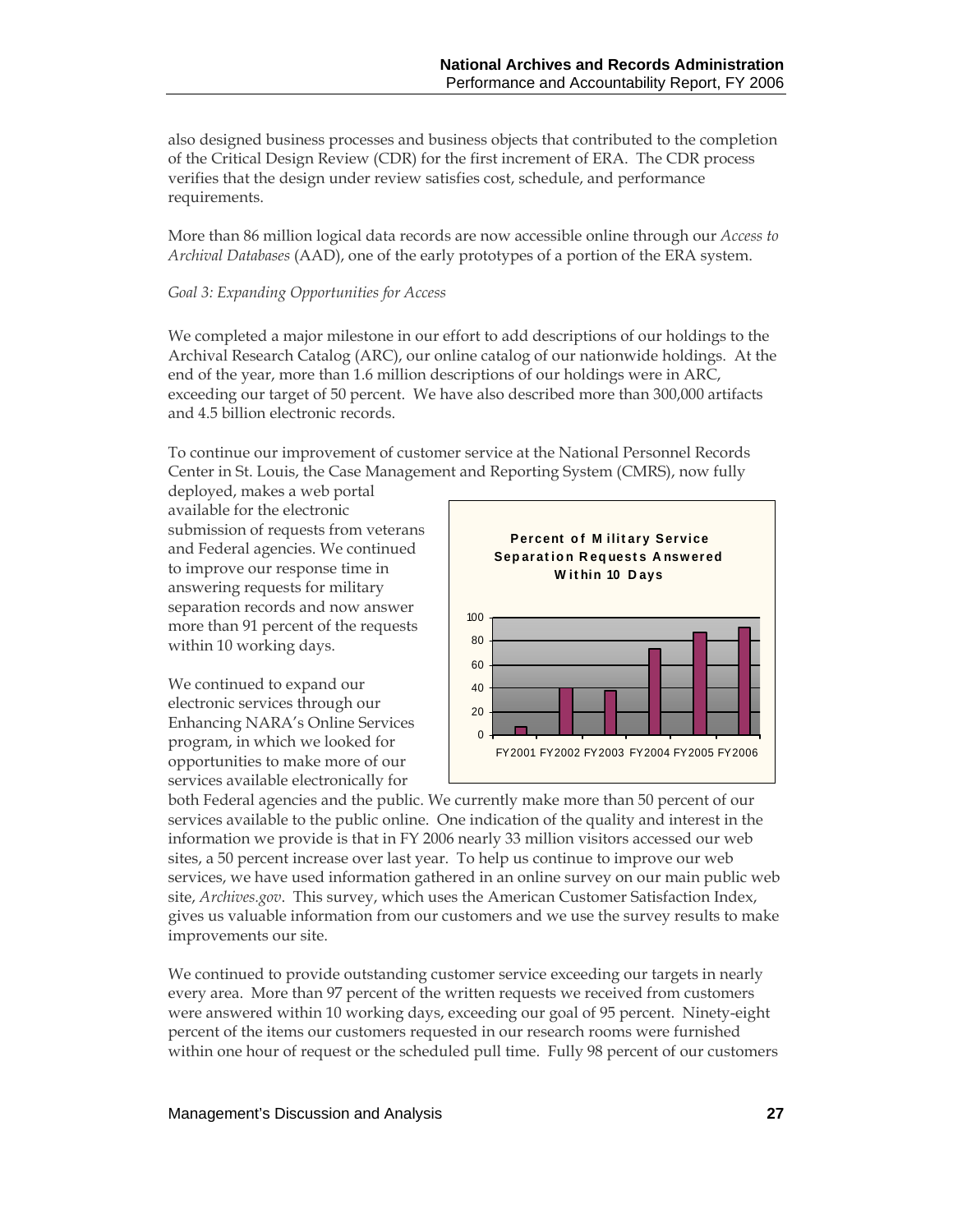also designed business processes and business objects that contributed to the completion of the Critical Design Review (CDR) for the first increment of ERA. The CDR process verifies that the design under review satisfies cost, schedule, and performance requirements.

More than 86 million logical data records are now accessible online through our *Access to Archival Databases* (AAD), one of the early prototypes of a portion of the ERA system.

*Goal 3: Expanding Opportunities for Access*

We completed a major milestone in our effort to add descriptions of our holdings to the Archival Research Catalog (ARC), our online catalog of our nationwide holdings. At the end of the year, more than 1.6 million descriptions of our holdings were in ARC, exceeding our target of 50 percent. We have also described more than 300,000 artifacts and 4.5 billion electronic records.

To continue our improvement of customer service at the National Personnel Records Center in St. Louis, the Case Management and Reporting System (CMRS), now fully deployed, makes a web portal available for the electronic submission of requests from veterans and Federal agencies. We continued to improve our response time in answering requests for military separation records and now answer more than 91 percent of the requests within 10 working days.

We continued to expand our electronic services through our Enhancing NARA's Online Services program, in which we looked for opportunities to make more of our services available electronically for both Federal agencies and the public. We currently make more than 50 percent of our services available to the public online. One indication of the quality and interest in the information we provide is that in FY 2006 nearly 33 million visitors accessed our web sites, a 50 percent increase over last year. To help us continue to improve our web services, we have used information gathered in an online survey on our main public web site, *Archives.gov*. This survey, which uses the American Customer Satisfaction Index, gives us valuable information from our customers and we use the survey results to make improvements our site.

We continued to provide outstanding customer service exceeding our targets in nearly every area. More than 97 percent of the written requests we received from customers were answered within 10 working days, exceeding our goal of 95 percent. Ninety-eight percent of the items our customers requested in our research rooms were furnished within one hour of request or the scheduled pull time. Fully 98 percent of our customers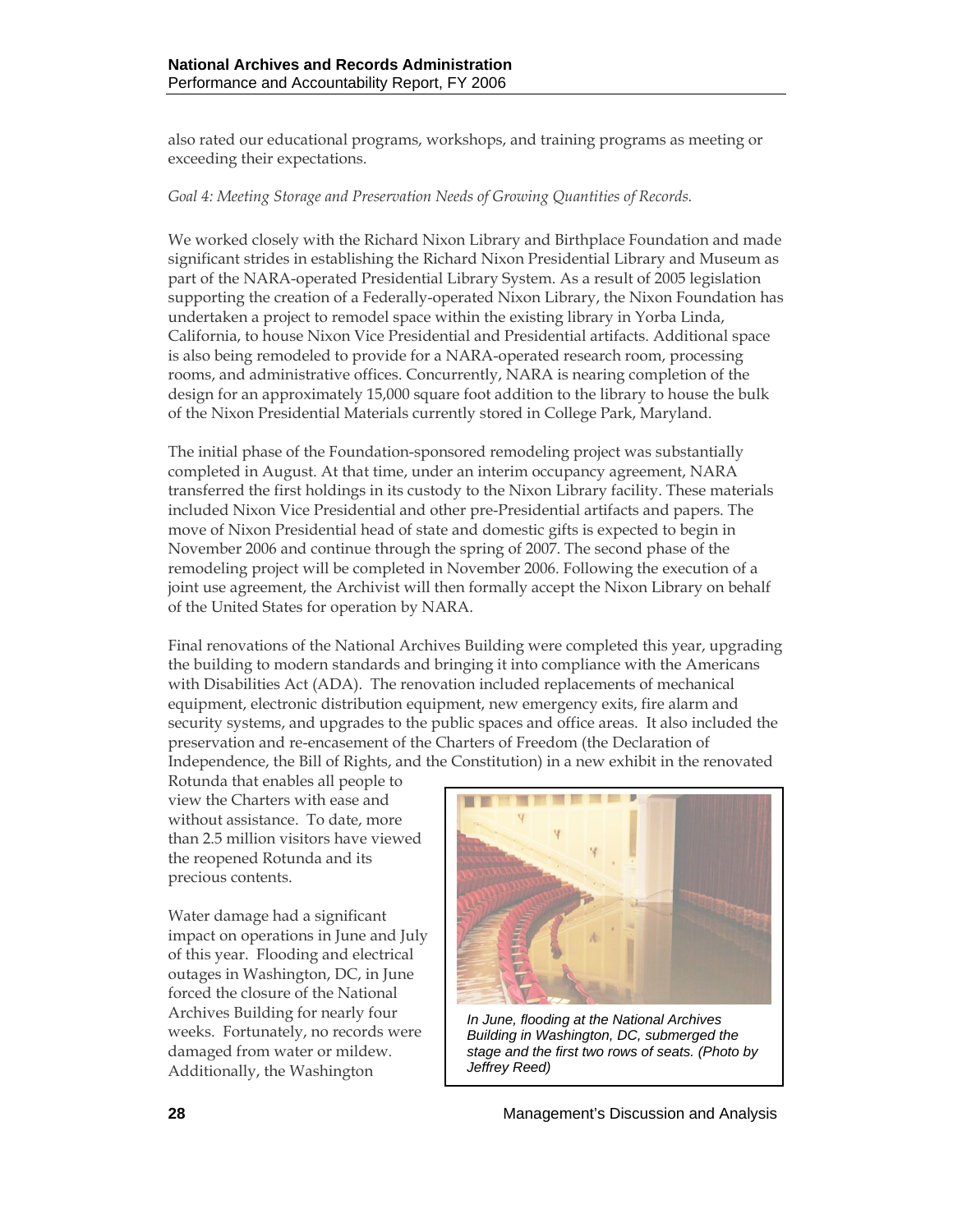also rated our educational programs, workshops, and training programs as meeting or exceeding their expectations.

*Goal 4: Meeting Storage and Preservation Needs of Growing Quantities of Records.*

We worked closely with the Richard Nixon Library and Birthplace Foundation and made significant strides in establishing the Richard Nixon Presidential Library and Museum as part of the NARA-operated Presidential Library System. As a result of 2005 legislation supporting the creation of a Federally-operated Nixon Library, the Nixon Foundation has undertaken a project to remodel space within the existing library in Yorba Linda, California, to house Nixon Vice Presidential and Presidential artifacts. Additional space is also being remodeled to provide for a NARA-operated research room, processing rooms, and administrative offices. Concurrently, NARA is nearing completion of the design for an approximately 15,000 square foot addition to the library to house the bulk of the Nixon Presidential Materials currently stored in College Park, Maryland.

The initial phase of the Foundation-sponsored remodeling project was substantially completed in August. At that time, under an interim occupancy agreement, NARA transferred the first holdings in its custody to the Nixon Library facility. These materials included Nixon Vice Presidential and other pre-Presidential artifacts and papers. The move of Nixon Presidential head of state and domestic gifts is expected to begin in November 2006 and continue through the spring of 2007. The second phase of the remodeling project will be completed in November 2006. Following the execution of a joint use agreement, the Archivist will then formally accept the Nixon Library on behalf of the United States for operation by NARA.

Final renovations of the National Archives Building were completed this year, upgrading the building to modern standards and bringing it into compliance with the Americans with Disabilities Act (ADA). The renovation included replacements of mechanical equipment, electronic distribution equipment, new emergency exits, fire alarm and security systems, and upgrades to the public spaces and office areas. It also included the preservation and re-encasement of the Charters of Freedom (the Declaration of Independence, the Bill of Rights, and the Constitution) in a new exhibit in the renovated Rotunda that enables all people to view the Charters with ease and without assistance. To date, more than 2.5 million visitors have viewed the reopened Rotunda and its precious contents.

Water damage had a significant impact on operations in June and July of this year. Flooding and electrical outages in Washington, DC, in June forced the closure of the National Archives Building for nearly four weeks. Fortunately, no records were damaged from water or mildew. Additionally, the Washington

*In June, flooding at the National Archives Building in Washington, DC, submerged the stage and the first two rows of seats. (Photo by Jeffrey Reed)*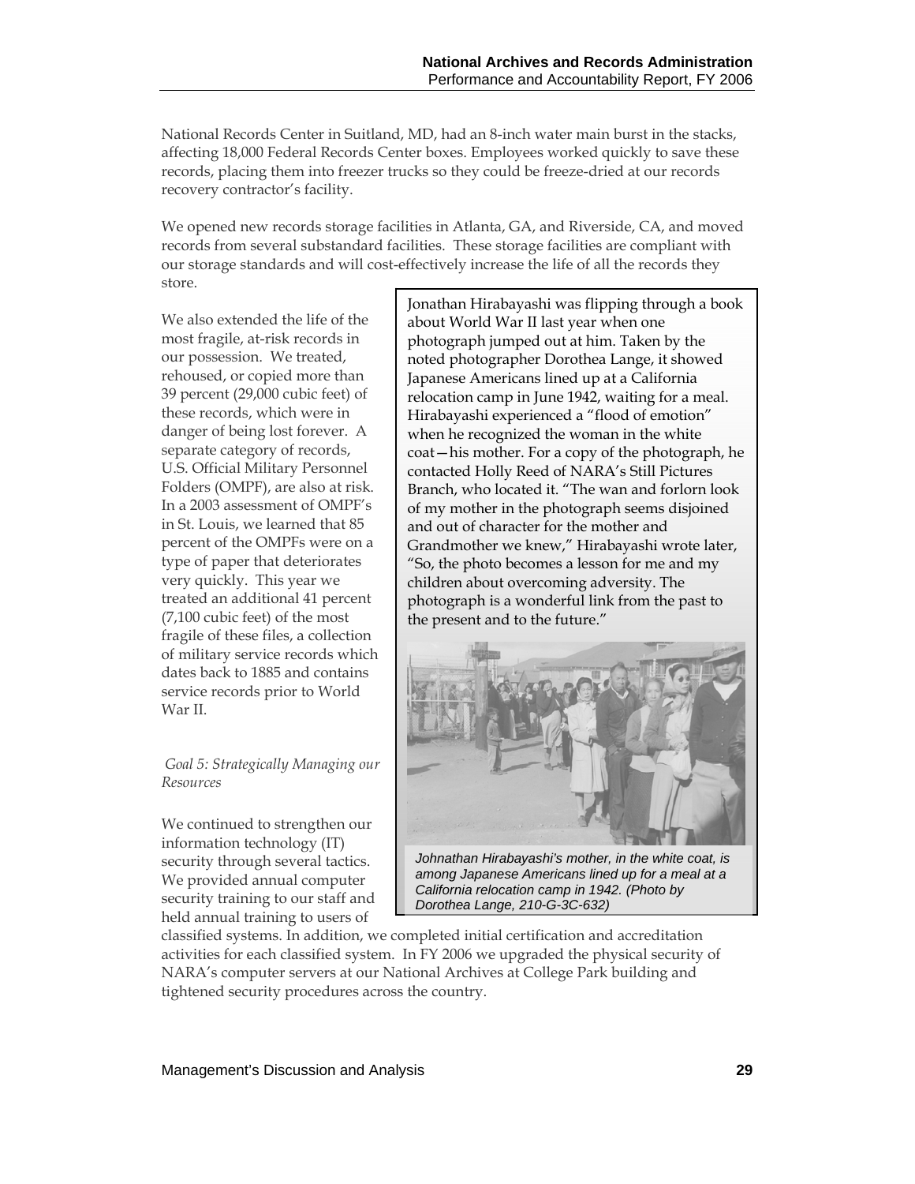National Records Center in Suitland, MD, had an 8-inch water main burst in the stacks, affecting 18,000 Federal Records Center boxes. Employees worked quickly to save these records, placing them into freezer trucks so they could be freeze-dried at our records recovery contractor's facility.

We opened new records storage facilities in Atlanta, GA, and Riverside, CA, and moved records from several substandard facilities. These storage facilities are compliant with our storage standards and will cost-effectively increase the life of all the records they store.

We also extended the life of the most fragile, at-risk records in our possession. We treated, rehoused, or copied more than 39 percent (29,000 cubic feet) of these records, which were in danger of being lost forever. A separate category of records, U.S. Official Military Personnel Folders (OMPF), are also at risk. In a 2003 assessment of OMPF's in St. Louis, we learned that 85 percent of the OMPFs were on a type of paper that deteriorates very quickly. This year we treated an additional 41 percent (7,100 cubic feet) of the most fragile of these files, a collection of military service records which dates back to 1885 and contains service records prior to World War II.

> Jonathan Hirabayashi was flipping through a book about World War II last year when one photograph jumped out at him. Taken by the noted photographer Dorothea Lange, it showed Japanese Americans lined up at a California relocation camp in June 1942, waiting for a meal. Hirabayashi experienced a "flood of emotion" when he recognized the woman in the white coat—his mother. For a copy of the photograph, he contacted Holly Reed of NARA's Still Pictures Branch, who located it. "The wan and forlorn look of my mother in the photograph seems disjoined and out of character for the mother and Grandmother we knew," Hirabayashi wrote later, "So, the photo becomes a lesson for me and my children about overcoming adversity. The photograph is a wonderful link from the past to the present and to the future."
>
> *Johnathan Hirabayashi's mother, in the white coat, is among Japanese Americans lined up for a meal at a California relocation camp in 1942. (Photo by Dorothea Lange, 210-G-3C-632)*

*Goal 5: Strategically Managing our Resources*

We continued to strengthen our information technology (IT) security through several tactics. We provided annual computer security training to our staff and held annual training to users of classified systems. In addition, we completed initial certification and accreditation activities for each classified system. In FY 2006 we upgraded the physical security of NARA's computer servers at our National Archives at College Park building and tightened security procedures across the country.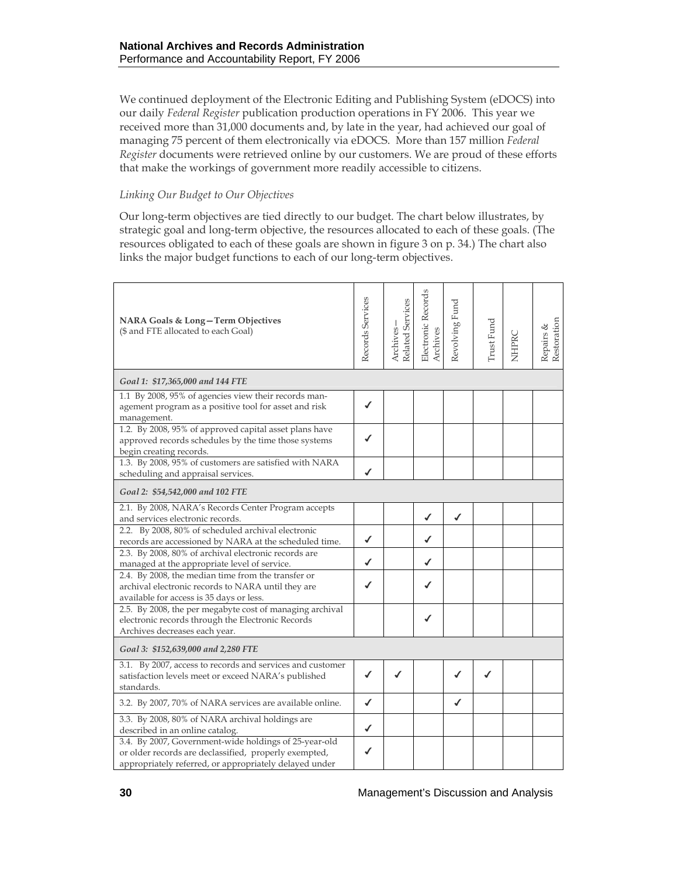We continued deployment of the Electronic Editing and Publishing System (eDOCS) into our daily *Federal Register* publication production operations in FY 2006. This year we received more than 31,000 documents and, by late in the year, had achieved our goal of managing 75 percent of them electronically via eDOCS. More than 157 million *Federal Register* documents were retrieved online by our customers. We are proud of these efforts that make the workings of government more readily accessible to citizens.

*Linking Our Budget to Our Objectives*

Our long-term objectives are tied directly to our budget. The chart below illustrates, by strategic goal and long-term objective, the resources allocated to each of these goals. (The resources obligated to each of these goals are shown in figure 3 on p. 34.) The chart also links the major budget functions to each of our long-term objectives.

| **NARA Goals & Long—Term Objectives** ($ and FTE allocated to each Goal) | Records Services | Archives—Related Services | Electronic Records Archives | Revolving Fund | Trust Fund | NHPRC | Repairs & Restoration |
|---|---|---|---|---|---|---|---|
| ***Goal 1: $17,365,000 and 144 FTE*** | | | | | | | |
| 1.1 By 2008, 95% of agencies view their records management program as a positive tool for asset and risk management. | ✓ | | | | | | |
| 1.2. By 2008, 95% of approved capital asset plans have approved records schedules by the time those systems begin creating records. | ✓ | | | | | | |
| 1.3. By 2008, 95% of customers are satisfied with NARA scheduling and appraisal services. | ✓ | | | | | | |
| ***Goal 2: $54,542,000 and 102 FTE*** | | | | | | | |
| 2.1. By 2008, NARA's Records Center Program accepts and services electronic records. | | | ✓ | ✓ | | | |
| 2.2. By 2008, 80% of scheduled archival electronic records are accessioned by NARA at the scheduled time. | ✓ | | ✓ | | | | |
| 2.3. By 2008, 80% of archival electronic records are managed at the appropriate level of service. | ✓ | | ✓ | | | | |
| 2.4. By 2008, the median time from the transfer or archival electronic records to NARA until they are available for access is 35 days or less. | ✓ | | ✓ | | | | |
| 2.5. By 2008, the per megabyte cost of managing archival electronic records through the Electronic Records Archives decreases each year. | | | ✓ | | | | |
| ***Goal 3: $152,639,000 and 2,280 FTE*** | | | | | | | |
| 3.1. By 2007, access to records and services and customer satisfaction levels meet or exceed NARA's published standards. | ✓ | ✓ | | ✓ | ✓ | | |
| 3.2. By 2007, 70% of NARA services are available online. | ✓ | | | ✓ | | | |
| 3.3. By 2008, 80% of NARA archival holdings are described in an online catalog. | ✓ | | | | | | |
| 3.4. By 2007, Government-wide holdings of 25-year-old or older records are declassified, properly exempted, appropriately referred, or appropriately delayed under | ✓ | | | | | | |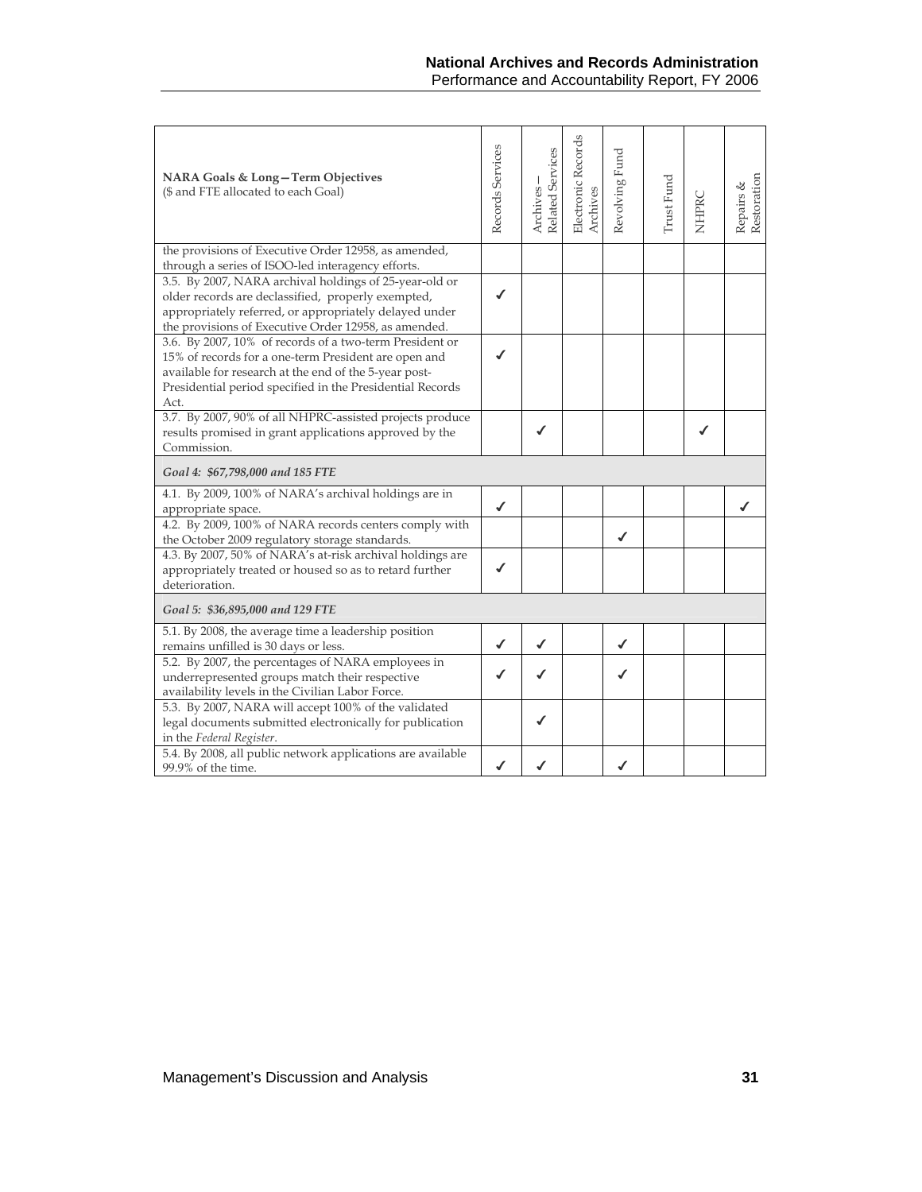| NARA Goals & Long—Term Objectives ($ and FTE allocated to each Goal) | Records Services | Archives—Related Services | Electronic Records Archives | Revolving Fund | Trust Fund | NHPRC | Repairs & Restoration |
|---|---|---|---|---|---|---|---|
| the provisions of Executive Order 12958, as amended, through a series of ISOO-led interagency efforts. | | | | | | | |
| 3.5. By 2007, NARA archival holdings of 25-year-old or older records are declassified, properly exempted, appropriately referred, or appropriately delayed under the provisions of Executive Order 12958, as amended. | ✓ | | | | | | |
| 3.6. By 2007, 10% of records of a two-term President or 15% of records for a one-term President are open and available for research at the end of the 5-year post-Presidential period specified in the Presidential Records Act. | ✓ | | | | | | |
| 3.7. By 2007, 90% of all NHPRC-assisted projects produce results promised in grant applications approved by the Commission. | | ✓ | | | | ✓ | |
| *Goal 4: $67,798,000 and 185 FTE* | | | | | | | |
| 4.1. By 2009, 100% of NARA's archival holdings are in appropriate space. | ✓ | | | | | | ✓ |
| 4.2. By 2009, 100% of NARA records centers comply with the October 2009 regulatory storage standards. | | | | ✓ | | | |
| 4.3. By 2007, 50% of NARA's at-risk archival holdings are appropriately treated or housed so as to retard further deterioration. | ✓ | | | | | | |
| *Goal 5: $36,895,000 and 129 FTE* | | | | | | | |
| 5.1. By 2008, the average time a leadership position remains unfilled is 30 days or less. | ✓ | ✓ | | ✓ | | | |
| 5.2. By 2007, the percentages of NARA employees in underrepresented groups match their respective availability levels in the Civilian Labor Force. | ✓ | ✓ | | ✓ | | | |
| 5.3. By 2007, NARA will accept 100% of the validated legal documents submitted electronically for publication in the *Federal Register*. | | ✓ | | | | | |
| 5.4. By 2008, all public network applications are available 99.9% of the time. | ✓ | ✓ | | ✓ | | | |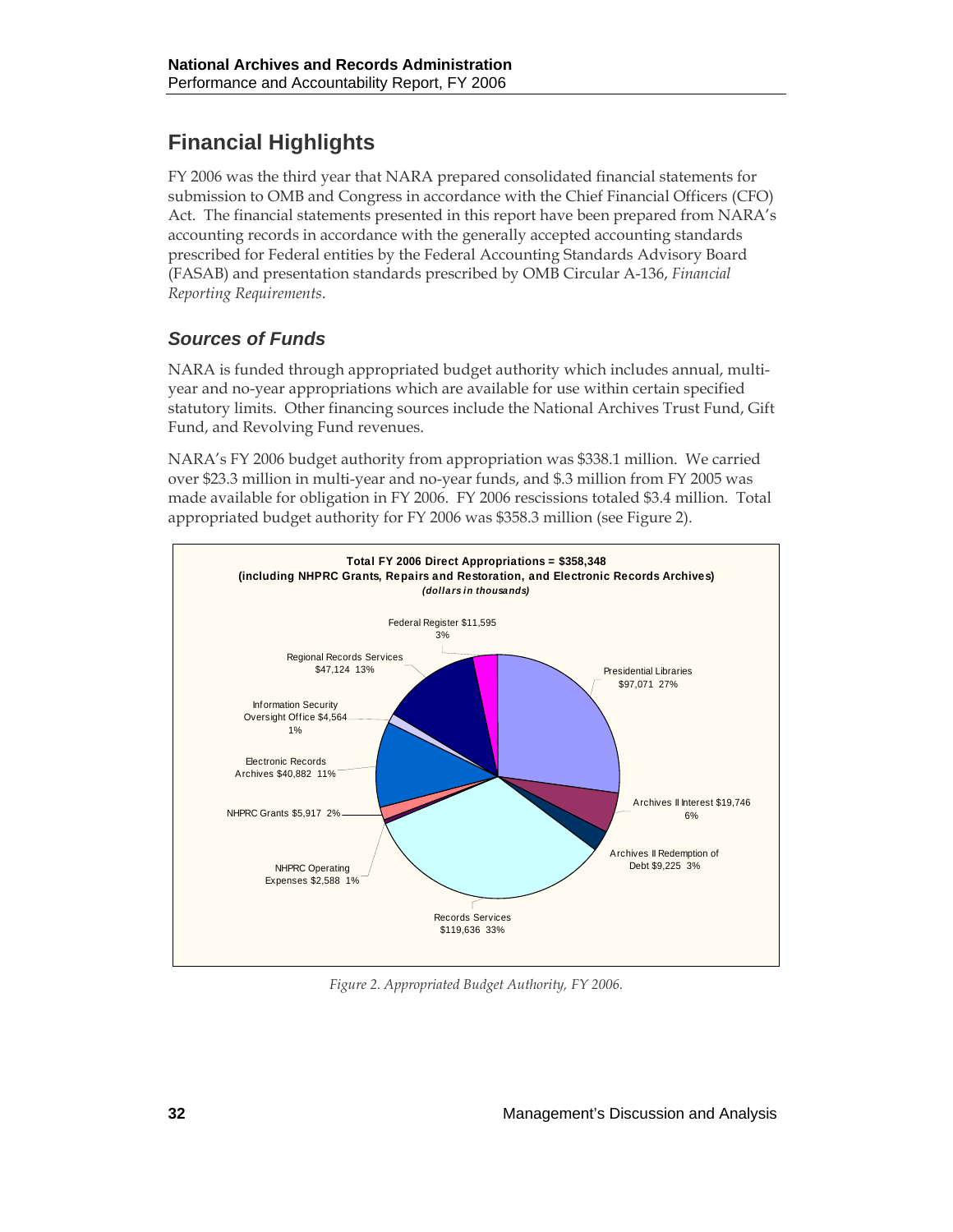## Financial Highlights

FY 2006 was the third year that NARA prepared consolidated financial statements for submission to OMB and Congress in accordance with the Chief Financial Officers (CFO) Act. The financial statements presented in this report have been prepared from NARA's accounting records in accordance with the generally accepted accounting standards prescribed for Federal entities by the Federal Accounting Standards Advisory Board (FASAB) and presentation standards prescribed by OMB Circular A-136, *Financial Reporting Requirements*.

### *Sources of Funds*

NARA is funded through appropriated budget authority which includes annual, multi-year and no-year appropriations which are available for use within certain specified statutory limits. Other financing sources include the National Archives Trust Fund, Gift Fund, and Revolving Fund revenues.

NARA's FY 2006 budget authority from appropriation was $338.1 million. We carried over $23.3 million in multi-year and no-year funds, and $.3 million from FY 2005 was made available for obligation in FY 2006. FY 2006 rescissions totaled $3.4 million. Total appropriated budget authority for FY 2006 was $358.3 million (see Figure 2).

**Total FY 2006 Direct Appropriations = $358,348**
**(including NHPRC Grants, Repairs and Restoration, and Electronic Records Archives)**
***(dollars in thousands)***

| Category | Amount | Percent |
|---|---|---|
| Presidential Libraries | $97,071 | 27% |
| Archives II Interest | $19,746 | 6% |
| Archives II Redemption of Debt | $9,225 | 3% |
| Records Services | $119,636 | 33% |
| NHPRC Operating Expenses | $2,588 | 1% |
| NHPRC Grants | $5,917 | 2% |
| Electronic Records Archives | $40,882 | 11% |
| Information Security Oversight Office | $4,564 | 1% |
| Regional Records Services | $47,124 | 13% |
| Federal Register | $11,595 | 3% |

*Figure 2. Appropriated Budget Authority, FY 2006.*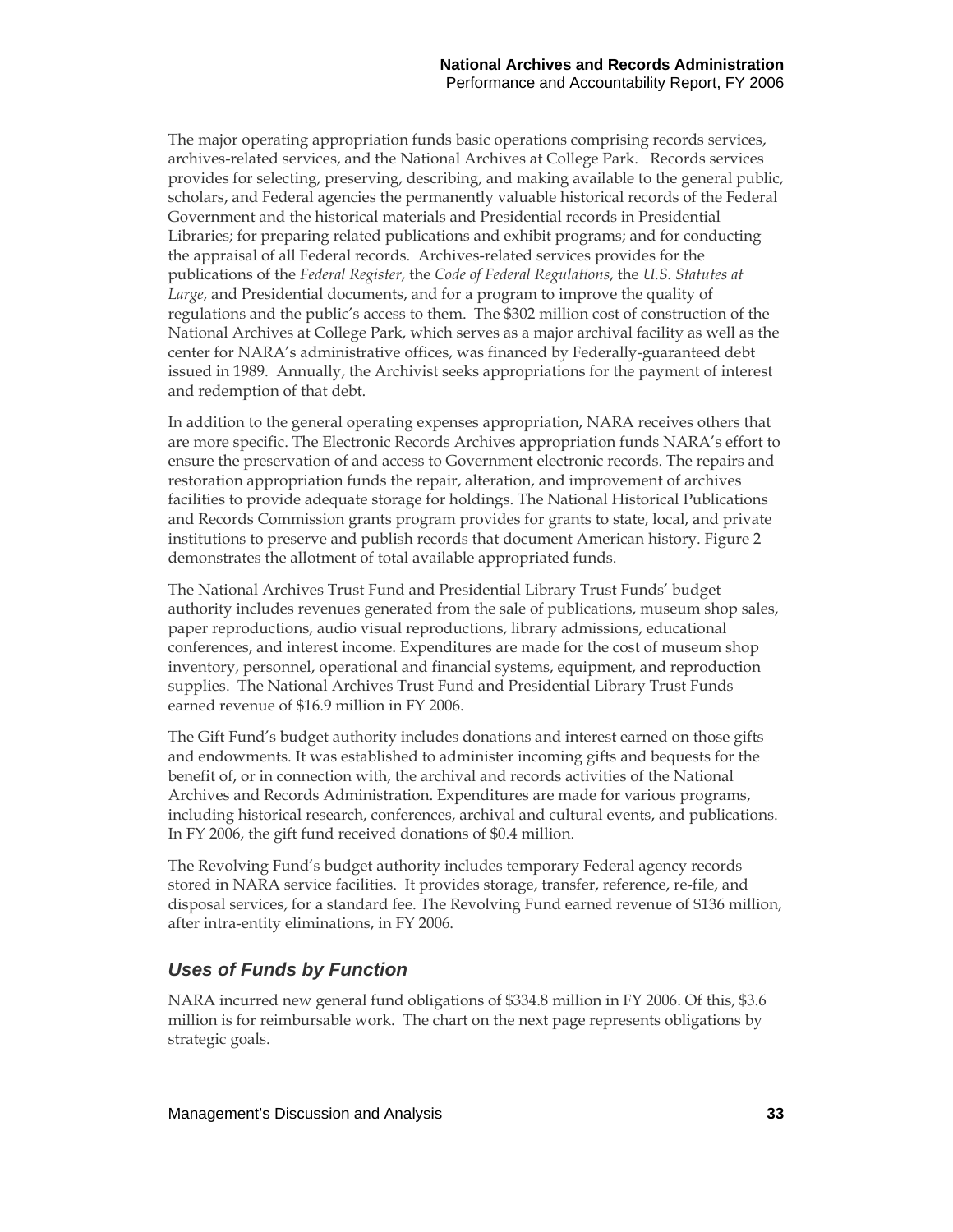The major operating appropriation funds basic operations comprising records services, archives-related services, and the National Archives at College Park. Records services provides for selecting, preserving, describing, and making available to the general public, scholars, and Federal agencies the permanently valuable historical records of the Federal Government and the historical materials and Presidential records in Presidential Libraries; for preparing related publications and exhibit programs; and for conducting the appraisal of all Federal records. Archives-related services provides for the publications of the *Federal Register*, the *Code of Federal Regulations*, the *U.S. Statutes at Large*, and Presidential documents, and for a program to improve the quality of regulations and the public's access to them. The $302 million cost of construction of the National Archives at College Park, which serves as a major archival facility as well as the center for NARA's administrative offices, was financed by Federally-guaranteed debt issued in 1989. Annually, the Archivist seeks appropriations for the payment of interest and redemption of that debt.

In addition to the general operating expenses appropriation, NARA receives others that are more specific. The Electronic Records Archives appropriation funds NARA's effort to ensure the preservation of and access to Government electronic records. The repairs and restoration appropriation funds the repair, alteration, and improvement of archives facilities to provide adequate storage for holdings. The National Historical Publications and Records Commission grants program provides for grants to state, local, and private institutions to preserve and publish records that document American history. Figure 2 demonstrates the allotment of total available appropriated funds.

The National Archives Trust Fund and Presidential Library Trust Funds' budget authority includes revenues generated from the sale of publications, museum shop sales, paper reproductions, audio visual reproductions, library admissions, educational conferences, and interest income. Expenditures are made for the cost of museum shop inventory, personnel, operational and financial systems, equipment, and reproduction supplies. The National Archives Trust Fund and Presidential Library Trust Funds earned revenue of $16.9 million in FY 2006.

The Gift Fund's budget authority includes donations and interest earned on those gifts and endowments. It was established to administer incoming gifts and bequests for the benefit of, or in connection with, the archival and records activities of the National Archives and Records Administration. Expenditures are made for various programs, including historical research, conferences, archival and cultural events, and publications. In FY 2006, the gift fund received donations of $0.4 million.

The Revolving Fund's budget authority includes temporary Federal agency records stored in NARA service facilities. It provides storage, transfer, reference, re-file, and disposal services, for a standard fee. The Revolving Fund earned revenue of $136 million, after intra-entity eliminations, in FY 2006.

### *Uses of Funds by Function*

NARA incurred new general fund obligations of $334.8 million in FY 2006. Of this, $3.6 million is for reimbursable work. The chart on the next page represents obligations by strategic goals.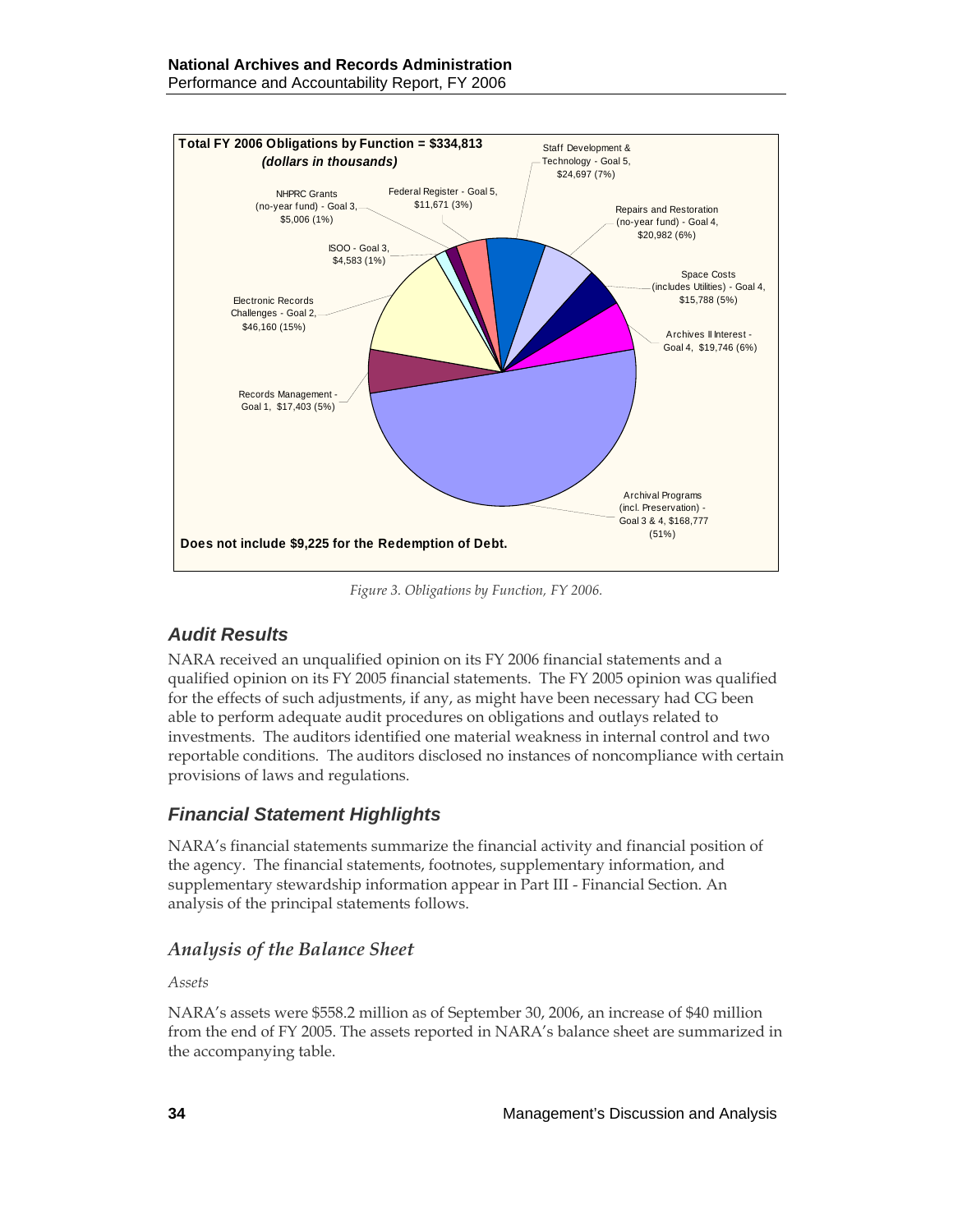**Total FY 2006 Obligations by Function = $334,813**
***(dollars in thousands)***

- Staff Development & Technology - Goal 5, $24,697 (7%)
- Repairs and Restoration (no-year fund) - Goal 4, $20,982 (6%)
- Space Costs (includes Utilities) - Goal 4, $15,788 (5%)
- Archives II Interest - Goal 4, $19,746 (6%)
- Archival Programs (incl. Preservation) - Goal 3 & 4, $168,777 (51%)
- Records Management - Goal 1, $17,403 (5%)
- Electronic Records Challenges - Goal 2, $46,160 (15%)
- ISOO - Goal 3, $4,583 (1%)
- NHPRC Grants (no-year fund) - Goal 3, $5,006 (1%)
- Federal Register - Goal 5, $11,671 (3%)

**Does not include $9,225 for the Redemption of Debt.**

*Figure 3. Obligations by Function, FY 2006.*

## Audit Results

NARA received an unqualified opinion on its FY 2006 financial statements and a qualified opinion on its FY 2005 financial statements. The FY 2005 opinion was qualified for the effects of such adjustments, if any, as might have been necessary had CG been able to perform adequate audit procedures on obligations and outlays related to investments. The auditors identified one material weakness in internal control and two reportable conditions. The auditors disclosed no instances of noncompliance with certain provisions of laws and regulations.

## Financial Statement Highlights

NARA's financial statements summarize the financial activity and financial position of the agency. The financial statements, footnotes, supplementary information, and supplementary stewardship information appear in Part III - Financial Section. An analysis of the principal statements follows.

### *Analysis of the Balance Sheet*

*Assets*

NARA's assets were $558.2 million as of September 30, 2006, an increase of $40 million from the end of FY 2005. The assets reported in NARA's balance sheet are summarized in the accompanying table.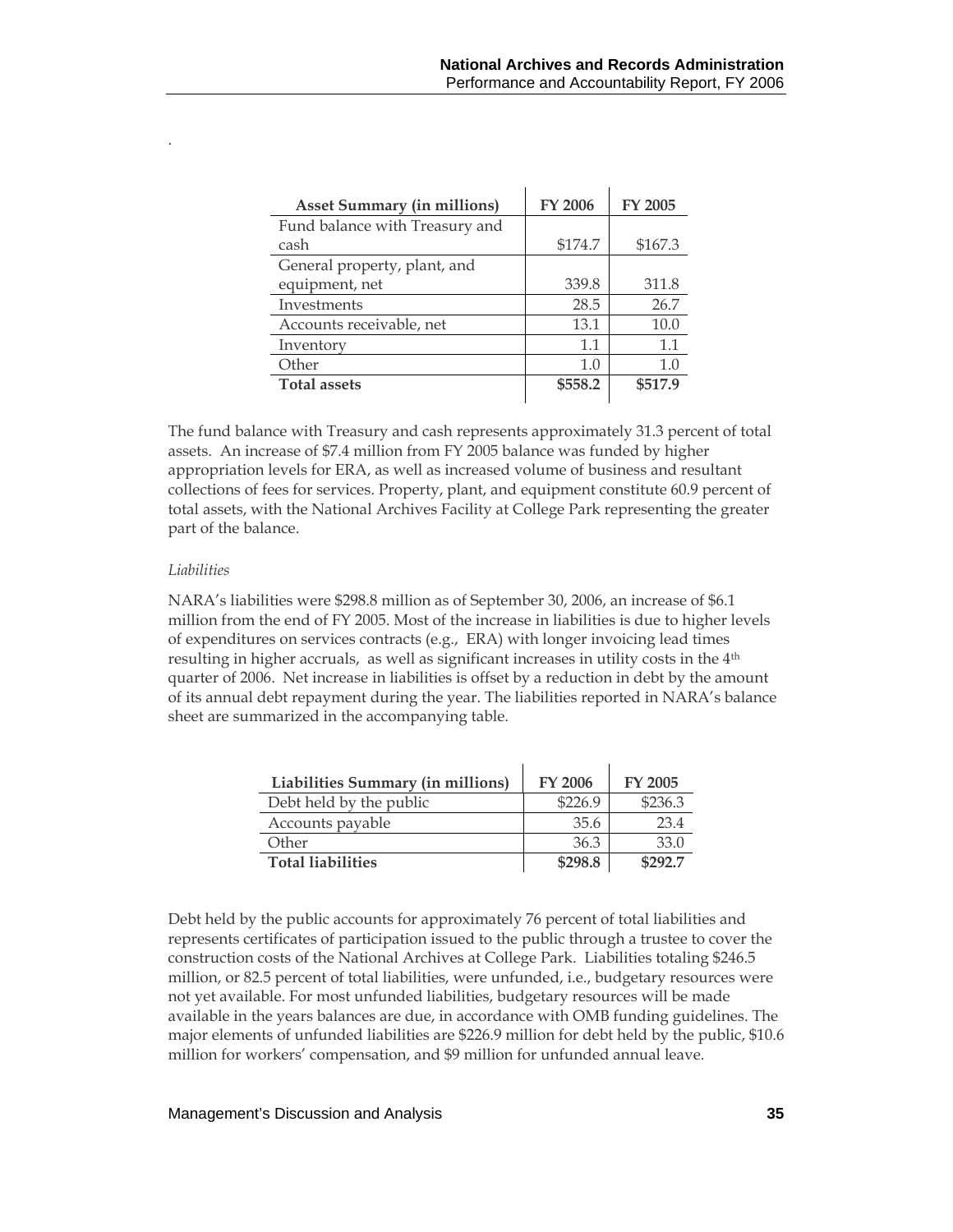.

| Asset Summary (in millions) | FY 2006 | FY 2005 |
|---|---|---|
| Fund balance with Treasury and cash | $174.7 | $167.3 |
| General property, plant, and equipment, net | 339.8 | 311.8 |
| Investments | 28.5 | 26.7 |
| Accounts receivable, net | 13.1 | 10.0 |
| Inventory | 1.1 | 1.1 |
| Other | 1.0 | 1.0 |
| **Total assets** | **$558.2** | **$517.9** |

The fund balance with Treasury and cash represents approximately 31.3 percent of total assets. An increase of $7.4 million from FY 2005 balance was funded by higher appropriation levels for ERA, as well as increased volume of business and resultant collections of fees for services. Property, plant, and equipment constitute 60.9 percent of total assets, with the National Archives Facility at College Park representing the greater part of the balance.

*Liabilities*

NARA's liabilities were $298.8 million as of September 30, 2006, an increase of $6.1 million from the end of FY 2005. Most of the increase in liabilities is due to higher levels of expenditures on services contracts (e.g., ERA) with longer invoicing lead times resulting in higher accruals, as well as significant increases in utility costs in the 4th quarter of 2006. Net increase in liabilities is offset by a reduction in debt by the amount of its annual debt repayment during the year. The liabilities reported in NARA's balance sheet are summarized in the accompanying table.

| Liabilities Summary (in millions) | FY 2006 | FY 2005 |
|---|---|---|
| Debt held by the public | $226.9 | $236.3 |
| Accounts payable | 35.6 | 23.4 |
| Other | 36.3 | 33.0 |
| **Total liabilities** | **$298.8** | **$292.7** |

Debt held by the public accounts for approximately 76 percent of total liabilities and represents certificates of participation issued to the public through a trustee to cover the construction costs of the National Archives at College Park. Liabilities totaling $246.5 million, or 82.5 percent of total liabilities, were unfunded, i.e., budgetary resources were not yet available. For most unfunded liabilities, budgetary resources will be made available in the years balances are due, in accordance with OMB funding guidelines. The major elements of unfunded liabilities are $226.9 million for debt held by the public, $10.6 million for workers' compensation, and $9 million for unfunded annual leave.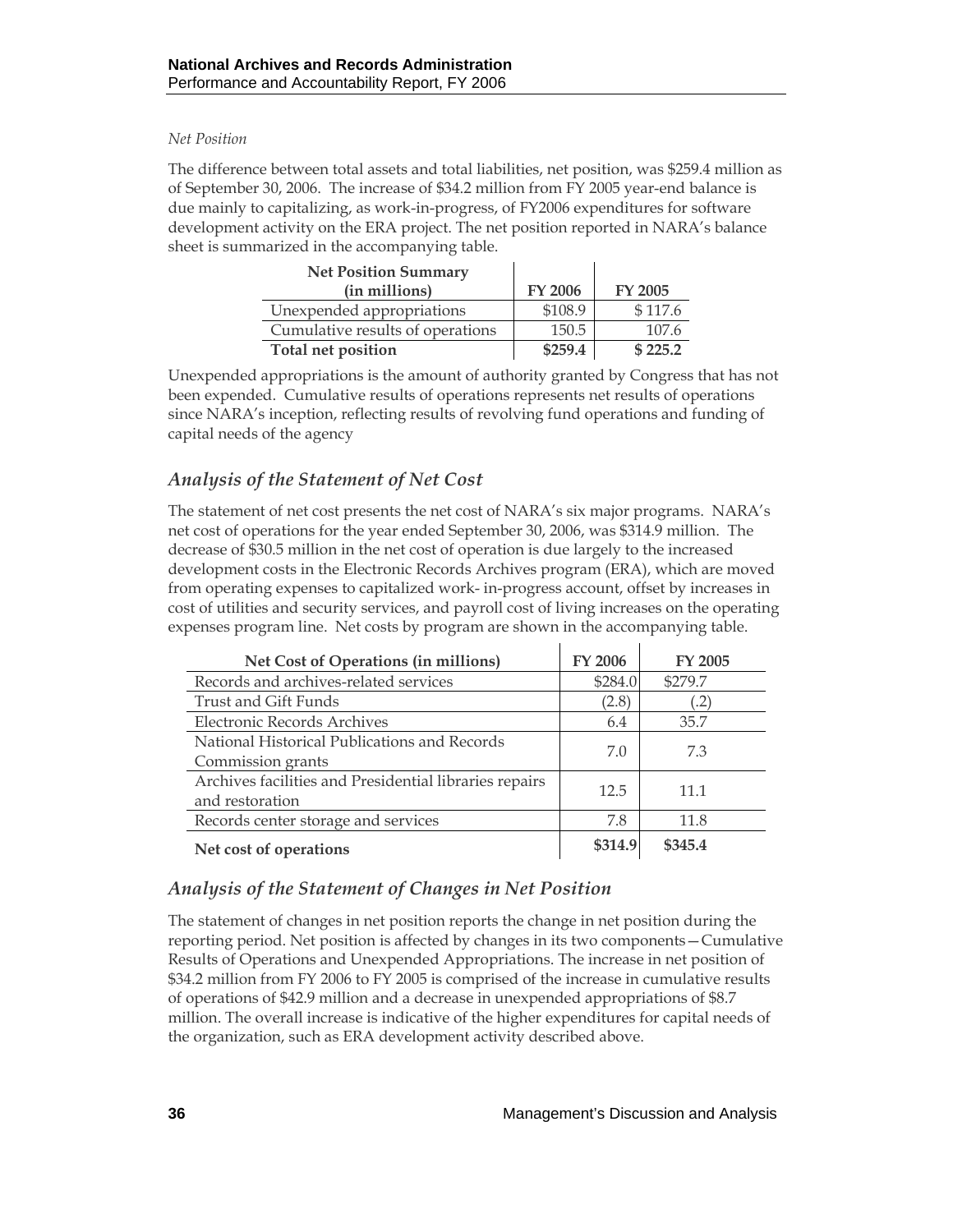*Net Position*

The difference between total assets and total liabilities, net position, was $259.4 million as of September 30, 2006. The increase of $34.2 million from FY 2005 year-end balance is due mainly to capitalizing, as work-in-progress, of FY2006 expenditures for software development activity on the ERA project. The net position reported in NARA's balance sheet is summarized in the accompanying table.

| Net Position Summary (in millions) | FY 2006 | FY 2005 |
|---|---|---|
| Unexpended appropriations | $108.9 | $ 117.6 |
| Cumulative results of operations | 150.5 | 107.6 |
| **Total net position** | **$259.4** | **$ 225.2** |

Unexpended appropriations is the amount of authority granted by Congress that has not been expended. Cumulative results of operations represents net results of operations since NARA's inception, reflecting results of revolving fund operations and funding of capital needs of the agency

## *Analysis of the Statement of Net Cost*

The statement of net cost presents the net cost of NARA's six major programs. NARA's net cost of operations for the year ended September 30, 2006, was $314.9 million. The decrease of $30.5 million in the net cost of operation is due largely to the increased development costs in the Electronic Records Archives program (ERA), which are moved from operating expenses to capitalized work- in-progress account, offset by increases in cost of utilities and security services, and payroll cost of living increases on the operating expenses program line. Net costs by program are shown in the accompanying table.

| Net Cost of Operations (in millions) | FY 2006 | FY 2005 |
|---|---|---|
| Records and archives-related services | $284.0 | $279.7 |
| Trust and Gift Funds | (2.8) | (.2) |
| Electronic Records Archives | 6.4 | 35.7 |
| National Historical Publications and Records Commission grants | 7.0 | 7.3 |
| Archives facilities and Presidential libraries repairs and restoration | 12.5 | 11.1 |
| Records center storage and services | 7.8 | 11.8 |
| **Net cost of operations** | **$314.9** | **$345.4** |

## *Analysis of the Statement of Changes in Net Position*

The statement of changes in net position reports the change in net position during the reporting period. Net position is affected by changes in its two components—Cumulative Results of Operations and Unexpended Appropriations. The increase in net position of $34.2 million from FY 2006 to FY 2005 is comprised of the increase in cumulative results of operations of $42.9 million and a decrease in unexpended appropriations of $8.7 million. The overall increase is indicative of the higher expenditures for capital needs of the organization, such as ERA development activity described above.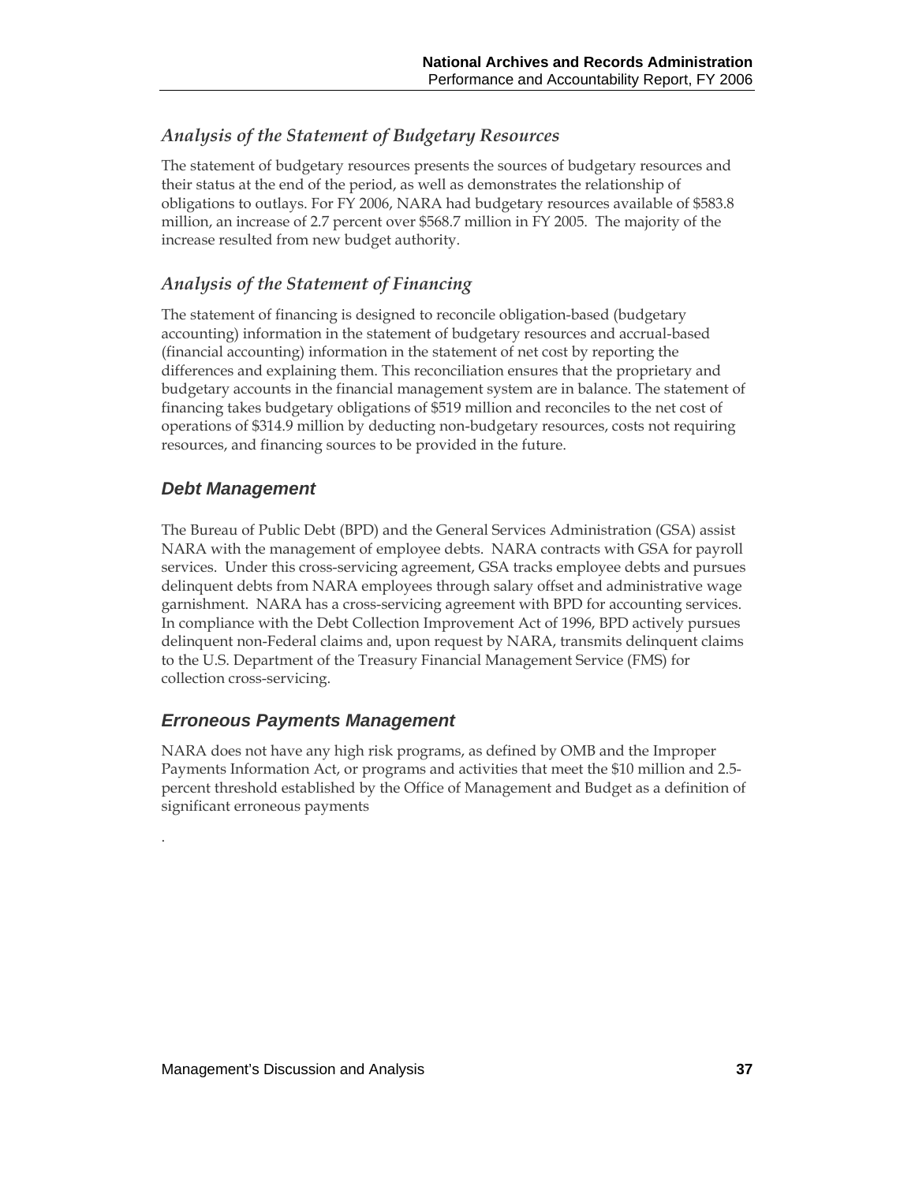### *Analysis of the Statement of Budgetary Resources*

The statement of budgetary resources presents the sources of budgetary resources and their status at the end of the period, as well as demonstrates the relationship of obligations to outlays. For FY 2006, NARA had budgetary resources available of $583.8 million, an increase of 2.7 percent over $568.7 million in FY 2005. The majority of the increase resulted from new budget authority.

### *Analysis of the Statement of Financing*

The statement of financing is designed to reconcile obligation-based (budgetary accounting) information in the statement of budgetary resources and accrual-based (financial accounting) information in the statement of net cost by reporting the differences and explaining them. This reconciliation ensures that the proprietary and budgetary accounts in the financial management system are in balance. The statement of financing takes budgetary obligations of $519 million and reconciles to the net cost of operations of $314.9 million by deducting non-budgetary resources, costs not requiring resources, and financing sources to be provided in the future.

## *Debt Management*

The Bureau of Public Debt (BPD) and the General Services Administration (GSA) assist NARA with the management of employee debts. NARA contracts with GSA for payroll services. Under this cross-servicing agreement, GSA tracks employee debts and pursues delinquent debts from NARA employees through salary offset and administrative wage garnishment. NARA has a cross-servicing agreement with BPD for accounting services. In compliance with the Debt Collection Improvement Act of 1996, BPD actively pursues delinquent non-Federal claims and, upon request by NARA, transmits delinquent claims to the U.S. Department of the Treasury Financial Management Service (FMS) for collection cross-servicing.

## *Erroneous Payments Management*

NARA does not have any high risk programs, as defined by OMB and the Improper Payments Information Act, or programs and activities that meet the $10 million and 2.5-percent threshold established by the Office of Management and Budget as a definition of significant erroneous payments

.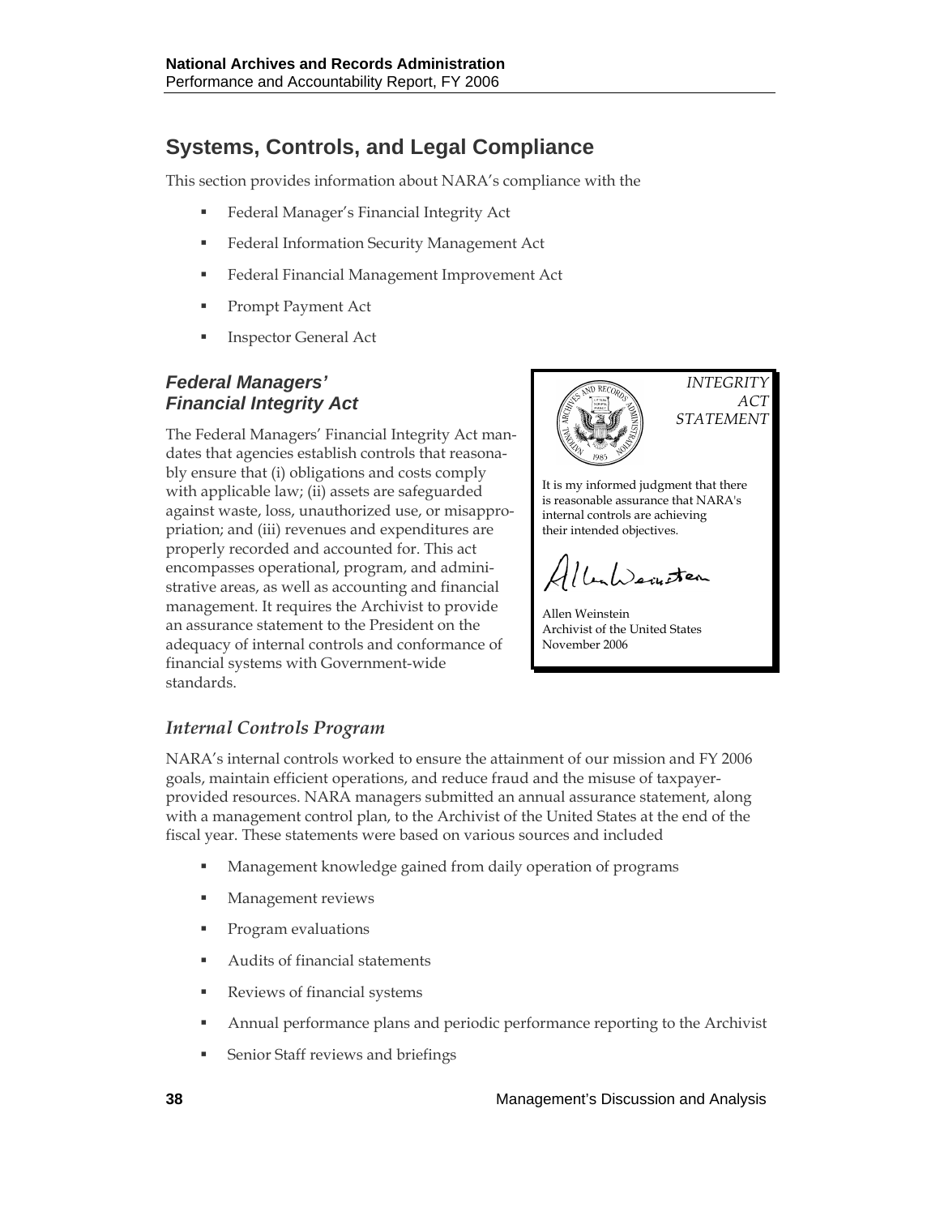## Systems, Controls, and Legal Compliance

This section provides information about NARA's compliance with the

- Federal Manager's Financial Integrity Act
- Federal Information Security Management Act
- Federal Financial Management Improvement Act
- Prompt Payment Act
- Inspector General Act

### *Federal Managers' Financial Integrity Act*

The Federal Managers' Financial Integrity Act mandates that agencies establish controls that reasonably ensure that (i) obligations and costs comply with applicable law; (ii) assets are safeguarded against waste, loss, unauthorized use, or misappropriation; and (iii) revenues and expenditures are properly recorded and accounted for. This act encompasses operational, program, and administrative areas, as well as accounting and financial management. It requires the Archivist to provide an assurance statement to the President on the adequacy of internal controls and conformance of financial systems with Government-wide standards.

*INTEGRITY ACT STATEMENT*

It is my informed judgment that there is reasonable assurance that NARA's internal controls are achieving their intended objectives.

Allen Weinstein
Archivist of the United States
November 2006

### *Internal Controls Program*

NARA's internal controls worked to ensure the attainment of our mission and FY 2006 goals, maintain efficient operations, and reduce fraud and the misuse of taxpayer-provided resources. NARA managers submitted an annual assurance statement, along with a management control plan, to the Archivist of the United States at the end of the fiscal year. These statements were based on various sources and included

- Management knowledge gained from daily operation of programs
- Management reviews
- Program evaluations
- Audits of financial statements
- Reviews of financial systems
- Annual performance plans and periodic performance reporting to the Archivist
- Senior Staff reviews and briefings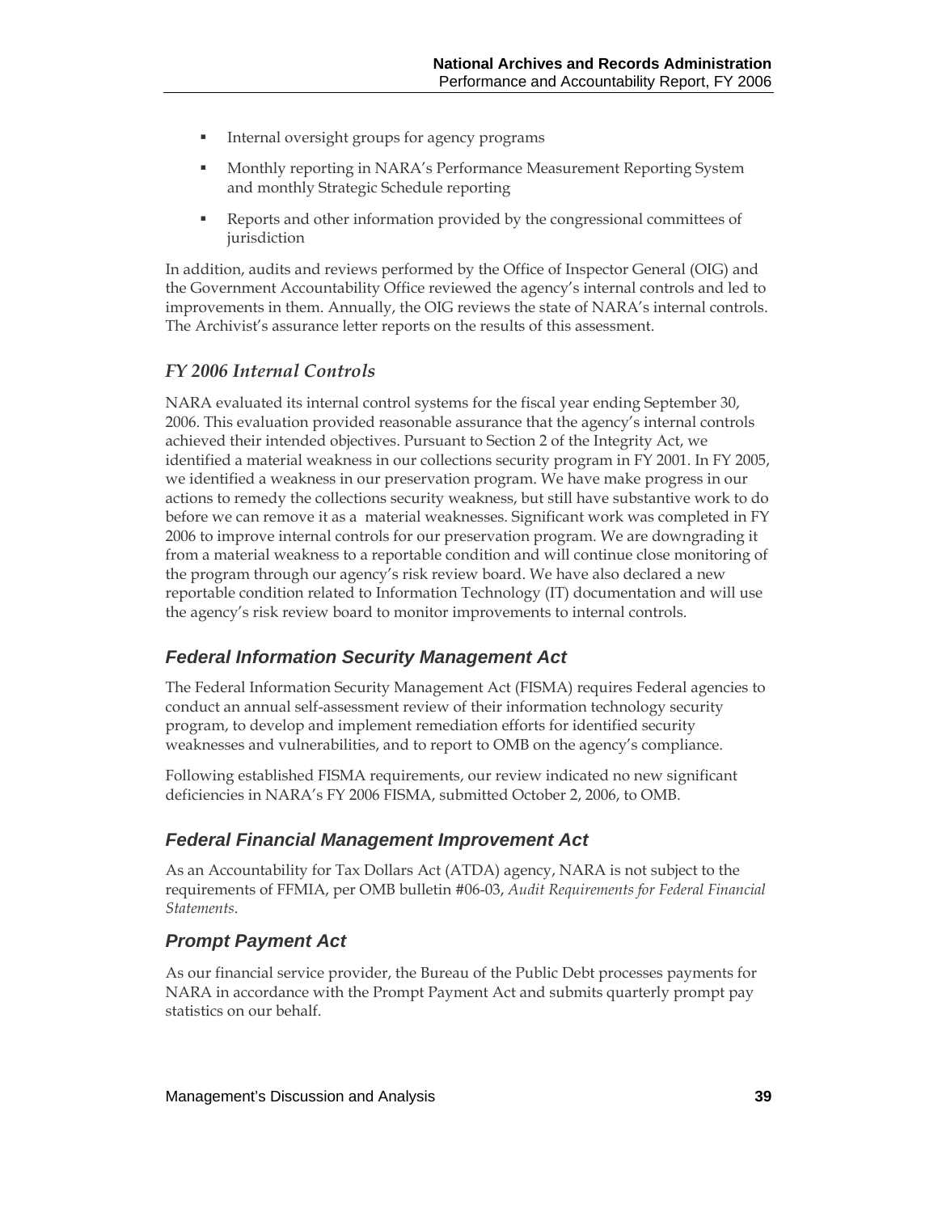- Internal oversight groups for agency programs
- Monthly reporting in NARA's Performance Measurement Reporting System and monthly Strategic Schedule reporting
- Reports and other information provided by the congressional committees of jurisdiction

In addition, audits and reviews performed by the Office of Inspector General (OIG) and the Government Accountability Office reviewed the agency's internal controls and led to improvements in them. Annually, the OIG reviews the state of NARA's internal controls. The Archivist's assurance letter reports on the results of this assessment.

### *FY 2006 Internal Controls*

NARA evaluated its internal control systems for the fiscal year ending September 30, 2006. This evaluation provided reasonable assurance that the agency's internal controls achieved their intended objectives. Pursuant to Section 2 of the Integrity Act, we identified a material weakness in our collections security program in FY 2001. In FY 2005, we identified a weakness in our preservation program. We have make progress in our actions to remedy the collections security weakness, but still have substantive work to do before we can remove it as a material weaknesses. Significant work was completed in FY 2006 to improve internal controls for our preservation program. We are downgrading it from a material weakness to a reportable condition and will continue close monitoring of the program through our agency's risk review board. We have also declared a new reportable condition related to Information Technology (IT) documentation and will use the agency's risk review board to monitor improvements to internal controls.

### *Federal Information Security Management Act*

The Federal Information Security Management Act (FISMA) requires Federal agencies to conduct an annual self-assessment review of their information technology security program, to develop and implement remediation efforts for identified security weaknesses and vulnerabilities, and to report to OMB on the agency's compliance.

Following established FISMA requirements, our review indicated no new significant deficiencies in NARA's FY 2006 FISMA, submitted October 2, 2006, to OMB.

### *Federal Financial Management Improvement Act*

As an Accountability for Tax Dollars Act (ATDA) agency, NARA is not subject to the requirements of FFMIA, per OMB bulletin #06-03, *Audit Requirements for Federal Financial Statements*.

### *Prompt Payment Act*

As our financial service provider, the Bureau of the Public Debt processes payments for NARA in accordance with the Prompt Payment Act and submits quarterly prompt pay statistics on our behalf.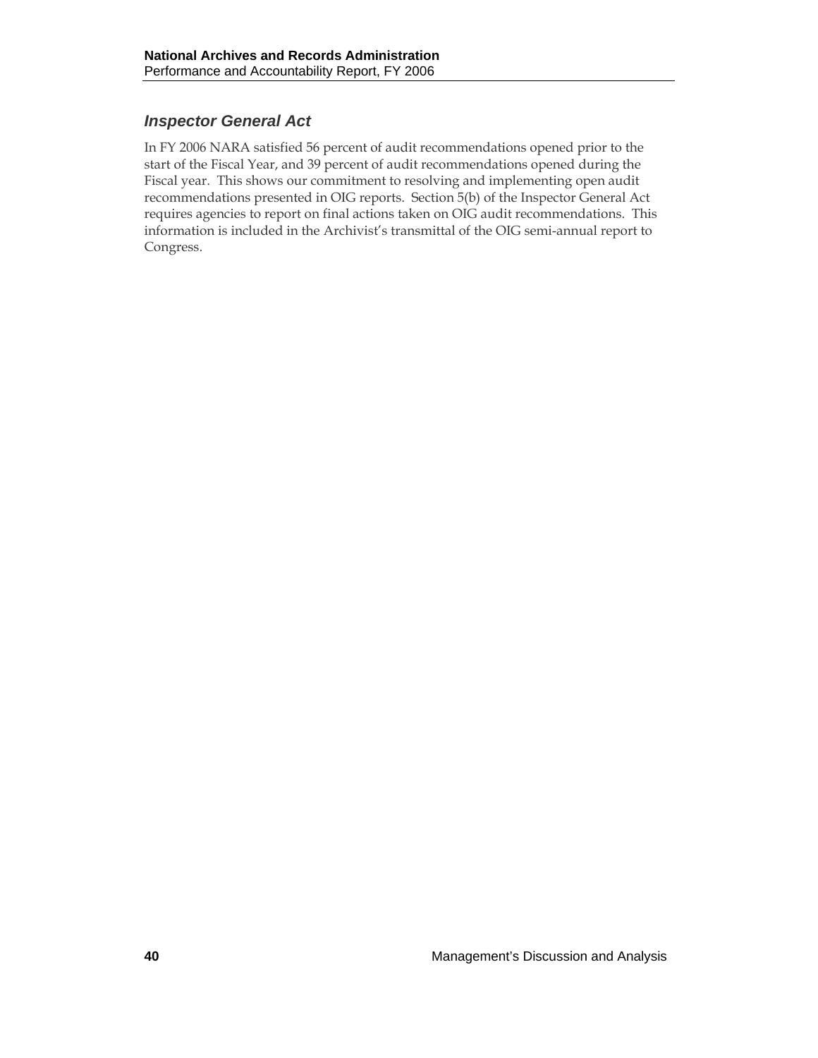## Inspector General Act

In FY 2006 NARA satisfied 56 percent of audit recommendations opened prior to the start of the Fiscal Year, and 39 percent of audit recommendations opened during the Fiscal year. This shows our commitment to resolving and implementing open audit recommendations presented in OIG reports. Section 5(b) of the Inspector General Act requires agencies to report on final actions taken on OIG audit recommendations. This information is included in the Archivist's transmittal of the OIG semi-annual report to Congress.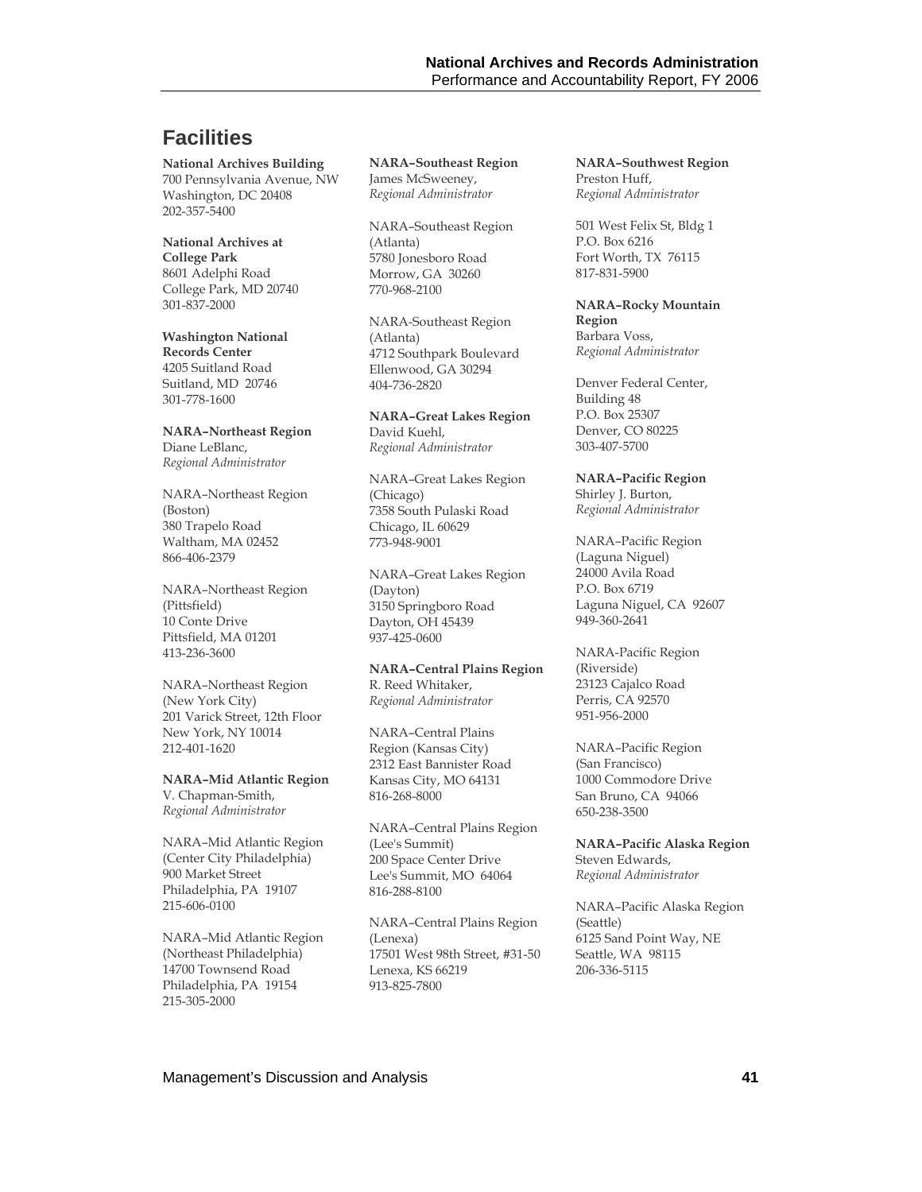# Facilities

**National Archives Building**
700 Pennsylvania Avenue, NW
Washington, DC 20408
202-357-5400

**National Archives at College Park**
8601 Adelphi Road
College Park, MD 20740
301-837-2000

**Washington National Records Center**
4205 Suitland Road
Suitland, MD 20746
301-778-1600

**NARA–Northeast Region**
Diane LeBlanc,
*Regional Administrator*

NARA–Northeast Region (Boston)
380 Trapelo Road
Waltham, MA 02452
866-406-2379

NARA–Northeast Region (Pittsfield)
10 Conte Drive
Pittsfield, MA 01201
413-236-3600

NARA–Northeast Region (New York City)
201 Varick Street, 12th Floor
New York, NY 10014
212-401-1620

**NARA–Mid Atlantic Region**
V. Chapman-Smith,
*Regional Administrator*

NARA–Mid Atlantic Region (Center City Philadelphia)
900 Market Street
Philadelphia, PA 19107
215-606-0100

NARA–Mid Atlantic Region (Northeast Philadelphia)
14700 Townsend Road
Philadelphia, PA 19154
215-305-2000

**NARA–Southeast Region**
James McSweeney,
*Regional Administrator*

NARA–Southeast Region (Atlanta)
5780 Jonesboro Road
Morrow, GA 30260
770-968-2100

NARA-Southeast Region (Atlanta)
4712 Southpark Boulevard
Ellenwood, GA 30294
404-736-2820

**NARA–Great Lakes Region**
David Kuehl,
*Regional Administrator*

NARA–Great Lakes Region (Chicago)
7358 South Pulaski Road
Chicago, IL 60629
773-948-9001

NARA–Great Lakes Region (Dayton)
3150 Springboro Road
Dayton, OH 45439
937-425-0600

**NARA–Central Plains Region**
R. Reed Whitaker,
*Regional Administrator*

NARA–Central Plains Region (Kansas City)
2312 East Bannister Road
Kansas City, MO 64131
816-268-8000

NARA–Central Plains Region (Lee's Summit)
200 Space Center Drive
Lee's Summit, MO 64064
816-288-8100

NARA–Central Plains Region (Lenexa)
17501 West 98th Street, #31-50
Lenexa, KS 66219
913-825-7800

**NARA–Southwest Region**
Preston Huff,
*Regional Administrator*

501 West Felix St, Bldg 1
P.O. Box 6216
Fort Worth, TX 76115
817-831-5900

**NARA–Rocky Mountain Region**
Barbara Voss,
*Regional Administrator*

Denver Federal Center, Building 48
P.O. Box 25307
Denver, CO 80225
303-407-5700

**NARA–Pacific Region**
Shirley J. Burton,
*Regional Administrator*

NARA–Pacific Region (Laguna Niguel)
24000 Avila Road
P.O. Box 6719
Laguna Niguel, CA 92607
949-360-2641

NARA-Pacific Region (Riverside)
23123 Cajalco Road
Perris, CA 92570
951-956-2000

NARA–Pacific Region (San Francisco)
1000 Commodore Drive
San Bruno, CA 94066
650-238-3500

**NARA–Pacific Alaska Region**
Steven Edwards,
*Regional Administrator*

NARA–Pacific Alaska Region (Seattle)
6125 Sand Point Way, NE
Seattle, WA 98115
206-336-5115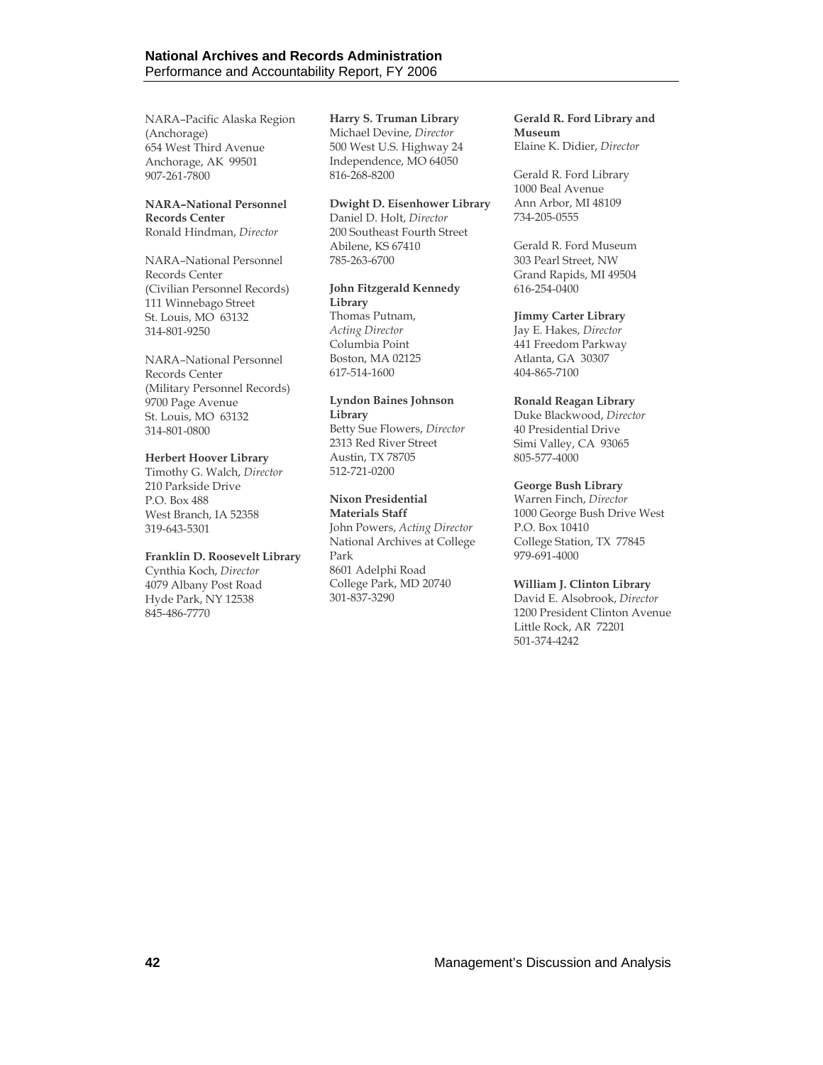NARA–Pacific Alaska Region (Anchorage)
654 West Third Avenue
Anchorage, AK 99501
907-261-7800

**NARA–National Personnel Records Center**
Ronald Hindman, *Director*

NARA–National Personnel Records Center
(Civilian Personnel Records)
111 Winnebago Street
St. Louis, MO 63132
314-801-9250

NARA–National Personnel Records Center
(Military Personnel Records)
9700 Page Avenue
St. Louis, MO 63132
314-801-0800

**Herbert Hoover Library**
Timothy G. Walch, *Director*
210 Parkside Drive
P.O. Box 488
West Branch, IA 52358
319-643-5301

**Franklin D. Roosevelt Library**
Cynthia Koch, *Director*
4079 Albany Post Road
Hyde Park, NY 12538
845-486-7770

**Harry S. Truman Library**
Michael Devine, *Director*
500 West U.S. Highway 24
Independence, MO 64050
816-268-8200

**Dwight D. Eisenhower Library**
Daniel D. Holt, *Director*
200 Southeast Fourth Street
Abilene, KS 67410
785-263-6700

**John Fitzgerald Kennedy Library**
Thomas Putnam, *Acting Director*
Columbia Point
Boston, MA 02125
617-514-1600

**Lyndon Baines Johnson Library**
Betty Sue Flowers, *Director*
2313 Red River Street
Austin, TX 78705
512-721-0200

**Nixon Presidential Materials Staff**
John Powers, *Acting Director*
National Archives at College Park
8601 Adelphi Road
College Park, MD 20740
301-837-3290

**Gerald R. Ford Library and Museum**
Elaine K. Didier, *Director*

Gerald R. Ford Library
1000 Beal Avenue
Ann Arbor, MI 48109
734-205-0555

Gerald R. Ford Museum
303 Pearl Street, NW
Grand Rapids, MI 49504
616-254-0400

**Jimmy Carter Library**
Jay E. Hakes, *Director*
441 Freedom Parkway
Atlanta, GA 30307
404-865-7100

**Ronald Reagan Library**
Duke Blackwood, *Director*
40 Presidential Drive
Simi Valley, CA 93065
805-577-4000

**George Bush Library**
Warren Finch, *Director*
1000 George Bush Drive West
P.O. Box 10410
College Station, TX 77845
979-691-4000

**William J. Clinton Library**
David E. Alsobrook, *Director*
1200 President Clinton Avenue
Little Rock, AR 72201
501-374-4242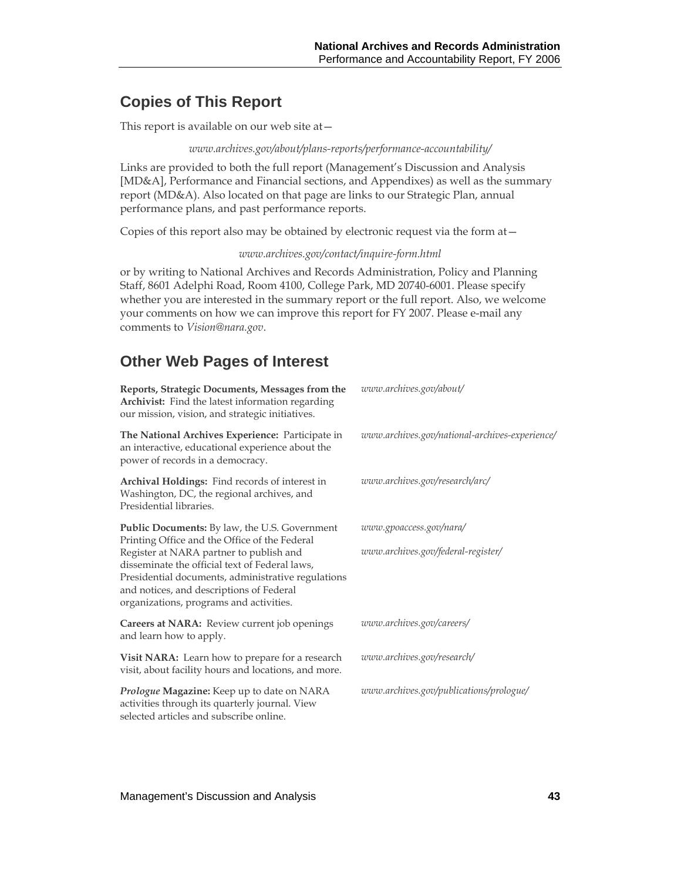## Copies of This Report

This report is available on our web site at—

*www.archives.gov/about/plans-reports/performance-accountability/*

Links are provided to both the full report (Management's Discussion and Analysis [MD&A], Performance and Financial sections, and Appendixes) as well as the summary report (MD&A). Also located on that page are links to our Strategic Plan, annual performance plans, and past performance reports.

Copies of this report also may be obtained by electronic request via the form at—

*www.archives.gov/contact/inquire-form.html*

or by writing to National Archives and Records Administration, Policy and Planning Staff, 8601 Adelphi Road, Room 4100, College Park, MD 20740-6001. Please specify whether you are interested in the summary report or the full report. Also, we welcome your comments on how we can improve this report for FY 2007. Please e-mail any comments to *Vision@nara.gov*.

## Other Web Pages of Interest

| | |
|---|---|
| **Reports, Strategic Documents, Messages from the Archivist:** Find the latest information regarding our mission, vision, and strategic initiatives. | *www.archives.gov/about/* |
| **The National Archives Experience:** Participate in an interactive, educational experience about the power of records in a democracy. | *www.archives.gov/national-archives-experience/* |
| **Archival Holdings:** Find records of interest in Washington, DC, the regional archives, and Presidential libraries. | *www.archives.gov/research/arc/* |
| **Public Documents:** By law, the U.S. Government Printing Office and the Office of the Federal Register at NARA partner to publish and disseminate the official text of Federal laws, Presidential documents, administrative regulations and notices, and descriptions of Federal organizations, programs and activities. | *www.gpoaccess.gov/nara/* *www.archives.gov/federal-register/* |
| **Careers at NARA:** Review current job openings and learn how to apply. | *www.archives.gov/careers/* |
| **Visit NARA:** Learn how to prepare for a research visit, about facility hours and locations, and more. | *www.archives.gov/research/* |
| ***Prologue* Magazine:** Keep up to date on NARA activities through its quarterly journal. View selected articles and subscribe online. | *www.archives.gov/publications/prologue/* |